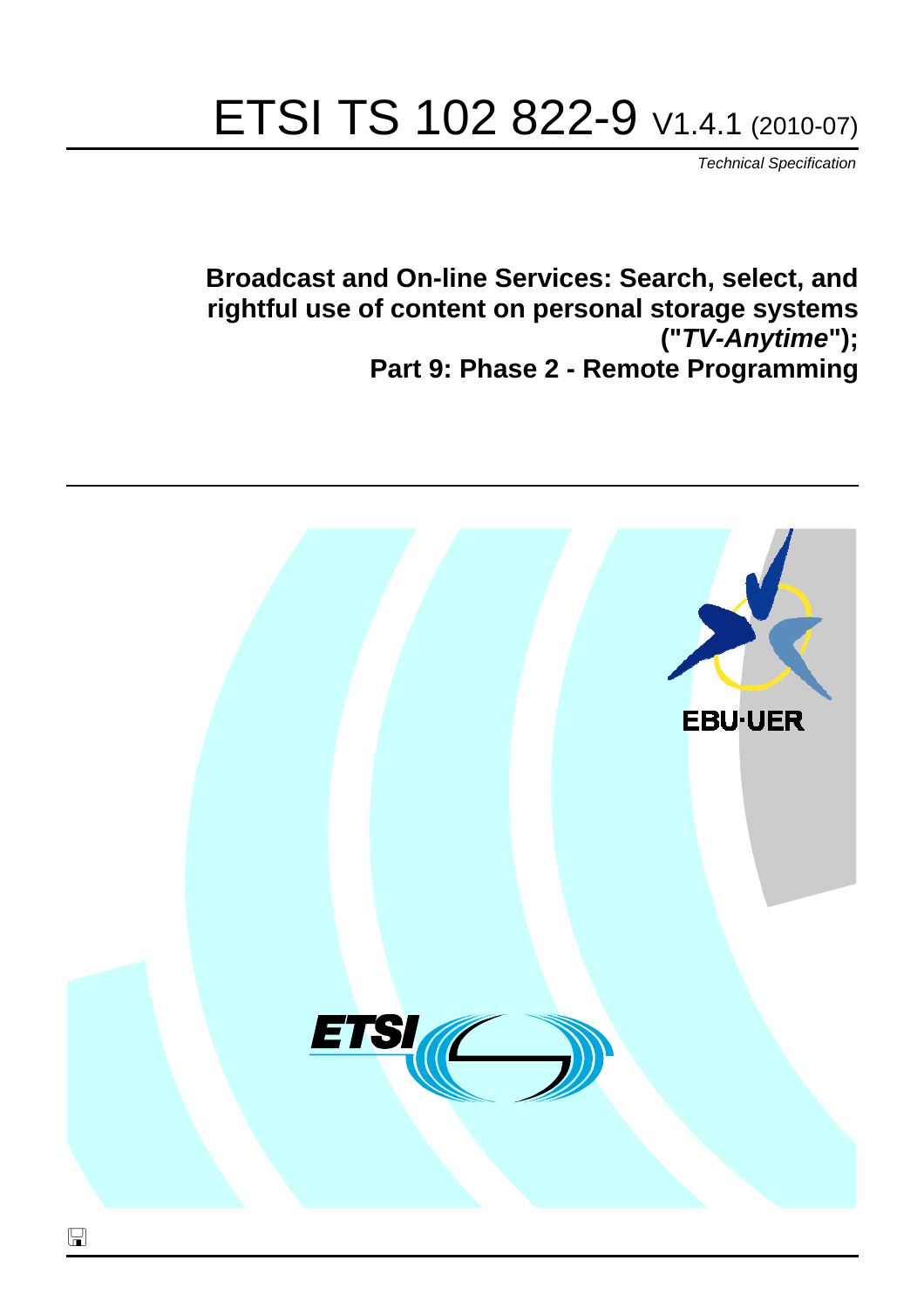# ETSI TS 102 822-9 V1.4.1 (2010-07)

*Technical Specification*

**Broadcast and On-line Services: Search, select, and rightful use of content on personal storage systems ("*TV-Anytime*"); Part 9: Phase 2 - Remote Programming**

EBU·UER

ETSI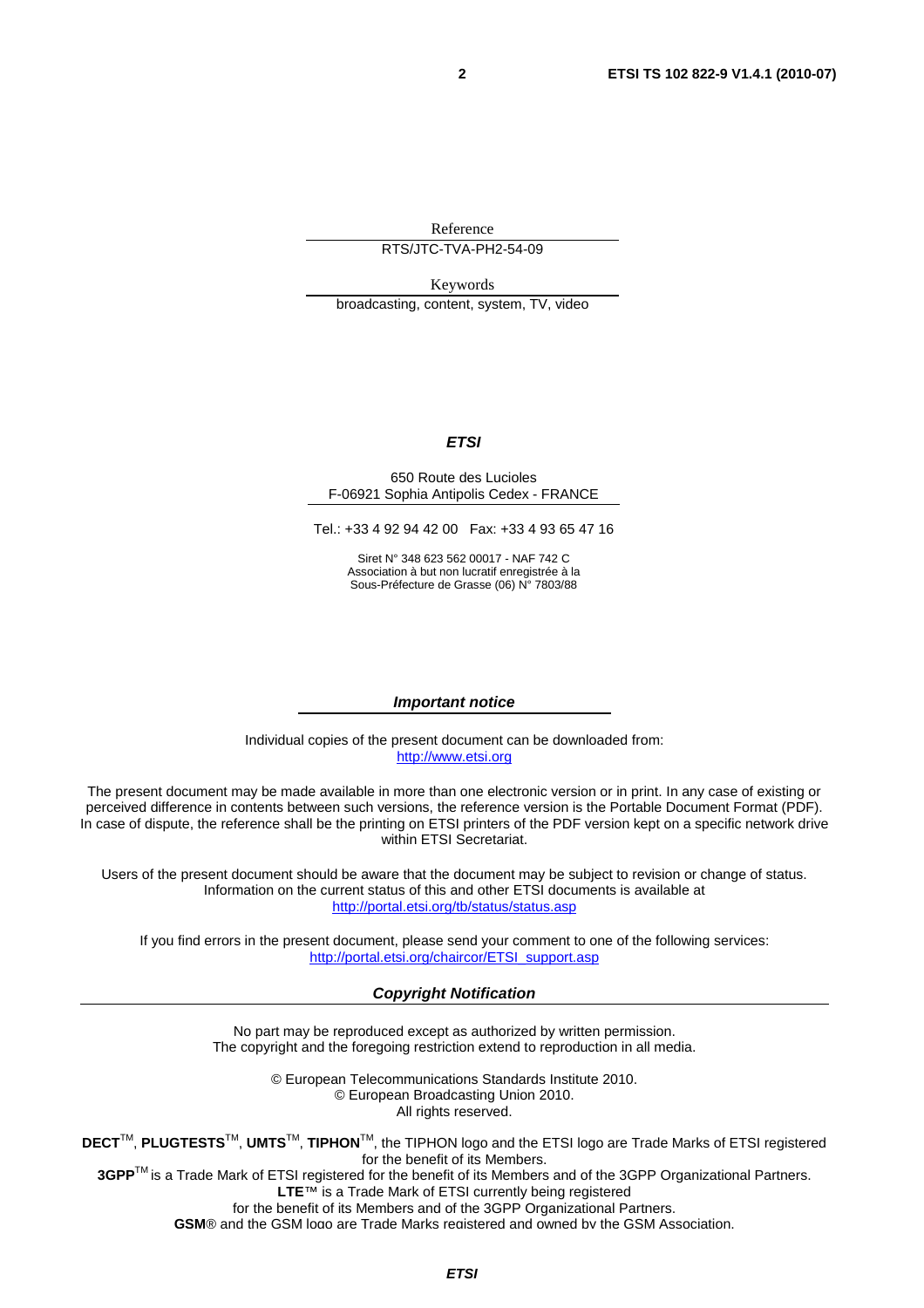Reference

RTS/JTC-TVA-PH2-54-09

Keywords

broadcasting, content, system, TV, video

***ETSI***

650 Route des Lucioles
F-06921 Sophia Antipolis Cedex - FRANCE

Tel.: +33 4 92 94 42 00 Fax: +33 4 93 65 47 16

Siret N° 348 623 562 00017 - NAF 742 C
Association à but non lucratif enregistrée à la
Sous-Préfecture de Grasse (06) N° 7803/88

***Important notice***

Individual copies of the present document can be downloaded from:
http://www.etsi.org

The present document may be made available in more than one electronic version or in print. In any case of existing or perceived difference in contents between such versions, the reference version is the Portable Document Format (PDF). In case of dispute, the reference shall be the printing on ETSI printers of the PDF version kept on a specific network drive within ETSI Secretariat.

Users of the present document should be aware that the document may be subject to revision or change of status. Information on the current status of this and other ETSI documents is available at
http://portal.etsi.org/tb/status/status.asp

If you find errors in the present document, please send your comment to one of the following services:
http://portal.etsi.org/chaircor/ETSI_support.asp

***Copyright Notification***

No part may be reproduced except as authorized by written permission.
The copyright and the foregoing restriction extend to reproduction in all media.

© European Telecommunications Standards Institute 2010.
© European Broadcasting Union 2010.
All rights reserved.

**DECT**™, **PLUGTESTS**™, **UMTS**™, **TIPHON**™, the TIPHON logo and the ETSI logo are Trade Marks of ETSI registered for the benefit of its Members.
**3GPP**™ is a Trade Mark of ETSI registered for the benefit of its Members and of the 3GPP Organizational Partners.
**LTE**™ is a Trade Mark of ETSI currently being registered
for the benefit of its Members and of the 3GPP Organizational Partners.
**GSM**® and the GSM logo are Trade Marks registered and owned by the GSM Association.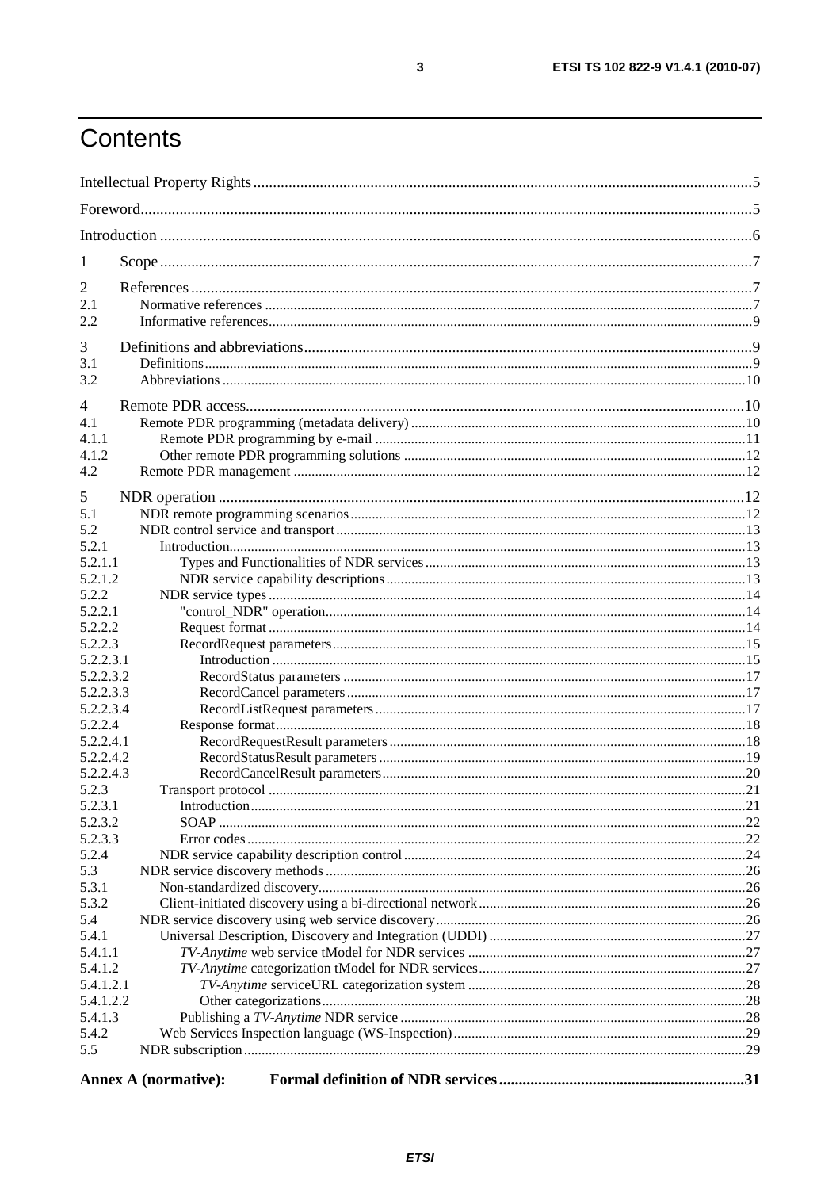# Contents

Intellectual Property Rights ....5
Foreword ....5
Introduction ....6

1 Scope ....7

2 References ....7
2.1 Normative references ....7
2.2 Informative references ....9

3 Definitions and abbreviations ....9
3.1 Definitions ....9
3.2 Abbreviations ....10

4 Remote PDR access ....10
4.1 Remote PDR programming (metadata delivery) ....10
4.1.1 Remote PDR programming by e-mail ....11
4.1.2 Other remote PDR programming solutions ....12
4.2 Remote PDR management ....12

5 NDR operation ....12
5.1 NDR remote programming scenarios ....12
5.2 NDR control service and transport ....13
5.2.1 Introduction ....13
5.2.1.1 Types and Functionalities of NDR services ....13
5.2.1.2 NDR service capability descriptions ....13
5.2.2 NDR service types ....14
5.2.2.1 "control_NDR" operation ....14
5.2.2.2 Request format ....14
5.2.2.3 RecordRequest parameters ....15
5.2.2.3.1 Introduction ....15
5.2.2.3.2 RecordStatus parameters ....17
5.2.2.3.3 RecordCancel parameters ....17
5.2.2.3.4 RecordListRequest parameters ....17
5.2.2.4 Response format ....18
5.2.2.4.1 RecordRequestResult parameters ....18
5.2.2.4.2 RecordStatusResult parameters ....19
5.2.2.4.3 RecordCancelResult parameters ....20
5.2.3 Transport protocol ....21
5.2.3.1 Introduction ....21
5.2.3.2 SOAP ....22
5.2.3.3 Error codes ....22
5.2.4 NDR service capability description control ....24
5.3 NDR service discovery methods ....26
5.3.1 Non-standardized discovery ....26
5.3.2 Client-initiated discovery using a bi-directional network ....26
5.4 NDR service discovery using web service discovery ....26
5.4.1 Universal Description, Discovery and Integration (UDDI) ....27
5.4.1.1 *TV-Anytime* web service tModel for NDR services ....27
5.4.1.2 *TV-Anytime* categorization tModel for NDR services ....27
5.4.1.2.1 *TV-Anytime* serviceURL categorization system ....28
5.4.1.2.2 Other categorizations ....28
5.4.1.3 Publishing a *TV-Anytime* NDR service ....28
5.4.2 Web Services Inspection language (WS-Inspection) ....29
5.5 NDR subscription ....29

**Annex A (normative): Formal definition of NDR services ....31**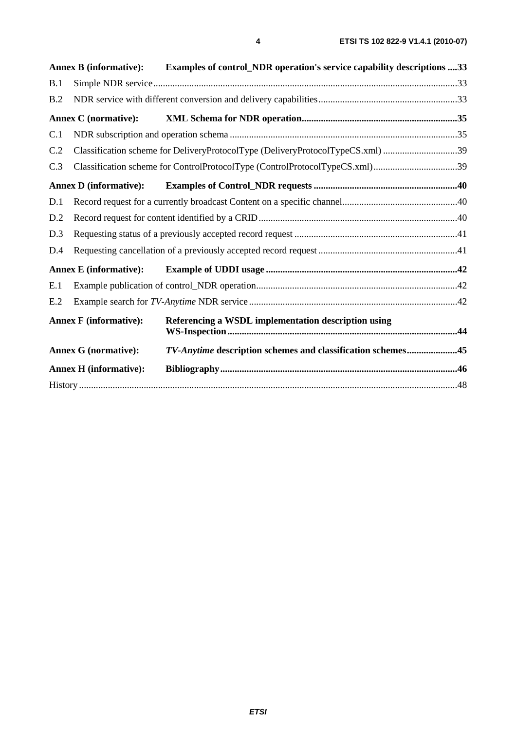**Annex B (informative): Examples of control_NDR operation's service capability descriptions ....33**

B.1 Simple NDR service.............................................................................................................................33

B.2 NDR service with different conversion and delivery capabilities.........................................................33

**Annex C (normative): XML Schema for NDR operation................................................................35**

C.1 NDR subscription and operation schema ..............................................................................................35

C.2 Classification scheme for DeliveryProtocolType (DeliveryProtocolTypeCS.xml) ...............................39

C.3 Classification scheme for ControlProtocolType (ControlProtocolTypeCS.xml)...................................39

**Annex D (informative): Examples of Control_NDR requests ...........................................................40**

D.1 Record request for a currently broadcast Content on a specific channel................................................40

D.2 Record request for content identified by a CRID..................................................................................40

D.3 Requesting status of a previously accepted record request ...................................................................41

D.4 Requesting cancellation of a previously accepted record request .........................................................41

**Annex E (informative): Example of UDDI usage ...............................................................................42**

E.1 Example publication of control_NDR operation...................................................................................42

E.2 Example search for *TV-Anytime* NDR service ......................................................................................42

**Annex F (informative): Referencing a WSDL implementation description using WS-Inspection...............................................................................................44**

**Annex G (normative): *TV-Anytime* description schemes and classification schemes.....................45**

**Annex H (informative): Bibliography.................................................................................................46**

History ............................................................................................................................................................48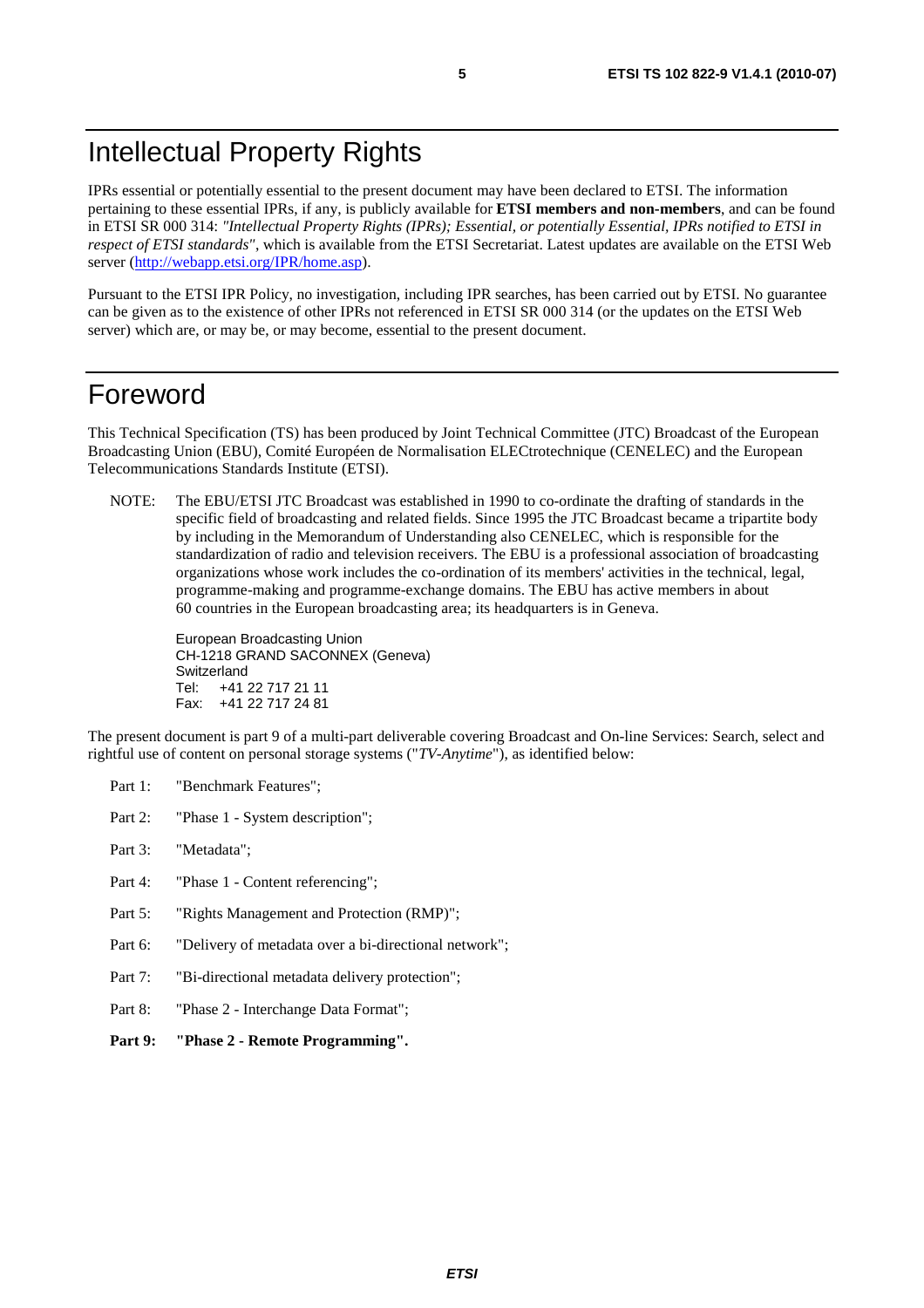# Intellectual Property Rights

IPRs essential or potentially essential to the present document may have been declared to ETSI. The information pertaining to these essential IPRs, if any, is publicly available for **ETSI members and non-members**, and can be found in ETSI SR 000 314: *"Intellectual Property Rights (IPRs); Essential, or potentially Essential, IPRs notified to ETSI in respect of ETSI standards"*, which is available from the ETSI Secretariat. Latest updates are available on the ETSI Web server (http://webapp.etsi.org/IPR/home.asp).

Pursuant to the ETSI IPR Policy, no investigation, including IPR searches, has been carried out by ETSI. No guarantee can be given as to the existence of other IPRs not referenced in ETSI SR 000 314 (or the updates on the ETSI Web server) which are, or may be, or may become, essential to the present document.

# Foreword

This Technical Specification (TS) has been produced by Joint Technical Committee (JTC) Broadcast of the European Broadcasting Union (EBU), Comité Européen de Normalisation ELECtrotechnique (CENELEC) and the European Telecommunications Standards Institute (ETSI).

NOTE: The EBU/ETSI JTC Broadcast was established in 1990 to co-ordinate the drafting of standards in the specific field of broadcasting and related fields. Since 1995 the JTC Broadcast became a tripartite body by including in the Memorandum of Understanding also CENELEC, which is responsible for the standardization of radio and television receivers. The EBU is a professional association of broadcasting organizations whose work includes the co-ordination of its members' activities in the technical, legal, programme-making and programme-exchange domains. The EBU has active members in about 60 countries in the European broadcasting area; its headquarters is in Geneva.

European Broadcasting Union
CH-1218 GRAND SACONNEX (Geneva)
Switzerland
Tel: +41 22 717 21 11
Fax: +41 22 717 24 81

The present document is part 9 of a multi-part deliverable covering Broadcast and On-line Services: Search, select and rightful use of content on personal storage systems ("*TV-Anytime*"), as identified below:

- Part 1: "Benchmark Features";
- Part 2: "Phase 1 - System description";
- Part 3: "Metadata";
- Part 4: "Phase 1 - Content referencing";
- Part 5: "Rights Management and Protection (RMP)";
- Part 6: "Delivery of metadata over a bi-directional network";
- Part 7: "Bi-directional metadata delivery protection";
- Part 8: "Phase 2 - Interchange Data Format";
- **Part 9: "Phase 2 - Remote Programming".**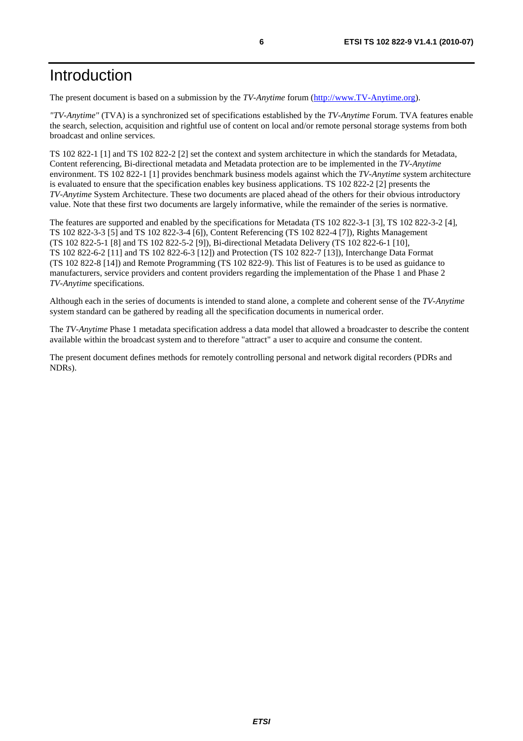# Introduction

The present document is based on a submission by the *TV-Anytime* forum (http://www.TV-Anytime.org).

*"TV-Anytime"* (TVA) is a synchronized set of specifications established by the *TV-Anytime* Forum. TVA features enable the search, selection, acquisition and rightful use of content on local and/or remote personal storage systems from both broadcast and online services.

TS 102 822-1 [1] and TS 102 822-2 [2] set the context and system architecture in which the standards for Metadata, Content referencing, Bi-directional metadata and Metadata protection are to be implemented in the *TV-Anytime* environment. TS 102 822-1 [1] provides benchmark business models against which the *TV-Anytime* system architecture is evaluated to ensure that the specification enables key business applications. TS 102 822-2 [2] presents the *TV-Anytime* System Architecture. These two documents are placed ahead of the others for their obvious introductory value. Note that these first two documents are largely informative, while the remainder of the series is normative.

The features are supported and enabled by the specifications for Metadata (TS 102 822-3-1 [3], TS 102 822-3-2 [4], TS 102 822-3-3 [5] and TS 102 822-3-4 [6]), Content Referencing (TS 102 822-4 [7]), Rights Management (TS 102 822-5-1 [8] and TS 102 822-5-2 [9]), Bi-directional Metadata Delivery (TS 102 822-6-1 [10], TS 102 822-6-2 [11] and TS 102 822-6-3 [12]) and Protection (TS 102 822-7 [13]), Interchange Data Format (TS 102 822-8 [14]) and Remote Programming (TS 102 822-9). This list of Features is to be used as guidance to manufacturers, service providers and content providers regarding the implementation of the Phase 1 and Phase 2 *TV-Anytime* specifications.

Although each in the series of documents is intended to stand alone, a complete and coherent sense of the *TV-Anytime* system standard can be gathered by reading all the specification documents in numerical order.

The *TV-Anytime* Phase 1 metadata specification address a data model that allowed a broadcaster to describe the content available within the broadcast system and to therefore "attract" a user to acquire and consume the content.

The present document defines methods for remotely controlling personal and network digital recorders (PDRs and NDRs).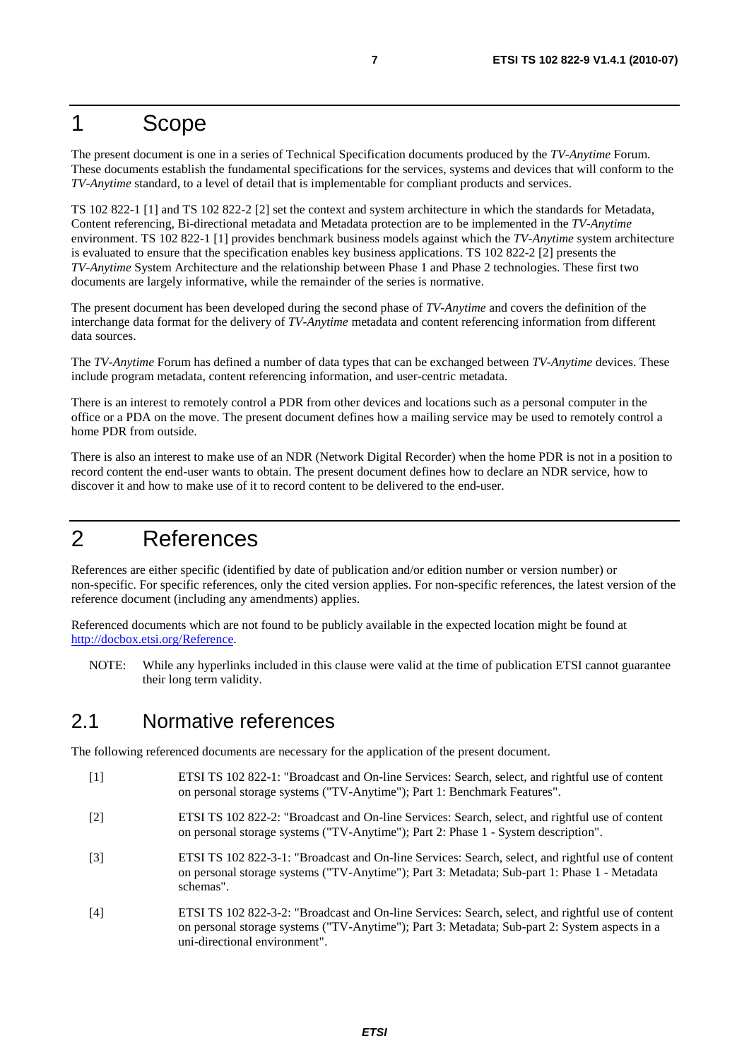# 1 Scope

The present document is one in a series of Technical Specification documents produced by the *TV-Anytime* Forum. These documents establish the fundamental specifications for the services, systems and devices that will conform to the *TV-Anytime* standard, to a level of detail that is implementable for compliant products and services.

TS 102 822-1 [1] and TS 102 822-2 [2] set the context and system architecture in which the standards for Metadata, Content referencing, Bi-directional metadata and Metadata protection are to be implemented in the *TV-Anytime* environment. TS 102 822-1 [1] provides benchmark business models against which the *TV-Anytime* system architecture is evaluated to ensure that the specification enables key business applications. TS 102 822-2 [2] presents the *TV-Anytime* System Architecture and the relationship between Phase 1 and Phase 2 technologies. These first two documents are largely informative, while the remainder of the series is normative.

The present document has been developed during the second phase of *TV-Anytime* and covers the definition of the interchange data format for the delivery of *TV-Anytime* metadata and content referencing information from different data sources.

The *TV-Anytime* Forum has defined a number of data types that can be exchanged between *TV-Anytime* devices. These include program metadata, content referencing information, and user-centric metadata.

There is an interest to remotely control a PDR from other devices and locations such as a personal computer in the office or a PDA on the move. The present document defines how a mailing service may be used to remotely control a home PDR from outside.

There is also an interest to make use of an NDR (Network Digital Recorder) when the home PDR is not in a position to record content the end-user wants to obtain. The present document defines how to declare an NDR service, how to discover it and how to make use of it to record content to be delivered to the end-user.

# 2 References

References are either specific (identified by date of publication and/or edition number or version number) or non-specific. For specific references, only the cited version applies. For non-specific references, the latest version of the reference document (including any amendments) applies.

Referenced documents which are not found to be publicly available in the expected location might be found at http://docbox.etsi.org/Reference.

NOTE: While any hyperlinks included in this clause were valid at the time of publication ETSI cannot guarantee their long term validity.

## 2.1 Normative references

The following referenced documents are necessary for the application of the present document.

[1] ETSI TS 102 822-1: "Broadcast and On-line Services: Search, select, and rightful use of content on personal storage systems ("TV-Anytime"); Part 1: Benchmark Features".

[2] ETSI TS 102 822-2: "Broadcast and On-line Services: Search, select, and rightful use of content on personal storage systems ("TV-Anytime"); Part 2: Phase 1 - System description".

[3] ETSI TS 102 822-3-1: "Broadcast and On-line Services: Search, select, and rightful use of content on personal storage systems ("TV-Anytime"); Part 3: Metadata; Sub-part 1: Phase 1 - Metadata schemas".

[4] ETSI TS 102 822-3-2: "Broadcast and On-line Services: Search, select, and rightful use of content on personal storage systems ("TV-Anytime"); Part 3: Metadata; Sub-part 2: System aspects in a uni-directional environment".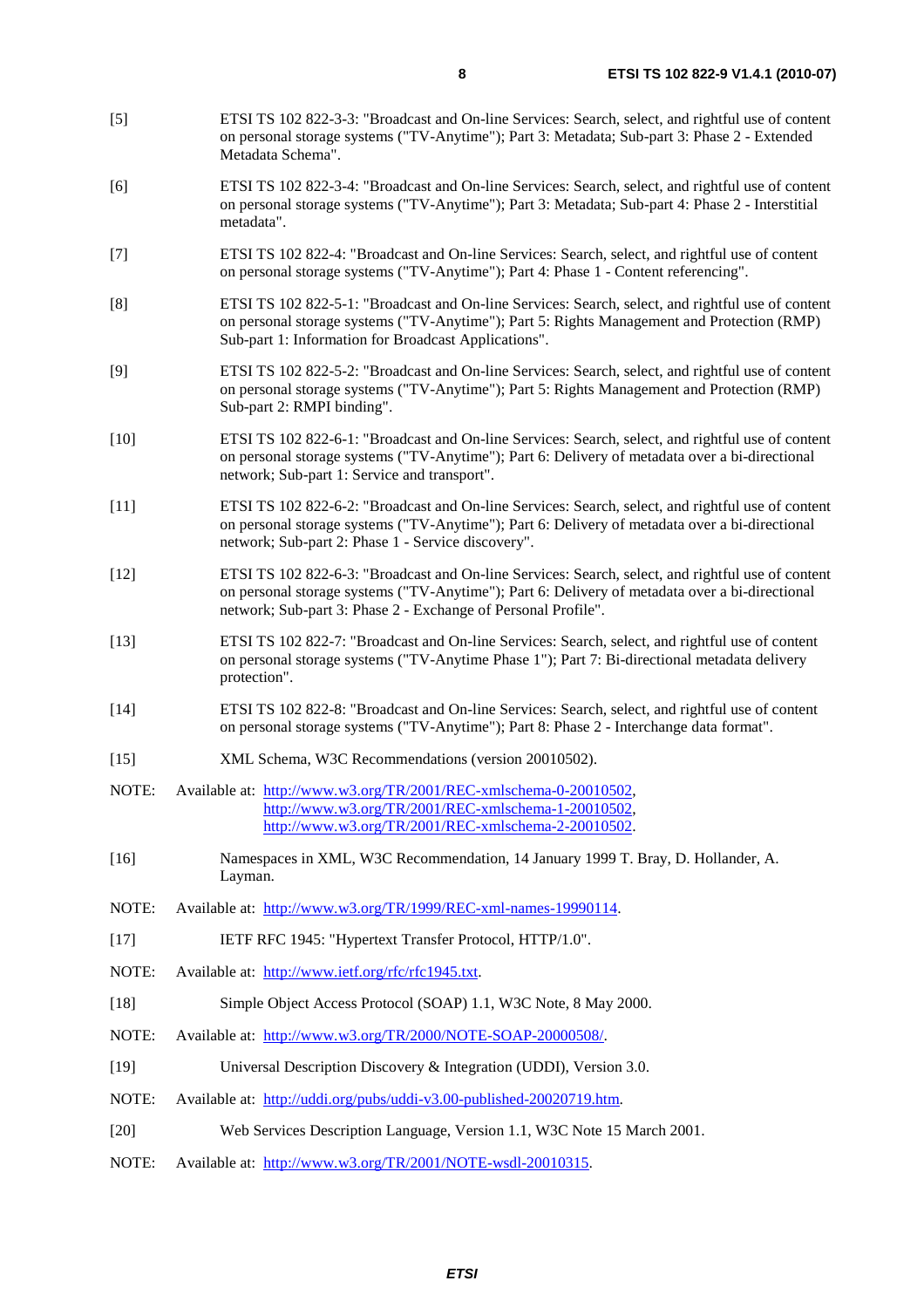[5] ETSI TS 102 822-3-3: "Broadcast and On-line Services: Search, select, and rightful use of content on personal storage systems ("TV-Anytime"); Part 3: Metadata; Sub-part 3: Phase 2 - Extended Metadata Schema".

[6] ETSI TS 102 822-3-4: "Broadcast and On-line Services: Search, select, and rightful use of content on personal storage systems ("TV-Anytime"); Part 3: Metadata; Sub-part 4: Phase 2 - Interstitial metadata".

[7] ETSI TS 102 822-4: "Broadcast and On-line Services: Search, select, and rightful use of content on personal storage systems ("TV-Anytime"); Part 4: Phase 1 - Content referencing".

[8] ETSI TS 102 822-5-1: "Broadcast and On-line Services: Search, select, and rightful use of content on personal storage systems ("TV-Anytime"); Part 5: Rights Management and Protection (RMP) Sub-part 1: Information for Broadcast Applications".

[9] ETSI TS 102 822-5-2: "Broadcast and On-line Services: Search, select, and rightful use of content on personal storage systems ("TV-Anytime"); Part 5: Rights Management and Protection (RMP) Sub-part 2: RMPI binding".

[10] ETSI TS 102 822-6-1: "Broadcast and On-line Services: Search, select, and rightful use of content on personal storage systems ("TV-Anytime"); Part 6: Delivery of metadata over a bi-directional network; Sub-part 1: Service and transport".

[11] ETSI TS 102 822-6-2: "Broadcast and On-line Services: Search, select, and rightful use of content on personal storage systems ("TV-Anytime"); Part 6: Delivery of metadata over a bi-directional network; Sub-part 2: Phase 1 - Service discovery".

[12] ETSI TS 102 822-6-3: "Broadcast and On-line Services: Search, select, and rightful use of content on personal storage systems ("TV-Anytime"); Part 6: Delivery of metadata over a bi-directional network; Sub-part 3: Phase 2 - Exchange of Personal Profile".

[13] ETSI TS 102 822-7: "Broadcast and On-line Services: Search, select, and rightful use of content on personal storage systems ("TV-Anytime Phase 1"); Part 7: Bi-directional metadata delivery protection".

[14] ETSI TS 102 822-8: "Broadcast and On-line Services: Search, select, and rightful use of content on personal storage systems ("TV-Anytime"); Part 8: Phase 2 - Interchange data format".

[15] XML Schema, W3C Recommendations (version 20010502).

NOTE: Available at: http://www.w3.org/TR/2001/REC-xmlschema-0-20010502, http://www.w3.org/TR/2001/REC-xmlschema-1-20010502, http://www.w3.org/TR/2001/REC-xmlschema-2-20010502.

[16] Namespaces in XML, W3C Recommendation, 14 January 1999 T. Bray, D. Hollander, A. Layman.

NOTE: Available at: http://www.w3.org/TR/1999/REC-xml-names-19990114.

[17] IETF RFC 1945: "Hypertext Transfer Protocol, HTTP/1.0".

NOTE: Available at: http://www.ietf.org/rfc/rfc1945.txt.

[18] Simple Object Access Protocol (SOAP) 1.1, W3C Note, 8 May 2000.

NOTE: Available at: http://www.w3.org/TR/2000/NOTE-SOAP-20000508/.

[19] Universal Description Discovery & Integration (UDDI), Version 3.0.

NOTE: Available at: http://uddi.org/pubs/uddi-v3.00-published-20020719.htm.

[20] Web Services Description Language, Version 1.1, W3C Note 15 March 2001.

NOTE: Available at: http://www.w3.org/TR/2001/NOTE-wsdl-20010315.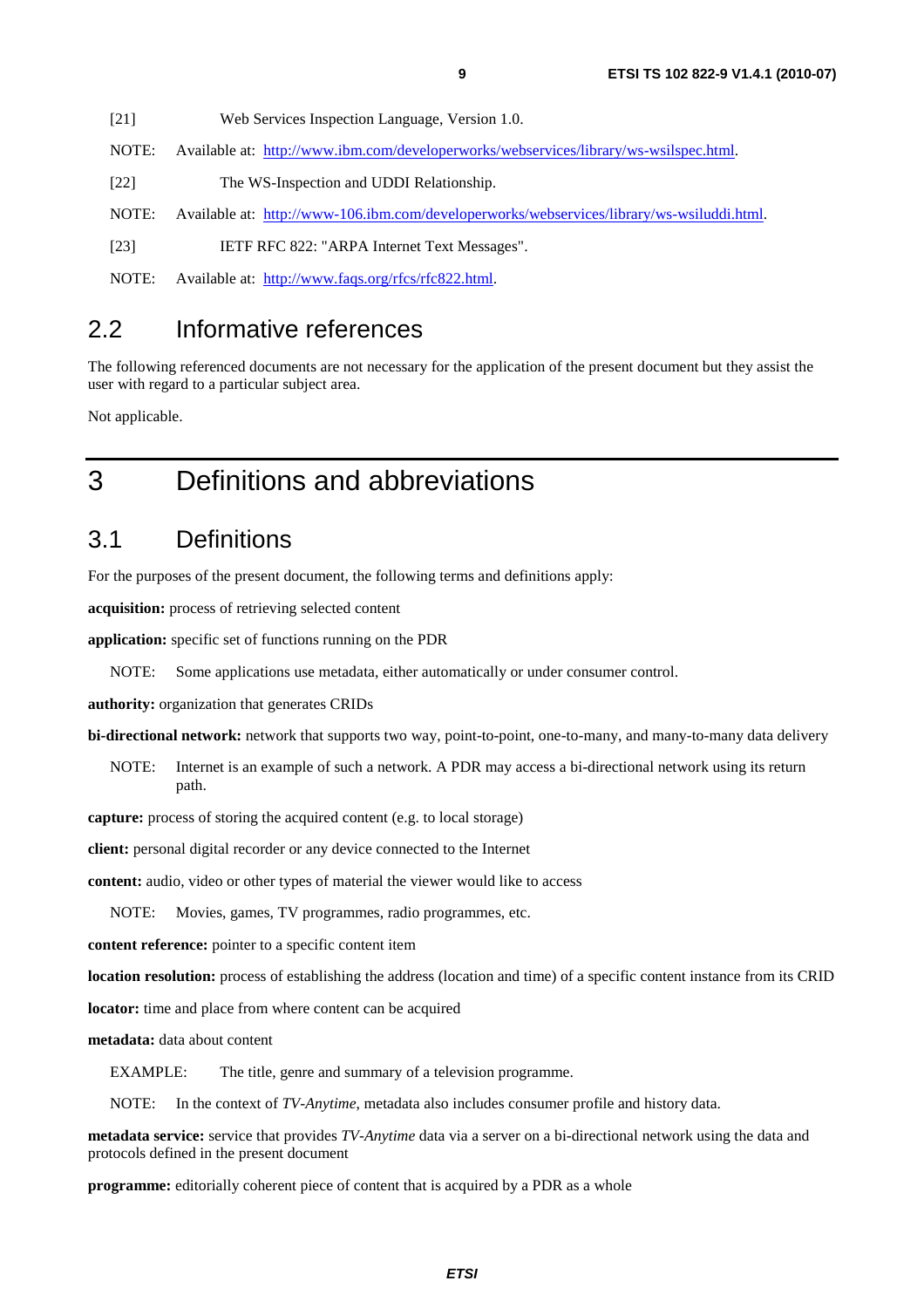[21] Web Services Inspection Language, Version 1.0.

NOTE: Available at: http://www.ibm.com/developerworks/webservices/library/ws-wsilspec.html.

[22] The WS-Inspection and UDDI Relationship.

NOTE: Available at: http://www-106.ibm.com/developerworks/webservices/library/ws-wsiluddi.html.

[23] IETF RFC 822: "ARPA Internet Text Messages".

NOTE: Available at: http://www.faqs.org/rfcs/rfc822.html.

## 2.2 Informative references

The following referenced documents are not necessary for the application of the present document but they assist the user with regard to a particular subject area.

Not applicable.

# 3 Definitions and abbreviations

## 3.1 Definitions

For the purposes of the present document, the following terms and definitions apply:

**acquisition:** process of retrieving selected content

**application:** specific set of functions running on the PDR

NOTE: Some applications use metadata, either automatically or under consumer control.

**authority:** organization that generates CRIDs

**bi-directional network:** network that supports two way, point-to-point, one-to-many, and many-to-many data delivery

NOTE: Internet is an example of such a network. A PDR may access a bi-directional network using its return path.

**capture:** process of storing the acquired content (e.g. to local storage)

**client:** personal digital recorder or any device connected to the Internet

**content:** audio, video or other types of material the viewer would like to access

NOTE: Movies, games, TV programmes, radio programmes, etc.

**content reference:** pointer to a specific content item

**location resolution:** process of establishing the address (location and time) of a specific content instance from its CRID

**locator:** time and place from where content can be acquired

**metadata:** data about content

EXAMPLE: The title, genre and summary of a television programme.

NOTE: In the context of *TV-Anytime*, metadata also includes consumer profile and history data.

**metadata service:** service that provides *TV-Anytime* data via a server on a bi-directional network using the data and protocols defined in the present document

**programme:** editorially coherent piece of content that is acquired by a PDR as a whole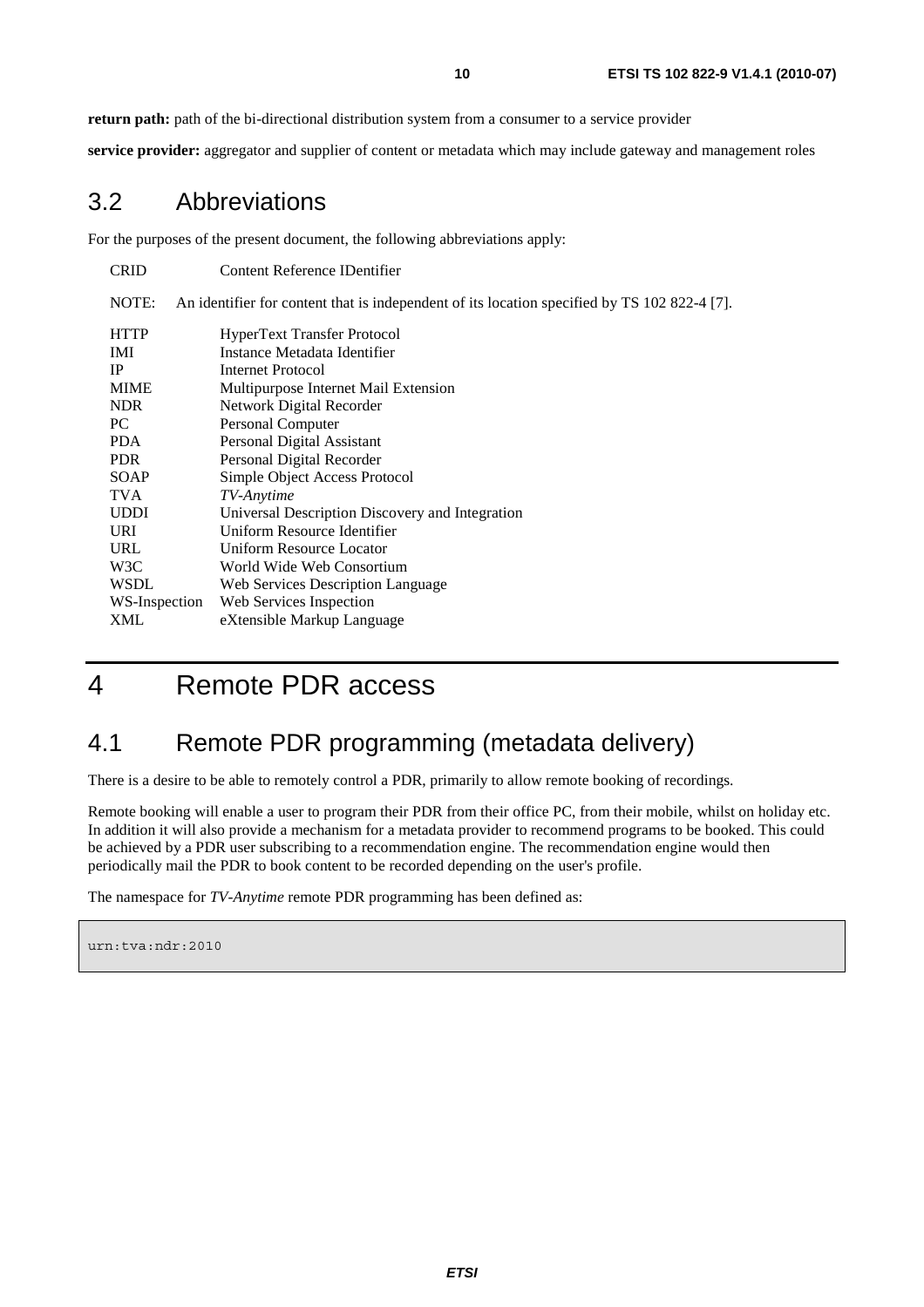**return path:** path of the bi-directional distribution system from a consumer to a service provider

**service provider:** aggregator and supplier of content or metadata which may include gateway and management roles

## 3.2 Abbreviations

For the purposes of the present document, the following abbreviations apply:

CRID Content Reference IDentifier

NOTE: An identifier for content that is independent of its location specified by TS 102 822-4 [7].

| | |
|---|---|
| HTTP | HyperText Transfer Protocol |
| IMI | Instance Metadata Identifier |
| IP | Internet Protocol |
| MIME | Multipurpose Internet Mail Extension |
| NDR | Network Digital Recorder |
| PC | Personal Computer |
| PDA | Personal Digital Assistant |
| PDR | Personal Digital Recorder |
| SOAP | Simple Object Access Protocol |
| TVA | *TV-Anytime* |
| UDDI | Universal Description Discovery and Integration |
| URI | Uniform Resource Identifier |
| URL | Uniform Resource Locator |
| W3C | World Wide Web Consortium |
| WSDL | Web Services Description Language |
| WS-Inspection | Web Services Inspection |
| XML | eXtensible Markup Language |

# 4 Remote PDR access

## 4.1 Remote PDR programming (metadata delivery)

There is a desire to be able to remotely control a PDR, primarily to allow remote booking of recordings.

Remote booking will enable a user to program their PDR from their office PC, from their mobile, whilst on holiday etc. In addition it will also provide a mechanism for a metadata provider to recommend programs to be booked. This could be achieved by a PDR user subscribing to a recommendation engine. The recommendation engine would then periodically mail the PDR to book content to be recorded depending on the user's profile.

The namespace for *TV-Anytime* remote PDR programming has been defined as:

```
urn:tva:ndr:2010
```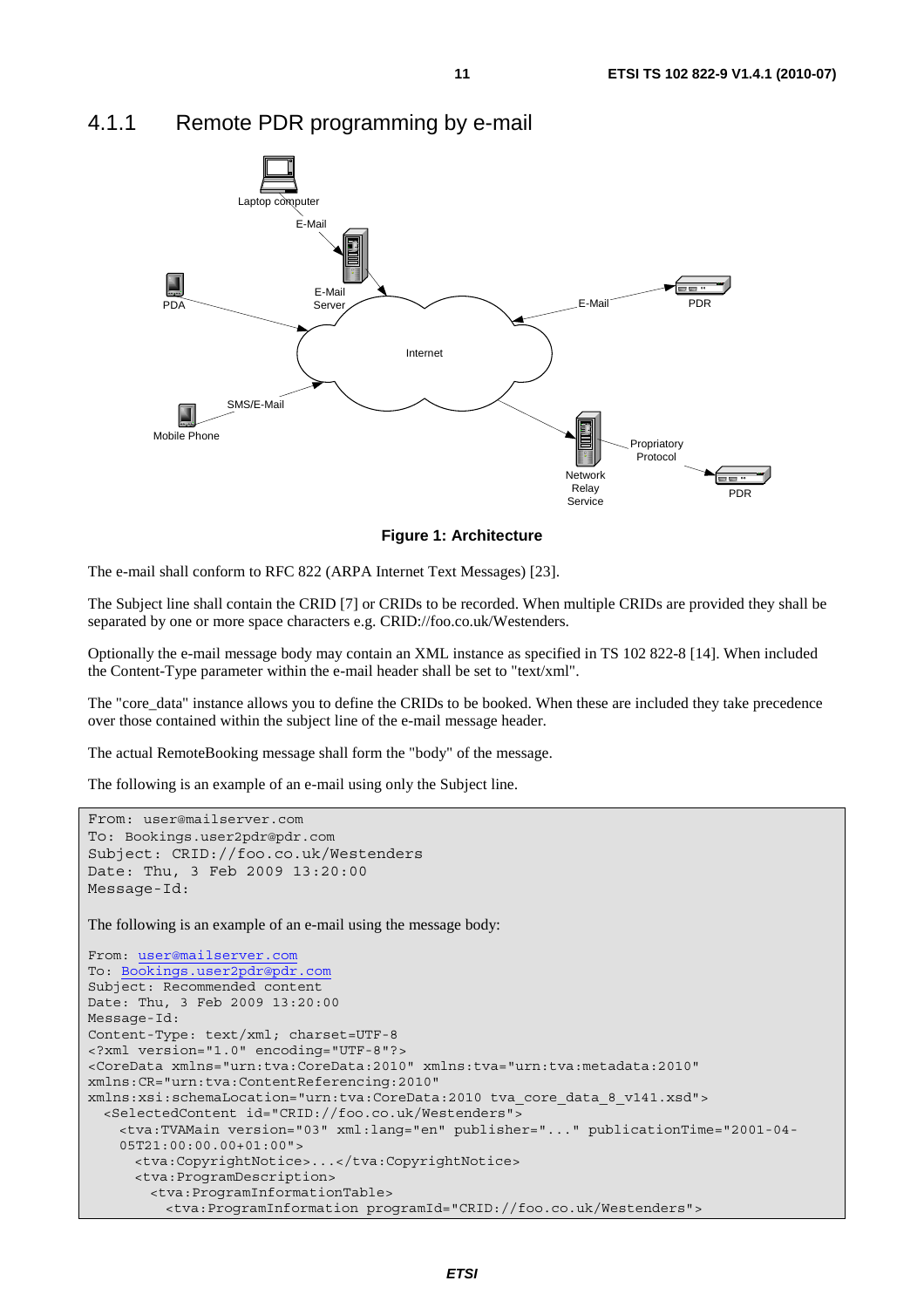### 4.1.1 Remote PDR programming by e-mail

Laptop computer

E-Mail

E-Mail Server

PDA

Internet

E-Mail

PDR

SMS/E-Mail

Mobile Phone

Network Relay Service

Propriatory Protocol

PDR

**Figure 1: Architecture**

The e-mail shall conform to RFC 822 (ARPA Internet Text Messages) [23].

The Subject line shall contain the CRID [7] or CRIDs to be recorded. When multiple CRIDs are provided they shall be separated by one or more space characters e.g. CRID://foo.co.uk/Westenders.

Optionally the e-mail message body may contain an XML instance as specified in TS 102 822-8 [14]. When included the Content-Type parameter within the e-mail header shall be set to "text/xml".

The "core_data" instance allows you to define the CRIDs to be booked. When these are included they take precedence over those contained within the subject line of the e-mail message header.

The actual RemoteBooking message shall form the "body" of the message.

The following is an example of an e-mail using only the Subject line.

```
From: user@mailserver.com
To: Bookings.user2pdr@pdr.com
Subject: CRID://foo.co.uk/Westenders
Date: Thu, 3 Feb 2009 13:20:00
Message-Id:
```

The following is an example of an e-mail using the message body:

```
From: user@mailserver.com
To: Bookings.user2pdr@pdr.com
Subject: Recommended content
Date: Thu, 3 Feb 2009 13:20:00
Message-Id:
Content-Type: text/xml; charset=UTF-8
<?xml version="1.0" encoding="UTF-8"?>
<CoreData xmlns="urn:tva:CoreData:2010" xmlns:tva="urn:tva:metadata:2010"
xmlns:CR="urn:tva:ContentReferencing:2010"
xmlns:xsi:schemaLocation="urn:tva:CoreData:2010 tva_core_data_8_v141.xsd">
  <SelectedContent id="CRID://foo.co.uk/Westenders">
    <tva:TVAMain version="03" xml:lang="en" publisher="..." publicationTime="2001-04-
    05T21:00:00.00+01:00">
      <tva:CopyrightNotice>...</tva:CopyrightNotice>
      <tva:ProgramDescription>
        <tva:ProgramInformationTable>
          <tva:ProgramInformation programId="CRID://foo.co.uk/Westenders">
```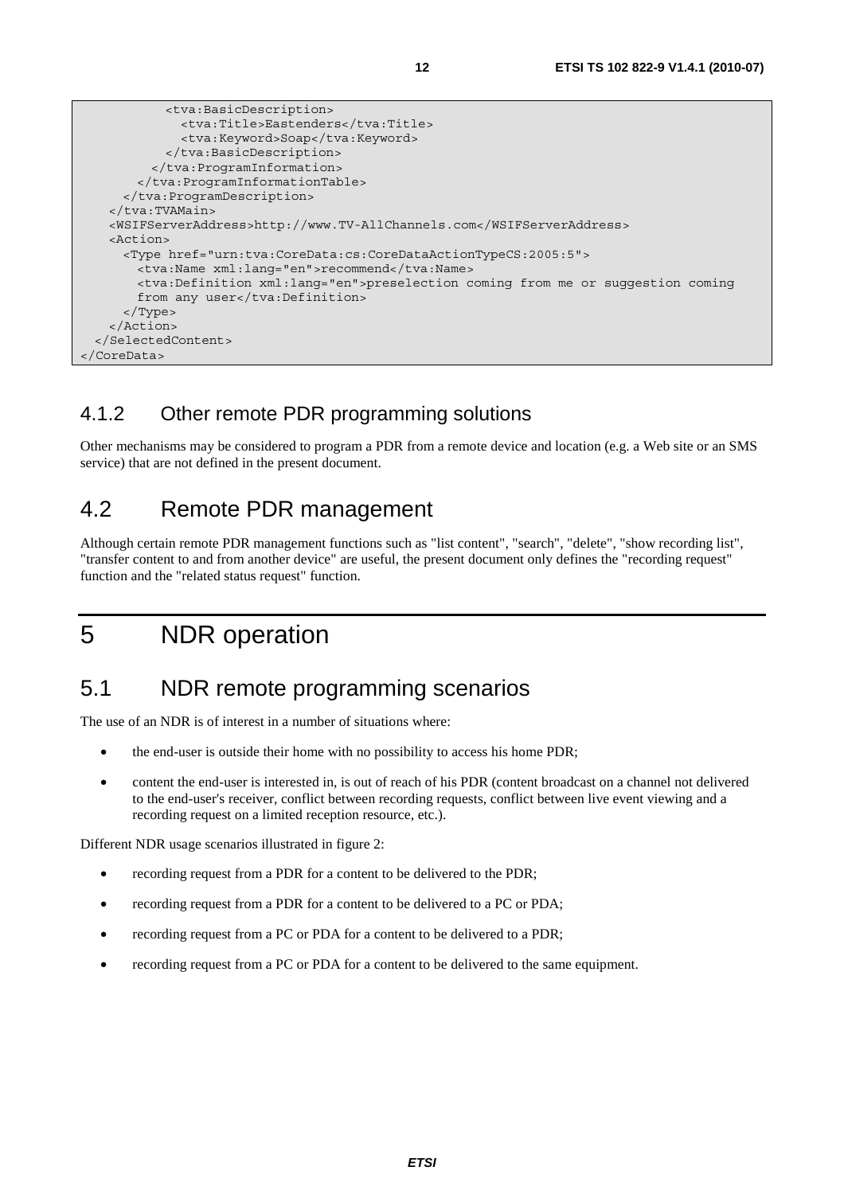```
          <tva:BasicDescription>
            <tva:Title>Eastenders</tva:Title>
            <tva:Keyword>Soap</tva:Keyword>
          </tva:BasicDescription>
        </tva:ProgramInformation>
      </tva:ProgramInformationTable>
    </tva:ProgramDescription>
  </tva:TVAMain>
  <WSIFServerAddress>http://www.TV-AllChannels.com</WSIFServerAddress>
  <Action>
    <Type href="urn:tva:CoreData:cs:CoreDataActionTypeCS:2005:5">
      <tva:Name xml:lang="en">recommend</tva:Name>
      <tva:Definition xml:lang="en">preselection coming from me or suggestion coming
      from any user</tva:Definition>
    </Type>
  </Action>
  </SelectedContent>
</CoreData>
```

### 4.1.2 Other remote PDR programming solutions

Other mechanisms may be considered to program a PDR from a remote device and location (e.g. a Web site or an SMS service) that are not defined in the present document.

## 4.2 Remote PDR management

Although certain remote PDR management functions such as "list content", "search", "delete", "show recording list", "transfer content to and from another device" are useful, the present document only defines the "recording request" function and the "related status request" function.

# 5 NDR operation

## 5.1 NDR remote programming scenarios

The use of an NDR is of interest in a number of situations where:

- the end-user is outside their home with no possibility to access his home PDR;
- content the end-user is interested in, is out of reach of his PDR (content broadcast on a channel not delivered to the end-user's receiver, conflict between recording requests, conflict between live event viewing and a recording request on a limited reception resource, etc.).

Different NDR usage scenarios illustrated in figure 2:

- recording request from a PDR for a content to be delivered to the PDR;
- recording request from a PDR for a content to be delivered to a PC or PDA;
- recording request from a PC or PDA for a content to be delivered to a PDR;
- recording request from a PC or PDA for a content to be delivered to the same equipment.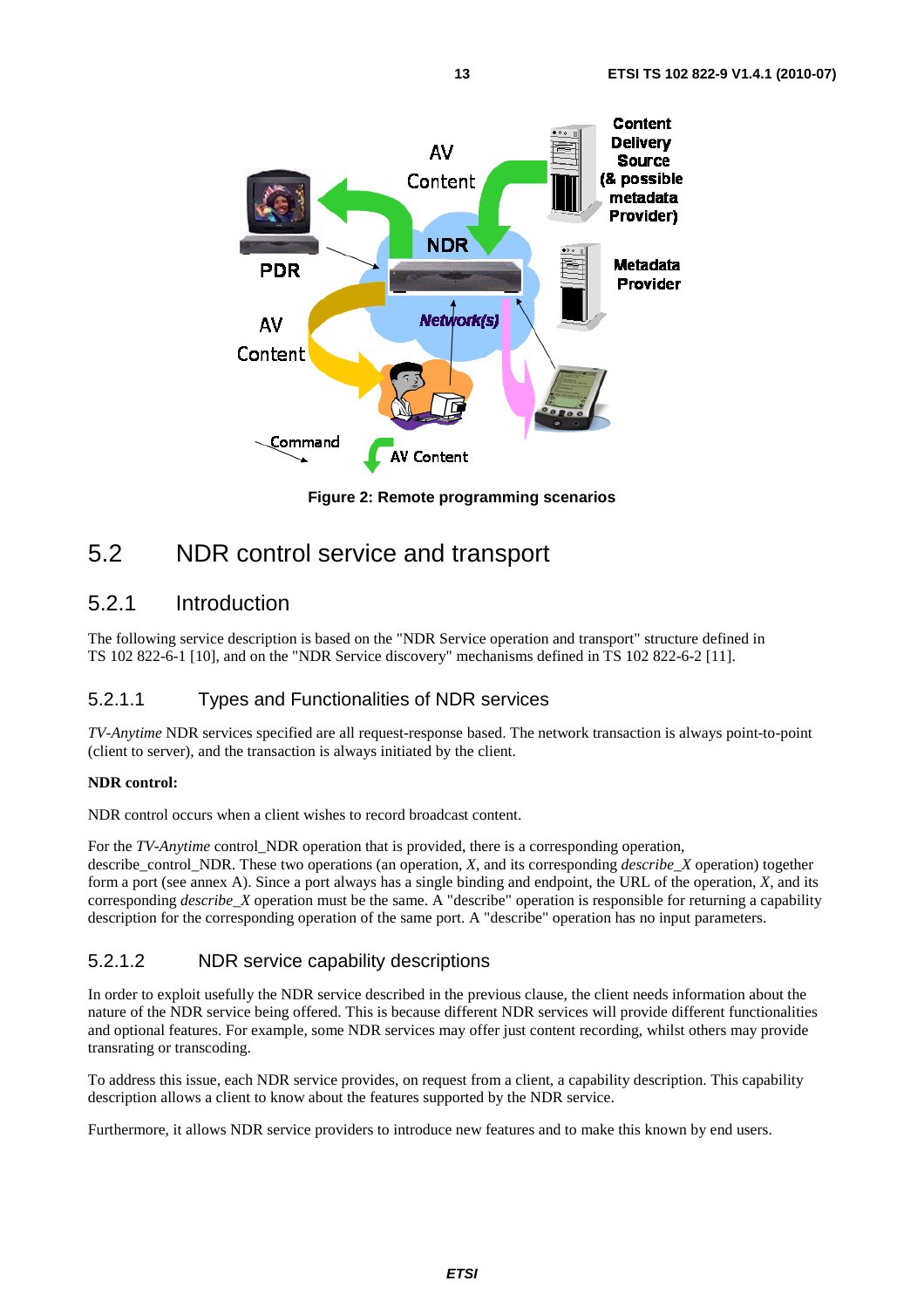Figure 2: Remote programming scenarios

## 5.2 NDR control service and transport

### 5.2.1 Introduction

The following service description is based on the "NDR Service operation and transport" structure defined in TS 102 822-6-1 [10], and on the "NDR Service discovery" mechanisms defined in TS 102 822-6-2 [11].

#### 5.2.1.1 Types and Functionalities of NDR services

*TV-Anytime* NDR services specified are all request-response based. The network transaction is always point-to-point (client to server), and the transaction is always initiated by the client.

**NDR control:**

NDR control occurs when a client wishes to record broadcast content.

For the *TV-Anytime* control_NDR operation that is provided, there is a corresponding operation, describe_control_NDR. These two operations (an operation, *X*, and its corresponding *describe_X* operation) together form a port (see annex A). Since a port always has a single binding and endpoint, the URL of the operation, *X*, and its corresponding *describe_X* operation must be the same. A "describe" operation is responsible for returning a capability description for the corresponding operation of the same port. A "describe" operation has no input parameters.

#### 5.2.1.2 NDR service capability descriptions

In order to exploit usefully the NDR service described in the previous clause, the client needs information about the nature of the NDR service being offered. This is because different NDR services will provide different functionalities and optional features. For example, some NDR services may offer just content recording, whilst others may provide transrating or transcoding.

To address this issue, each NDR service provides, on request from a client, a capability description. This capability description allows a client to know about the features supported by the NDR service.

Furthermore, it allows NDR service providers to introduce new features and to make this known by end users.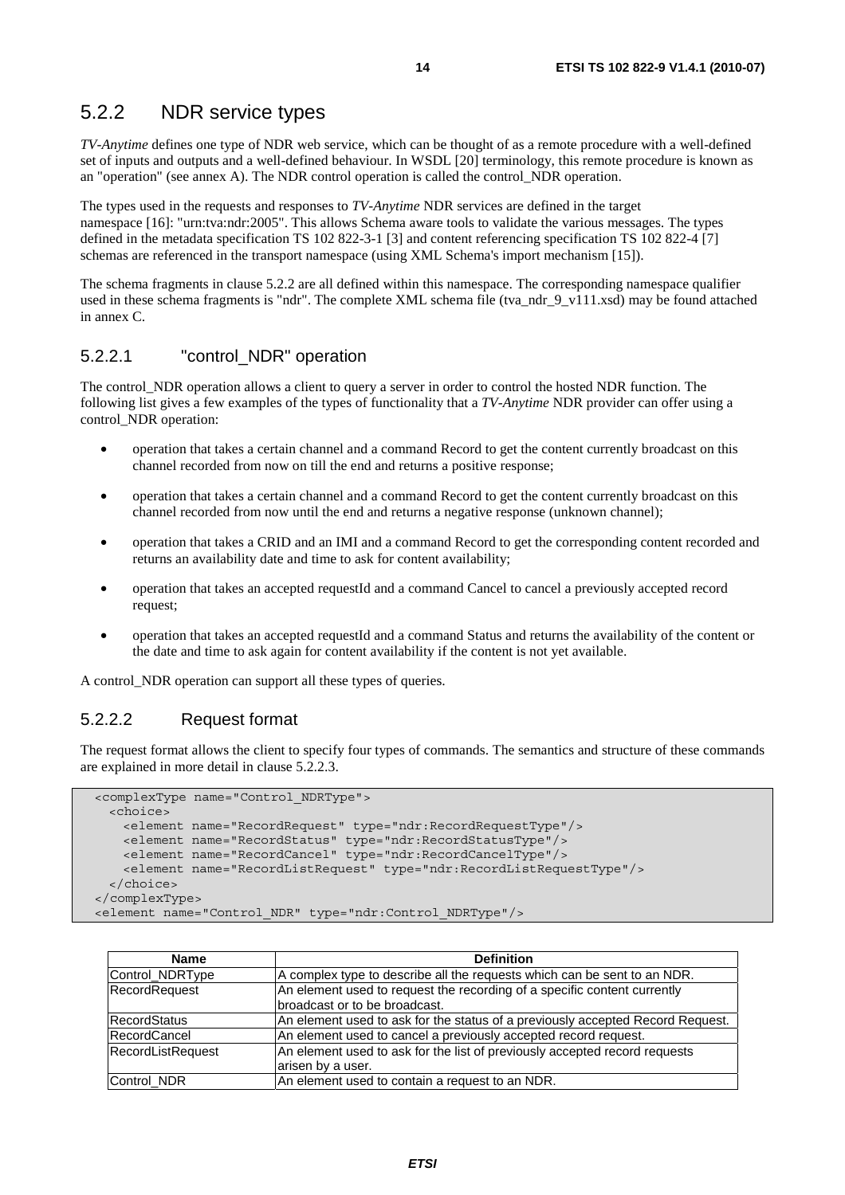### 5.2.2 NDR service types

*TV-Anytime* defines one type of NDR web service, which can be thought of as a remote procedure with a well-defined set of inputs and outputs and a well-defined behaviour. In WSDL [20] terminology, this remote procedure is known as an "operation" (see annex A). The NDR control operation is called the control_NDR operation.

The types used in the requests and responses to *TV-Anytime* NDR services are defined in the target namespace [16]: "urn:tva:ndr:2005". This allows Schema aware tools to validate the various messages. The types defined in the metadata specification TS 102 822-3-1 [3] and content referencing specification TS 102 822-4 [7] schemas are referenced in the transport namespace (using XML Schema's import mechanism [15]).

The schema fragments in clause 5.2.2 are all defined within this namespace. The corresponding namespace qualifier used in these schema fragments is "ndr". The complete XML schema file (tva_ndr_9_v111.xsd) may be found attached in annex C.

#### 5.2.2.1 "control_NDR" operation

The control_NDR operation allows a client to query a server in order to control the hosted NDR function. The following list gives a few examples of the types of functionality that a *TV-Anytime* NDR provider can offer using a control_NDR operation:

- operation that takes a certain channel and a command Record to get the content currently broadcast on this channel recorded from now on till the end and returns a positive response;
- operation that takes a certain channel and a command Record to get the content currently broadcast on this channel recorded from now until the end and returns a negative response (unknown channel);
- operation that takes a CRID and an IMI and a command Record to get the corresponding content recorded and returns an availability date and time to ask for content availability;
- operation that takes an accepted requestId and a command Cancel to cancel a previously accepted record request;
- operation that takes an accepted requestId and a command Status and returns the availability of the content or the date and time to ask again for content availability if the content is not yet available.

A control_NDR operation can support all these types of queries.

#### 5.2.2.2 Request format

The request format allows the client to specify four types of commands. The semantics and structure of these commands are explained in more detail in clause 5.2.2.3.

```
<complexType name="Control_NDRType">
  <choice>
    <element name="RecordRequest" type="ndr:RecordRequestType"/>
    <element name="RecordStatus" type="ndr:RecordStatusType"/>
    <element name="RecordCancel" type="ndr:RecordCancelType"/>
    <element name="RecordListRequest" type="ndr:RecordListRequestType"/>
  </choice>
</complexType>
<element name="Control_NDR" type="ndr:Control_NDRType"/>
```

| Name | Definition |
|---|---|
| Control_NDRType | A complex type to describe all the requests which can be sent to an NDR. |
| RecordRequest | An element used to request the recording of a specific content currently broadcast or to be broadcast. |
| RecordStatus | An element used to ask for the status of a previously accepted Record Request. |
| RecordCancel | An element used to cancel a previously accepted record request. |
| RecordListRequest | An element used to ask for the list of previously accepted record requests arisen by a user. |
| Control_NDR | An element used to contain a request to an NDR. |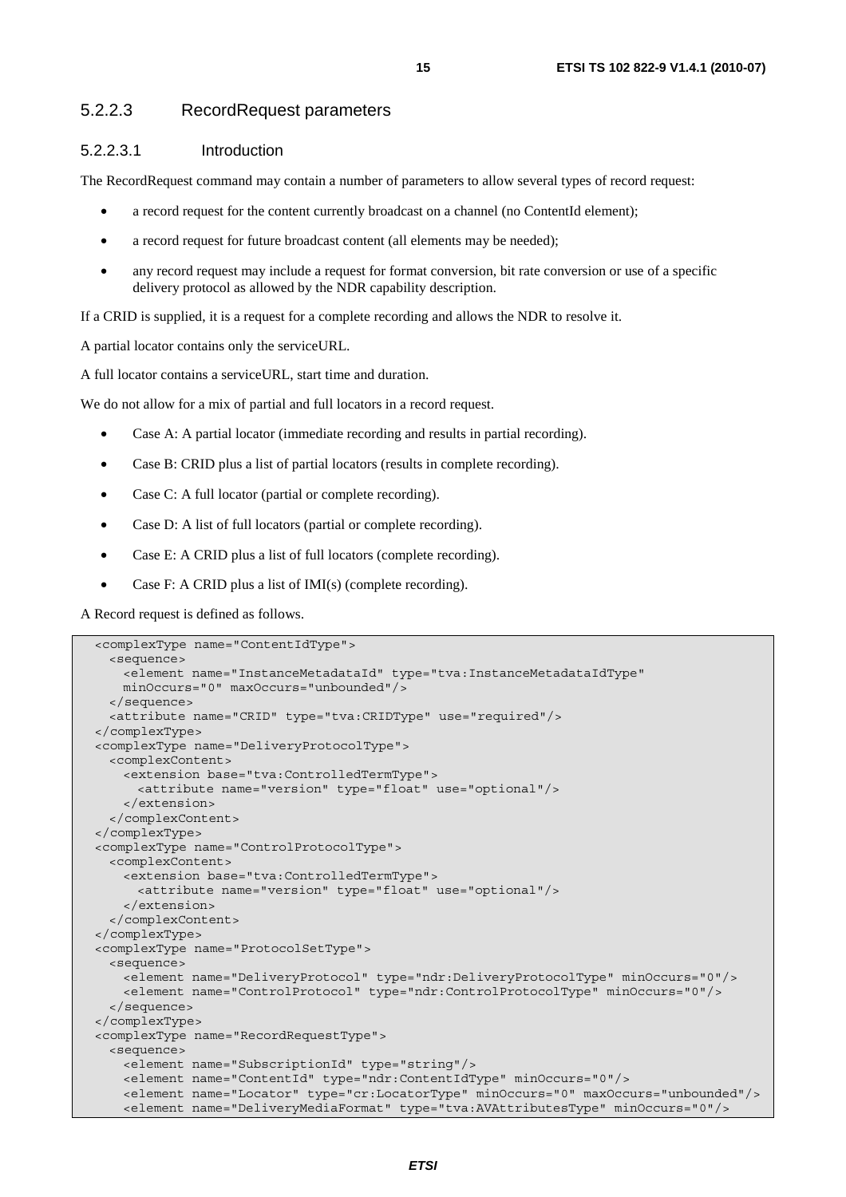#### 5.2.2.3 RecordRequest parameters

##### 5.2.2.3.1 Introduction

The RecordRequest command may contain a number of parameters to allow several types of record request:

- a record request for the content currently broadcast on a channel (no ContentId element);
- a record request for future broadcast content (all elements may be needed);
- any record request may include a request for format conversion, bit rate conversion or use of a specific delivery protocol as allowed by the NDR capability description.

If a CRID is supplied, it is a request for a complete recording and allows the NDR to resolve it.

A partial locator contains only the serviceURL.

A full locator contains a serviceURL, start time and duration.

We do not allow for a mix of partial and full locators in a record request.

- Case A: A partial locator (immediate recording and results in partial recording).
- Case B: CRID plus a list of partial locators (results in complete recording).
- Case C: A full locator (partial or complete recording).
- Case D: A list of full locators (partial or complete recording).
- Case E: A CRID plus a list of full locators (complete recording).
- Case F: A CRID plus a list of IMI(s) (complete recording).

A Record request is defined as follows.

```
<complexType name="ContentIdType">
  <sequence>
    <element name="InstanceMetadataId" type="tva:InstanceMetadataIdType"
    minOccurs="0" maxOccurs="unbounded"/>
  </sequence>
  <attribute name="CRID" type="tva:CRIDType" use="required"/>
</complexType>
<complexType name="DeliveryProtocolType">
  <complexContent>
    <extension base="tva:ControlledTermType">
      <attribute name="version" type="float" use="optional"/>
    </extension>
  </complexContent>
</complexType>
<complexType name="ControlProtocolType">
  <complexContent>
    <extension base="tva:ControlledTermType">
      <attribute name="version" type="float" use="optional"/>
    </extension>
  </complexContent>
</complexType>
<complexType name="ProtocolSetType">
  <sequence>
    <element name="DeliveryProtocol" type="ndr:DeliveryProtocolType" minOccurs="0"/>
    <element name="ControlProtocol" type="ndr:ControlProtocolType" minOccurs="0"/>
  </sequence>
</complexType>
<complexType name="RecordRequestType">
  <sequence>
    <element name="SubscriptionId" type="string"/>
    <element name="ContentId" type="ndr:ContentIdType" minOccurs="0"/>
    <element name="Locator" type="cr:LocatorType" minOccurs="0" maxOccurs="unbounded"/>
    <element name="DeliveryMediaFormat" type="tva:AVAttributesType" minOccurs="0"/>
```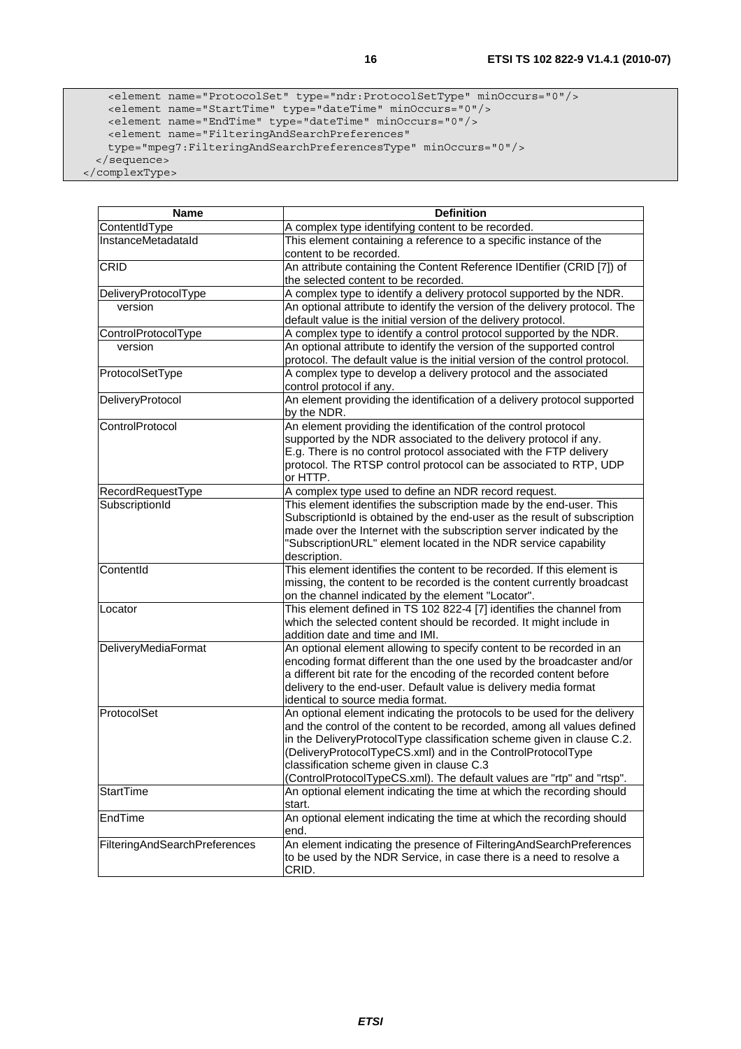```
      <element name="ProtocolSet" type="ndr:ProtocolSetType" minOccurs="0"/>
      <element name="StartTime" type="dateTime" minOccurs="0"/>
      <element name="EndTime" type="dateTime" minOccurs="0"/>
      <element name="FilteringAndSearchPreferences"
      type="mpeg7:FilteringAndSearchPreferencesType" minOccurs="0"/>
    </sequence>
  </complexType>
```

| Name | Definition |
| --- | --- |
| ContentIdType | A complex type identifying content to be recorded. |
| InstanceMetadataId | This element containing a reference to a specific instance of the content to be recorded. |
| CRID | An attribute containing the Content Reference IDentifier (CRID [7]) of the selected content to be recorded. |
| DeliveryProtocolType | A complex type to identify a delivery protocol supported by the NDR. |
| version | An optional attribute to identify the version of the delivery protocol. The default value is the initial version of the delivery protocol. |
| ControlProtocolType | A complex type to identify a control protocol supported by the NDR. |
| version | An optional attribute to identify the version of the supported control protocol. The default value is the initial version of the control protocol. |
| ProtocolSetType | A complex type to develop a delivery protocol and the associated control protocol if any. |
| DeliveryProtocol | An element providing the identification of a delivery protocol supported by the NDR. |
| ControlProtocol | An element providing the identification of the control protocol supported by the NDR associated to the delivery protocol if any. E.g. There is no control protocol associated with the FTP delivery protocol. The RTSP control protocol can be associated to RTP, UDP or HTTP. |
| RecordRequestType | A complex type used to define an NDR record request. |
| SubscriptionId | This element identifies the subscription made by the end-user. This SubscriptionId is obtained by the end-user as the result of subscription made over the Internet with the subscription server indicated by the "SubscriptionURL" element located in the NDR service capability description. |
| ContentId | This element identifies the content to be recorded. If this element is missing, the content to be recorded is the content currently broadcast on the channel indicated by the element "Locator". |
| Locator | This element defined in TS 102 822-4 [7] identifies the channel from which the selected content should be recorded. It might include in addition date and time and IMI. |
| DeliveryMediaFormat | An optional element allowing to specify content to be recorded in an encoding format different than the one used by the broadcaster and/or a different bit rate for the encoding of the recorded content before delivery to the end-user. Default value is delivery media format identical to source media format. |
| ProtocolSet | An optional element indicating the protocols to be used for the delivery and the control of the content to be recorded, among all values defined in the DeliveryProtocolType classification scheme given in clause C.2. (DeliveryProtocolTypeCS.xml) and in the ControlProtocolType classification scheme given in clause C.3 (ControlProtocolTypeCS.xml). The default values are "rtp" and "rtsp". |
| StartTime | An optional element indicating the time at which the recording should start. |
| EndTime | An optional element indicating the time at which the recording should end. |
| FilteringAndSearchPreferences | An element indicating the presence of FilteringAndSearchPreferences to be used by the NDR Service, in case there is a need to resolve a CRID. |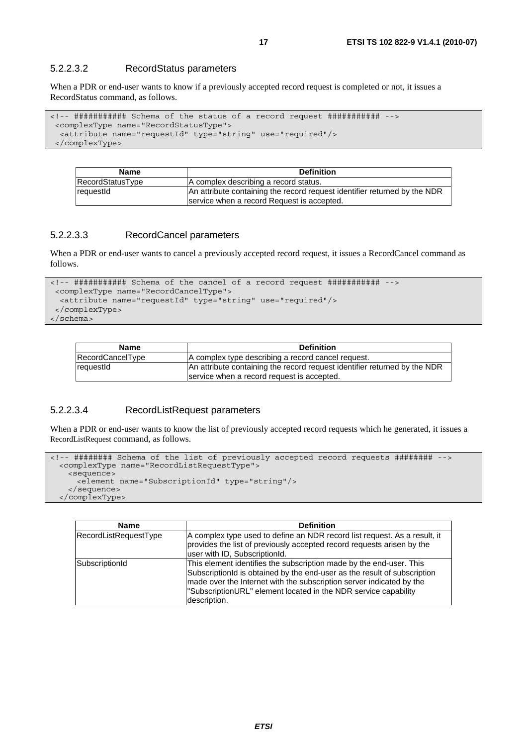#### 5.2.2.3.2 RecordStatus parameters

When a PDR or end-user wants to know if a previously accepted record request is completed or not, it issues a RecordStatus command, as follows.

```
<!-- ########### Schema of the status of a record request ########### -->
 <complexType name="RecordStatusType">
  <attribute name="requestId" type="string" use="required"/>
 </complexType>
```

| Name | Definition |
| --- | --- |
| RecordStatusType | A complex describing a record status. |
| requestId | An attribute containing the record request identifier returned by the NDR service when a record Request is accepted. |

#### 5.2.2.3.3 RecordCancel parameters

When a PDR or end-user wants to cancel a previously accepted record request, it issues a RecordCancel command as follows.

```
<!-- ########### Schema of the cancel of a record request ########### -->
 <complexType name="RecordCancelType">
  <attribute name="requestId" type="string" use="required"/>
 </complexType>
</schema>
```

| Name | Definition |
| --- | --- |
| RecordCancelType | A complex type describing a record cancel request. |
| requestId | An attribute containing the record request identifier returned by the NDR service when a record request is accepted. |

#### 5.2.2.3.4 RecordListRequest parameters

When a PDR or end-user wants to know the list of previously accepted record requests which he generated, it issues a RecordListRequest command, as follows.

```
<!-- ######## Schema of the list of previously accepted record requests ######## -->
  <complexType name="RecordListRequestType">
    <sequence>
      <element name="SubscriptionId" type="string"/>
    </sequence>
  </complexType>
```

| Name | Definition |
| --- | --- |
| RecordListRequestType | A complex type used to define an NDR record list request. As a result, it provides the list of previously accepted record requests arisen by the user with ID, SubscriptionId. |
| SubscriptionId | This element identifies the subscription made by the end-user. This SubscriptionId is obtained by the end-user as the result of subscription made over the Internet with the subscription server indicated by the "SubscriptionURL" element located in the NDR service capability description. |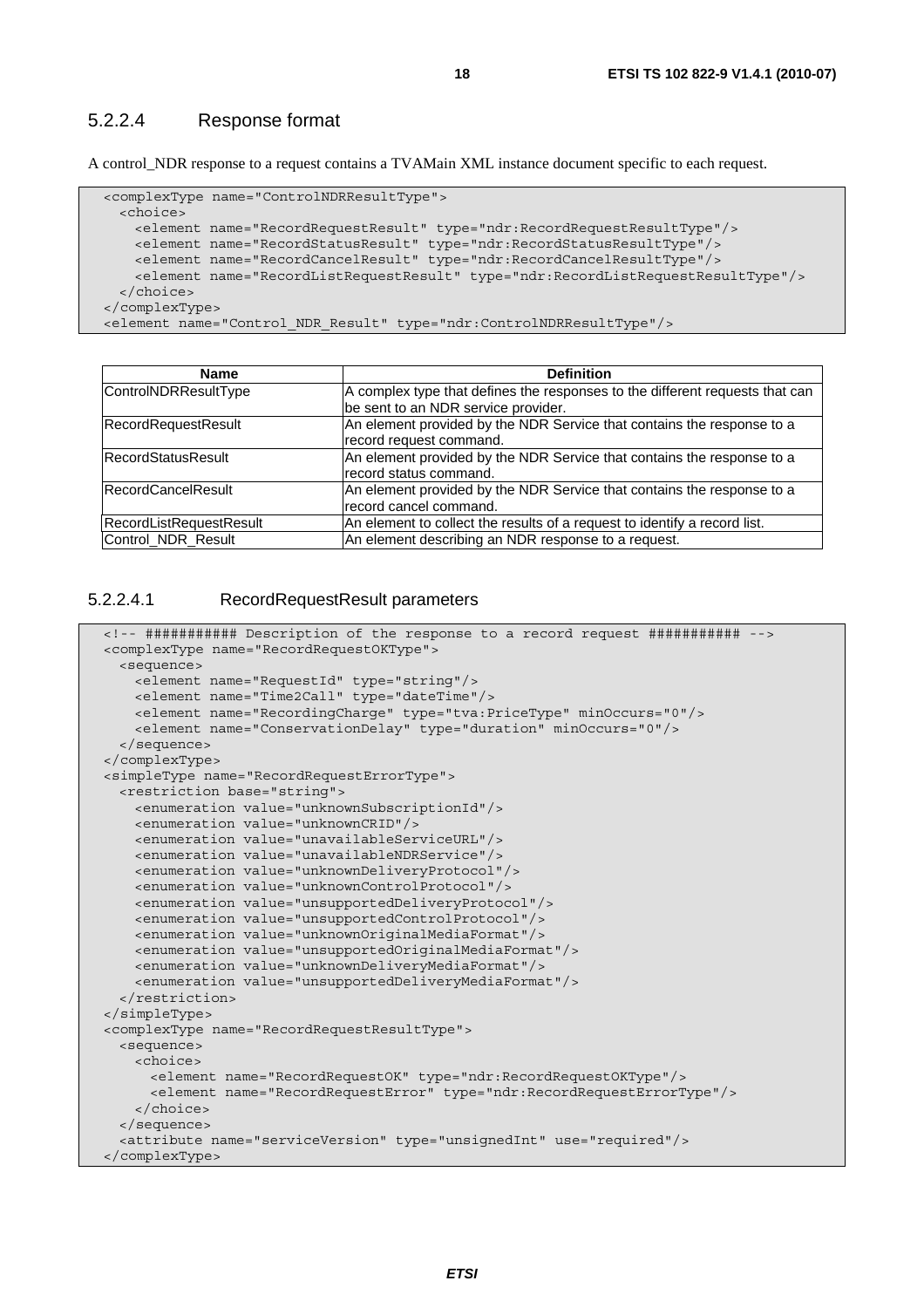#### 5.2.2.4 Response format

A control_NDR response to a request contains a TVAMain XML instance document specific to each request.

```
<complexType name="ControlNDRResultType">
  <choice>
    <element name="RecordRequestResult" type="ndr:RecordRequestResultType"/>
    <element name="RecordStatusResult" type="ndr:RecordStatusResultType"/>
    <element name="RecordCancelResult" type="ndr:RecordCancelResultType"/>
    <element name="RecordListRequestResult" type="ndr:RecordListRequestResultType"/>
  </choice>
</complexType>
<element name="Control_NDR_Result" type="ndr:ControlNDRResultType"/>
```

| Name | Definition |
| --- | --- |
| ControlNDRResultType | A complex type that defines the responses to the different requests that can be sent to an NDR service provider. |
| RecordRequestResult | An element provided by the NDR Service that contains the response to a record request command. |
| RecordStatusResult | An element provided by the NDR Service that contains the response to a record status command. |
| RecordCancelResult | An element provided by the NDR Service that contains the response to a record cancel command. |
| RecordListRequestResult | An element to collect the results of a request to identify a record list. |
| Control_NDR_Result | An element describing an NDR response to a request. |

##### 5.2.2.4.1 RecordRequestResult parameters

```
<!-- ########### Description of the response to a record request ########### -->
<complexType name="RecordRequestOKType">
  <sequence>
    <element name="RequestId" type="string"/>
    <element name="Time2Call" type="dateTime"/>
    <element name="RecordingCharge" type="tva:PriceType" minOccurs="0"/>
    <element name="ConservationDelay" type="duration" minOccurs="0"/>
  </sequence>
</complexType>
<simpleType name="RecordRequestErrorType">
  <restriction base="string">
    <enumeration value="unknownSubscriptionId"/>
    <enumeration value="unknownCRID"/>
    <enumeration value="unavailableServiceURL"/>
    <enumeration value="unavailableNDRService"/>
    <enumeration value="unknownDeliveryProtocol"/>
    <enumeration value="unknownControlProtocol"/>
    <enumeration value="unsupportedDeliveryProtocol"/>
    <enumeration value="unsupportedControlProtocol"/>
    <enumeration value="unknownOriginalMediaFormat"/>
    <enumeration value="unsupportedOriginalMediaFormat"/>
    <enumeration value="unknownDeliveryMediaFormat"/>
    <enumeration value="unsupportedDeliveryMediaFormat"/>
  </restriction>
</simpleType>
<complexType name="RecordRequestResultType">
  <sequence>
    <choice>
      <element name="RecordRequestOK" type="ndr:RecordRequestOKType"/>
      <element name="RecordRequestError" type="ndr:RecordRequestErrorType"/>
    </choice>
  </sequence>
  <attribute name="serviceVersion" type="unsignedInt" use="required"/>
</complexType>
```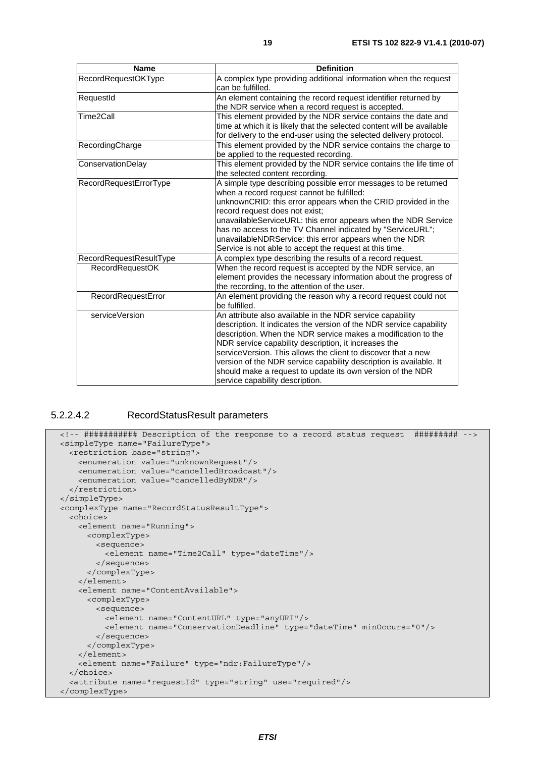| Name | Definition |
| --- | --- |
| RecordRequestOKType | A complex type providing additional information when the request can be fulfilled. |
| RequestId | An element containing the record request identifier returned by the NDR service when a record request is accepted. |
| Time2Call | This element provided by the NDR service contains the date and time at which it is likely that the selected content will be available for delivery to the end-user using the selected delivery protocol. |
| RecordingCharge | This element provided by the NDR service contains the charge to be applied to the requested recording. |
| ConservationDelay | This element provided by the NDR service contains the life time of the selected content recording. |
| RecordRequestErrorType | A simple type describing possible error messages to be returned when a record request cannot be fulfilled: unknownCRID: this error appears when the CRID provided in the record request does not exist; unavailableServiceURL: this error appears when the NDR Service has no access to the TV Channel indicated by "ServiceURL"; unavailableNDRService: this error appears when the NDR Service is not able to accept the request at this time. |
| RecordRequestResultType | A complex type describing the results of a record request. |
| RecordRequestOK | When the record request is accepted by the NDR service, an element provides the necessary information about the progress of the recording, to the attention of the user. |
| RecordRequestError | An element providing the reason why a record request could not be fulfilled. |
| serviceVersion | An attribute also available in the NDR service capability description. It indicates the version of the NDR service capability description. When the NDR service makes a modification to the NDR service capability description, it increases the serviceVersion. This allows the client to discover that a new version of the NDR service capability description is available. It should make a request to update its own version of the NDR service capability description. |

#### 5.2.2.4.2 RecordStatusResult parameters

```
<!-- ########### Description of the response to a record status request  ######### -->
<simpleType name="FailureType">
  <restriction base="string">
    <enumeration value="unknownRequest"/>
    <enumeration value="cancelledBroadcast"/>
    <enumeration value="cancelledByNDR"/>
  </restriction>
</simpleType>
<complexType name="RecordStatusResultType">
  <choice>
    <element name="Running">
      <complexType>
        <sequence>
          <element name="Time2Call" type="dateTime"/>
        </sequence>
      </complexType>
    </element>
    <element name="ContentAvailable">
      <complexType>
        <sequence>
          <element name="ContentURL" type="anyURI"/>
          <element name="ConservationDeadline" type="dateTime" minOccurs="0"/>
        </sequence>
      </complexType>
    </element>
    <element name="Failure" type="ndr:FailureType"/>
  </choice>
  <attribute name="requestId" type="string" use="required"/>
</complexType>
```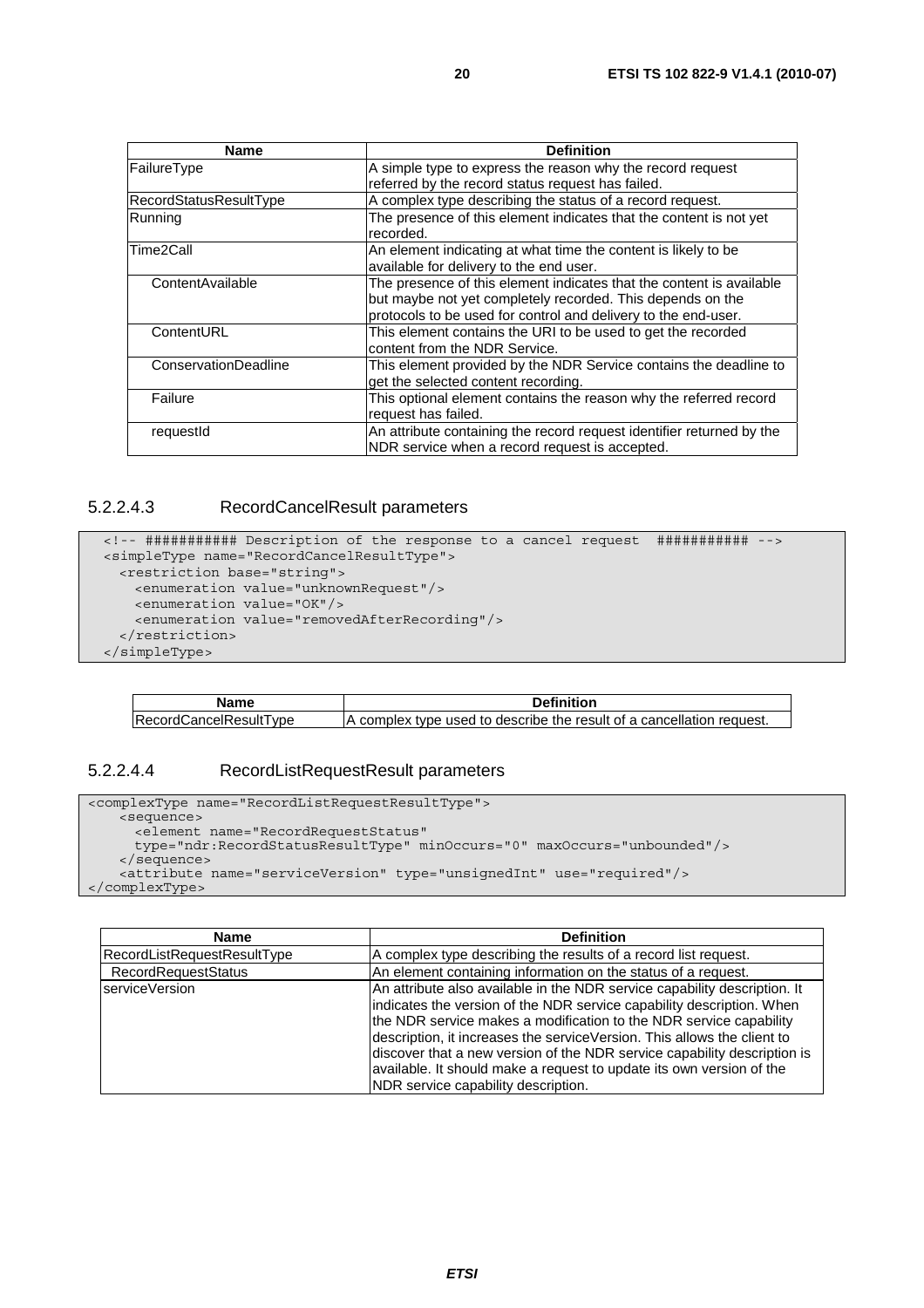| Name | Definition |
| --- | --- |
| FailureType | A simple type to express the reason why the record request referred by the record status request has failed. |
| RecordStatusResultType | A complex type describing the status of a record request. |
| Running | The presence of this element indicates that the content is not yet recorded. |
| Time2Call | An element indicating at what time the content is likely to be available for delivery to the end user. |
| ContentAvailable | The presence of this element indicates that the content is available but maybe not yet completely recorded. This depends on the protocols to be used for control and delivery to the end-user. |
| ContentURL | This element contains the URI to be used to get the recorded content from the NDR Service. |
| ConservationDeadline | This element provided by the NDR Service contains the deadline to get the selected content recording. |
| Failure | This optional element contains the reason why the referred record request has failed. |
| requestId | An attribute containing the record request identifier returned by the NDR service when a record request is accepted. |

#### 5.2.2.4.3 RecordCancelResult parameters

```
<!-- ########### Description of the response to a cancel request  ########### -->
<simpleType name="RecordCancelResultType">
  <restriction base="string">
    <enumeration value="unknownRequest"/>
    <enumeration value="OK"/>
    <enumeration value="removedAfterRecording"/>
  </restriction>
</simpleType>
```

| Name | Definition |
| --- | --- |
| RecordCancelResultType | A complex type used to describe the result of a cancellation request. |

#### 5.2.2.4.4 RecordListRequestResult parameters

```
<complexType name="RecordListRequestResultType">
    <sequence>
      <element name="RecordRequestStatus"
      type="ndr:RecordStatusResultType" minOccurs="0" maxOccurs="unbounded"/>
    </sequence>
    <attribute name="serviceVersion" type="unsignedInt" use="required"/>
</complexType>
```

| Name | Definition |
| --- | --- |
| RecordListRequestResultType | A complex type describing the results of a record list request. |
| RecordRequestStatus | An element containing information on the status of a request. |
| serviceVersion | An attribute also available in the NDR service capability description. It indicates the version of the NDR service capability description. When the NDR service makes a modification to the NDR service capability description, it increases the serviceVersion. This allows the client to discover that a new version of the NDR service capability description is available. It should make a request to update its own version of the NDR service capability description. |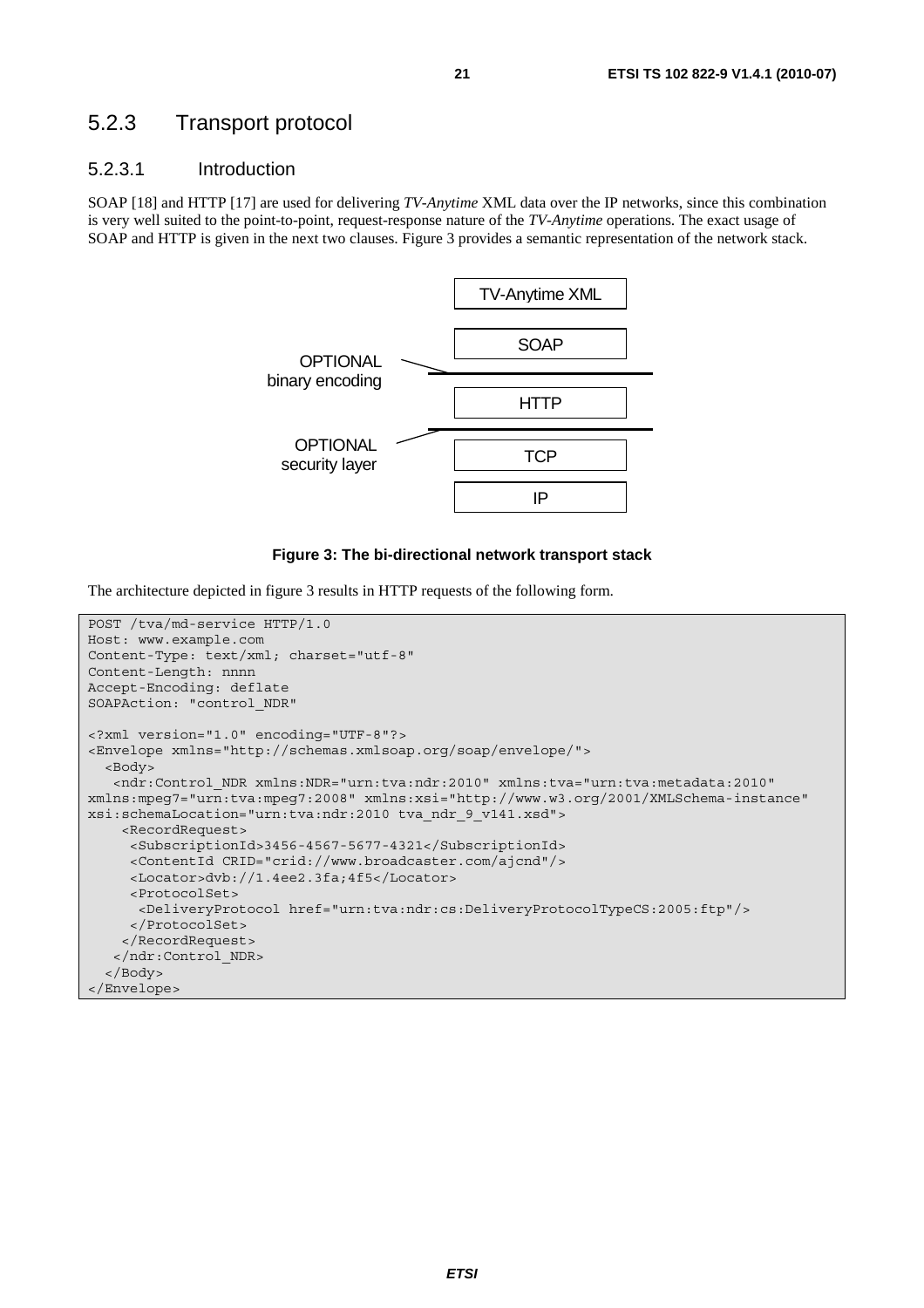## 5.2.3 Transport protocol

### 5.2.3.1 Introduction

SOAP [18] and HTTP [17] are used for delivering *TV-Anytime* XML data over the IP networks, since this combination is very well suited to the point-to-point, request-response nature of the *TV-Anytime* operations. The exact usage of SOAP and HTTP is given in the next two clauses. Figure 3 provides a semantic representation of the network stack.

| |
|---|
| TV-Anytime XML |
| SOAP |
| OPTIONAL binary encoding |
| HTTP |
| OPTIONAL security layer |
| TCP |
| IP |

**Figure 3: The bi-directional network transport stack**

The architecture depicted in figure 3 results in HTTP requests of the following form.

```
POST /tva/md-service HTTP/1.0
Host: www.example.com
Content-Type: text/xml; charset="utf-8"
Content-Length: nnnn
Accept-Encoding: deflate
SOAPAction: "control_NDR"

<?xml version="1.0" encoding="UTF-8"?>
<Envelope xmlns="http://schemas.xmlsoap.org/soap/envelope/">
  <Body>
   <ndr:Control_NDR xmlns:NDR="urn:tva:ndr:2010" xmlns:tva="urn:tva:metadata:2010"
xmlns:mpeg7="urn:tva:mpeg7:2008" xmlns:xsi="http://www.w3.org/2001/XMLSchema-instance"
xsi:schemaLocation="urn:tva:ndr:2010 tva_ndr_9_v141.xsd">
    <RecordRequest>
     <SubscriptionId>3456-4567-5677-4321</SubscriptionId>
     <ContentId CRID="crid://www.broadcaster.com/ajcnd"/>
     <Locator>dvb://1.4ee2.3fa;4f5</Locator>
     <ProtocolSet>
      <DeliveryProtocol href="urn:tva:ndr:cs:DeliveryProtocolTypeCS:2005:ftp"/>
     </ProtocolSet>
    </RecordRequest>
   </ndr:Control_NDR>
  </Body>
</Envelope>
```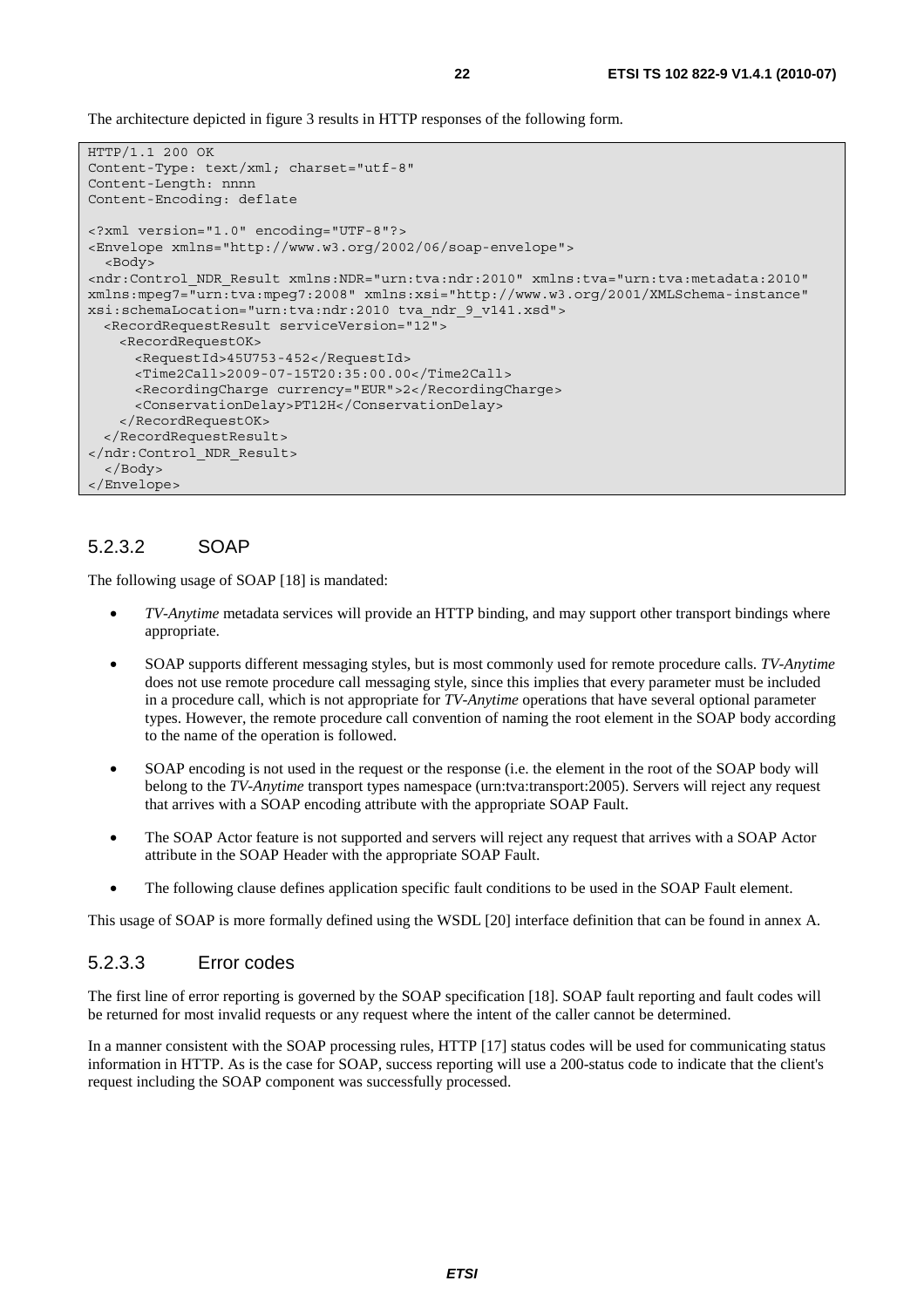The architecture depicted in figure 3 results in HTTP responses of the following form.

```
HTTP/1.1 200 OK
Content-Type: text/xml; charset="utf-8"
Content-Length: nnnn
Content-Encoding: deflate

<?xml version="1.0" encoding="UTF-8"?>
<Envelope xmlns="http://www.w3.org/2002/06/soap-envelope">
  <Body>
<ndr:Control_NDR_Result xmlns:NDR="urn:tva:ndr:2010" xmlns:tva="urn:tva:metadata:2010"
xmlns:mpeg7="urn:tva:mpeg7:2008" xmlns:xsi="http://www.w3.org/2001/XMLSchema-instance"
xsi:schemaLocation="urn:tva:ndr:2010 tva_ndr_9_v141.xsd">
  <RecordRequestResult serviceVersion="12">
    <RecordRequestOK>
      <RequestId>45U753-452</RequestId>
      <Time2Call>2009-07-15T20:35:00.00</Time2Call>
      <RecordingCharge currency="EUR">2</RecordingCharge>
      <ConservationDelay>PT12H</ConservationDelay>
    </RecordRequestOK>
  </RecordRequestResult>
</ndr:Control_NDR_Result>
  </Body>
</Envelope>
```

### 5.2.3.2 SOAP

The following usage of SOAP [18] is mandated:

- *TV-Anytime* metadata services will provide an HTTP binding, and may support other transport bindings where appropriate.
- SOAP supports different messaging styles, but is most commonly used for remote procedure calls. *TV-Anytime* does not use remote procedure call messaging style, since this implies that every parameter must be included in a procedure call, which is not appropriate for *TV-Anytime* operations that have several optional parameter types. However, the remote procedure call convention of naming the root element in the SOAP body according to the name of the operation is followed.
- SOAP encoding is not used in the request or the response (i.e. the element in the root of the SOAP body will belong to the *TV-Anytime* transport types namespace (urn:tva:transport:2005). Servers will reject any request that arrives with a SOAP encoding attribute with the appropriate SOAP Fault.
- The SOAP Actor feature is not supported and servers will reject any request that arrives with a SOAP Actor attribute in the SOAP Header with the appropriate SOAP Fault.
- The following clause defines application specific fault conditions to be used in the SOAP Fault element.

This usage of SOAP is more formally defined using the WSDL [20] interface definition that can be found in annex A.

### 5.2.3.3 Error codes

The first line of error reporting is governed by the SOAP specification [18]. SOAP fault reporting and fault codes will be returned for most invalid requests or any request where the intent of the caller cannot be determined.

In a manner consistent with the SOAP processing rules, HTTP [17] status codes will be used for communicating status information in HTTP. As is the case for SOAP, success reporting will use a 200-status code to indicate that the client's request including the SOAP component was successfully processed.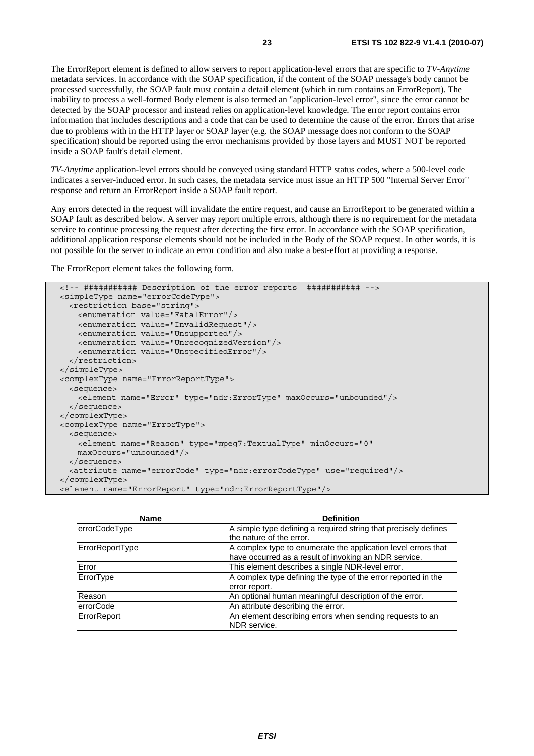The ErrorReport element is defined to allow servers to report application-level errors that are specific to *TV-Anytime* metadata services. In accordance with the SOAP specification, if the content of the SOAP message's body cannot be processed successfully, the SOAP fault must contain a detail element (which in turn contains an ErrorReport). The inability to process a well-formed Body element is also termed an "application-level error", since the error cannot be detected by the SOAP processor and instead relies on application-level knowledge. The error report contains error information that includes descriptions and a code that can be used to determine the cause of the error. Errors that arise due to problems with in the HTTP layer or SOAP layer (e.g. the SOAP message does not conform to the SOAP specification) should be reported using the error mechanisms provided by those layers and MUST NOT be reported inside a SOAP fault's detail element.

*TV-Anytime* application-level errors should be conveyed using standard HTTP status codes, where a 500-level code indicates a server-induced error. In such cases, the metadata service must issue an HTTP 500 "Internal Server Error" response and return an ErrorReport inside a SOAP fault report.

Any errors detected in the request will invalidate the entire request, and cause an ErrorReport to be generated within a SOAP fault as described below. A server may report multiple errors, although there is no requirement for the metadata service to continue processing the request after detecting the first error. In accordance with the SOAP specification, additional application response elements should not be included in the Body of the SOAP request. In other words, it is not possible for the server to indicate an error condition and also make a best-effort at providing a response.

The ErrorReport element takes the following form.

```
<!-- ########### Description of the error reports  ########### -->
<simpleType name="errorCodeType">
  <restriction base="string">
    <enumeration value="FatalError"/>
    <enumeration value="InvalidRequest"/>
    <enumeration value="Unsupported"/>
    <enumeration value="UnrecognizedVersion"/>
    <enumeration value="UnspecifiedError"/>
  </restriction>
</simpleType>
<complexType name="ErrorReportType">
  <sequence>
    <element name="Error" type="ndr:ErrorType" maxOccurs="unbounded"/>
  </sequence>
</complexType>
<complexType name="ErrorType">
  <sequence>
    <element name="Reason" type="mpeg7:TextualType" minOccurs="0"
    maxOccurs="unbounded"/>
  </sequence>
  <attribute name="errorCode" type="ndr:errorCodeType" use="required"/>
</complexType>
<element name="ErrorReport" type="ndr:ErrorReportType"/>
```

| Name | Definition |
|---|---|
| errorCodeType | A simple type defining a required string that precisely defines the nature of the error. |
| ErrorReportType | A complex type to enumerate the application level errors that have occurred as a result of invoking an NDR service. |
| Error | This element describes a single NDR-level error. |
| ErrorType | A complex type defining the type of the error reported in the error report. |
| Reason | An optional human meaningful description of the error. |
| errorCode | An attribute describing the error. |
| ErrorReport | An element describing errors when sending requests to an NDR service. |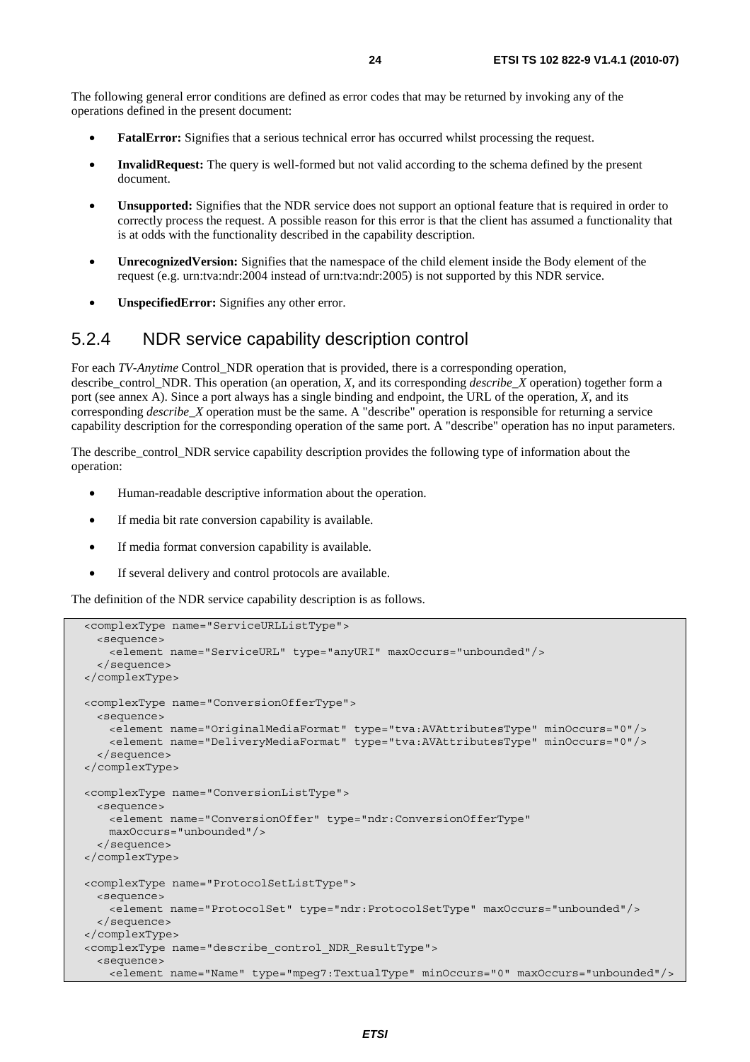The following general error conditions are defined as error codes that may be returned by invoking any of the operations defined in the present document:

- **FatalError:** Signifies that a serious technical error has occurred whilst processing the request.
- **InvalidRequest:** The query is well-formed but not valid according to the schema defined by the present document.
- **Unsupported:** Signifies that the NDR service does not support an optional feature that is required in order to correctly process the request. A possible reason for this error is that the client has assumed a functionality that is at odds with the functionality described in the capability description.
- **UnrecognizedVersion:** Signifies that the namespace of the child element inside the Body element of the request (e.g. urn:tva:ndr:2004 instead of urn:tva:ndr:2005) is not supported by this NDR service.
- **UnspecifiedError:** Signifies any other error.

### 5.2.4 NDR service capability description control

For each *TV-Anytime* Control_NDR operation that is provided, there is a corresponding operation, describe_control_NDR. This operation (an operation, *X*, and its corresponding *describe_X* operation) together form a port (see annex A). Since a port always has a single binding and endpoint, the URL of the operation, *X*, and its corresponding *describe_X* operation must be the same. A "describe" operation is responsible for returning a service capability description for the corresponding operation of the same port. A "describe" operation has no input parameters.

The describe_control_NDR service capability description provides the following type of information about the operation:

- Human-readable descriptive information about the operation.
- If media bit rate conversion capability is available.
- If media format conversion capability is available.
- If several delivery and control protocols are available.

The definition of the NDR service capability description is as follows.

```
<complexType name="ServiceURLListType">
  <sequence>
    <element name="ServiceURL" type="anyURI" maxOccurs="unbounded"/>
  </sequence>
</complexType>

<complexType name="ConversionOfferType">
  <sequence>
    <element name="OriginalMediaFormat" type="tva:AVAttributesType" minOccurs="0"/>
    <element name="DeliveryMediaFormat" type="tva:AVAttributesType" minOccurs="0"/>
  </sequence>
</complexType>

<complexType name="ConversionListType">
  <sequence>
    <element name="ConversionOffer" type="ndr:ConversionOfferType"
    maxOccurs="unbounded"/>
  </sequence>
</complexType>

<complexType name="ProtocolSetListType">
  <sequence>
    <element name="ProtocolSet" type="ndr:ProtocolSetType" maxOccurs="unbounded"/>
  </sequence>
</complexType>
<complexType name="describe_control_NDR_ResultType">
  <sequence>
    <element name="Name" type="mpeg7:TextualType" minOccurs="0" maxOccurs="unbounded"/>
```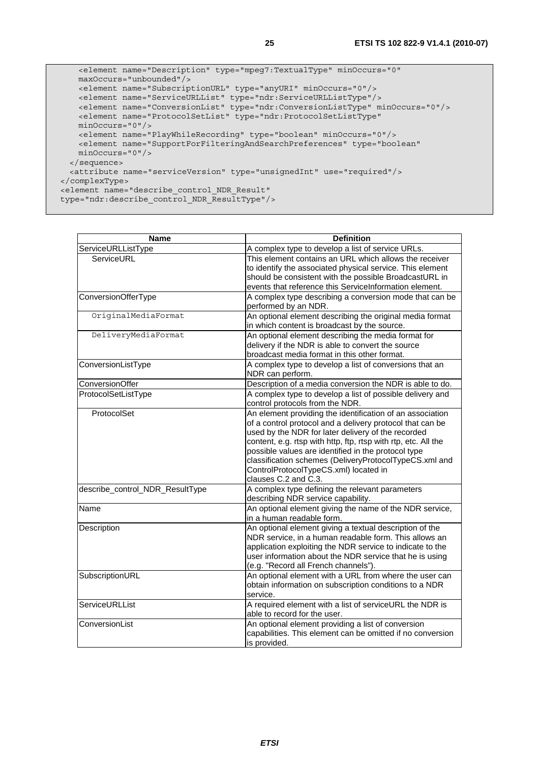```
    <element name="Description" type="mpeg7:TextualType" minOccurs="0"
    maxOccurs="unbounded"/>
    <element name="SubscriptionURL" type="anyURI" minOccurs="0"/>
    <element name="ServiceURLList" type="ndr:ServiceURLListType"/>
    <element name="ConversionList" type="ndr:ConversionListType" minOccurs="0"/>
    <element name="ProtocolSetList" type="ndr:ProtocolSetListType"
    minOccurs="0"/>
    <element name="PlayWhileRecording" type="boolean" minOccurs="0"/>
    <element name="SupportForFilteringAndSearchPreferences" type="boolean"
    minOccurs="0"/>
  </sequence>
  <attribute name="serviceVersion" type="unsignedInt" use="required"/>
</complexType>
<element name="describe_control_NDR_Result"
type="ndr:describe_control_NDR_ResultType"/>
```

| Name | Definition |
| --- | --- |
| ServiceURLListType | A complex type to develop a list of service URLs. |
| ServiceURL | This element contains an URL which allows the receiver to identify the associated physical service. This element should be consistent with the possible BroadcastURL in events that reference this ServiceInformation element. |
| ConversionOfferType | A complex type describing a conversion mode that can be performed by an NDR. |
| OriginalMediaFormat | An optional element describing the original media format in which content is broadcast by the source. |
| DeliveryMediaFormat | An optional element describing the media format for delivery if the NDR is able to convert the source broadcast media format in this other format. |
| ConversionListType | A complex type to develop a list of conversions that an NDR can perform. |
| ConversionOffer | Description of a media conversion the NDR is able to do. |
| ProtocolSetListType | A complex type to develop a list of possible delivery and control protocols from the NDR. |
| ProtocolSet | An element providing the identification of an association of a control protocol and a delivery protocol that can be used by the NDR for later delivery of the recorded content, e.g. rtsp with http, ftp, rtsp with rtp, etc. All the possible values are identified in the protocol type classification schemes (DeliveryProtocolTypeCS.xml and ControlProtocolTypeCS.xml) located in clauses C.2 and C.3. |
| describe_control_NDR_ResultType | A complex type defining the relevant parameters describing NDR service capability. |
| Name | An optional element giving the name of the NDR service, in a human readable form. |
| Description | An optional element giving a textual description of the NDR service, in a human readable form. This allows an application exploiting the NDR service to indicate to the user information about the NDR service that he is using (e.g. "Record all French channels"). |
| SubscriptionURL | An optional element with a URL from where the user can obtain information on subscription conditions to a NDR service. |
| ServiceURLList | A required element with a list of serviceURL the NDR is able to record for the user. |
| ConversionList | An optional element providing a list of conversion capabilities. This element can be omitted if no conversion is provided. |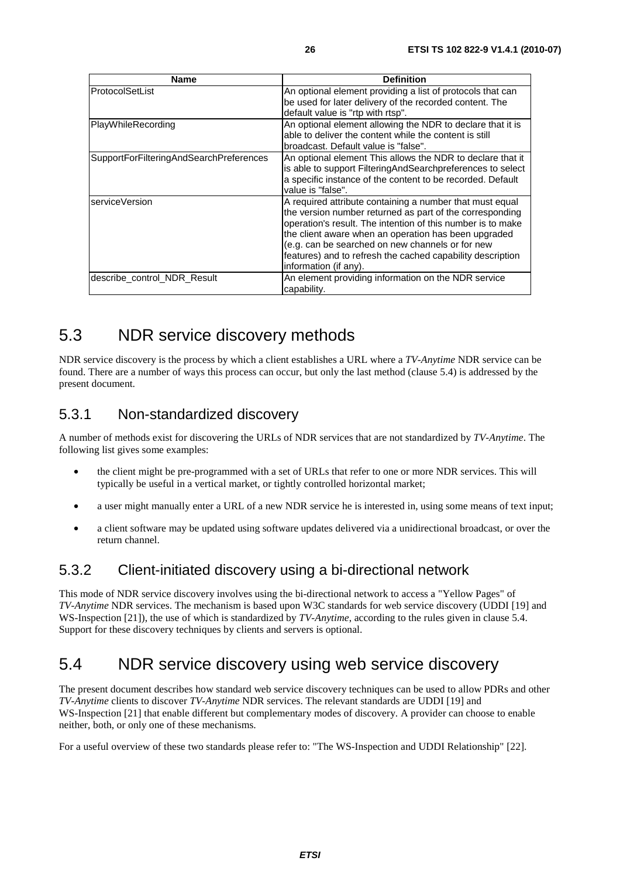| Name | Definition |
| --- | --- |
| ProtocolSetList | An optional element providing a list of protocols that can be used for later delivery of the recorded content. The default value is "rtp with rtsp". |
| PlayWhileRecording | An optional element allowing the NDR to declare that it is able to deliver the content while the content is still broadcast. Default value is "false". |
| SupportForFilteringAndSearchPreferences | An optional element This allows the NDR to declare that it is able to support FilteringAndSearchpreferences to select a specific instance of the content to be recorded. Default value is "false". |
| serviceVersion | A required attribute containing a number that must equal the version number returned as part of the corresponding operation's result. The intention of this number is to make the client aware when an operation has been upgraded (e.g. can be searched on new channels or for new features) and to refresh the cached capability description information (if any). |
| describe_control_NDR_Result | An element providing information on the NDR service capability. |

# 5.3 NDR service discovery methods

NDR service discovery is the process by which a client establishes a URL where a *TV-Anytime* NDR service can be found. There are a number of ways this process can occur, but only the last method (clause 5.4) is addressed by the present document.

## 5.3.1 Non-standardized discovery

A number of methods exist for discovering the URLs of NDR services that are not standardized by *TV-Anytime*. The following list gives some examples:

- the client might be pre-programmed with a set of URLs that refer to one or more NDR services. This will typically be useful in a vertical market, or tightly controlled horizontal market;
- a user might manually enter a URL of a new NDR service he is interested in, using some means of text input;
- a client software may be updated using software updates delivered via a unidirectional broadcast, or over the return channel.

## 5.3.2 Client-initiated discovery using a bi-directional network

This mode of NDR service discovery involves using the bi-directional network to access a "Yellow Pages" of *TV-Anytime* NDR services. The mechanism is based upon W3C standards for web service discovery (UDDI [19] and WS-Inspection [21]), the use of which is standardized by *TV-Anytime*, according to the rules given in clause 5.4. Support for these discovery techniques by clients and servers is optional.

# 5.4 NDR service discovery using web service discovery

The present document describes how standard web service discovery techniques can be used to allow PDRs and other *TV-Anytime* clients to discover *TV-Anytime* NDR services. The relevant standards are UDDI [19] and WS-Inspection [21] that enable different but complementary modes of discovery. A provider can choose to enable neither, both, or only one of these mechanisms.

For a useful overview of these two standards please refer to: "The WS-Inspection and UDDI Relationship" [22].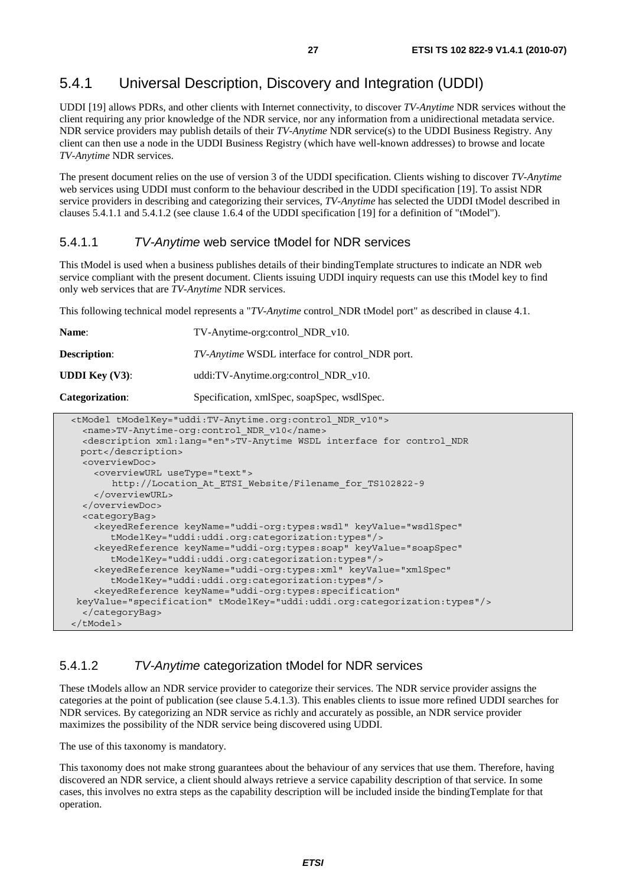### 5.4.1 Universal Description, Discovery and Integration (UDDI)

UDDI [19] allows PDRs, and other clients with Internet connectivity, to discover *TV-Anytime* NDR services without the client requiring any prior knowledge of the NDR service, nor any information from a unidirectional metadata service. NDR service providers may publish details of their *TV-Anytime* NDR service(s) to the UDDI Business Registry. Any client can then use a node in the UDDI Business Registry (which have well-known addresses) to browse and locate *TV-Anytime* NDR services.

The present document relies on the use of version 3 of the UDDI specification. Clients wishing to discover *TV-Anytime* web services using UDDI must conform to the behaviour described in the UDDI specification [19]. To assist NDR service providers in describing and categorizing their services, *TV-Anytime* has selected the UDDI tModel described in clauses 5.4.1.1 and 5.4.1.2 (see clause 1.6.4 of the UDDI specification [19] for a definition of "tModel").

#### 5.4.1.1 *TV-Anytime* web service tModel for NDR services

This tModel is used when a business publishes details of their bindingTemplate structures to indicate an NDR web service compliant with the present document. Clients issuing UDDI inquiry requests can use this tModel key to find only web services that are *TV-Anytime* NDR services.

This following technical model represents a "*TV-Anytime* control_NDR tModel port" as described in clause 4.1.

**Name**: TV-Anytime-org:control_NDR_v10.

**Description**: *TV-Anytime* WSDL interface for control_NDR port.

**UDDI Key (V3)**: uddi:TV-Anytime.org:control_NDR_v10.

**Categorization**: Specification, xmlSpec, soapSpec, wsdlSpec.

```
<tModel tModelKey="uddi:TV-Anytime.org:control_NDR_v10">
  <name>TV-Anytime-org:control_NDR_v10</name>
  <description xml:lang="en">TV-Anytime WSDL interface for control_NDR
 port</description>
  <overviewDoc>
    <overviewURL useType="text">
        http://Location_At_ETSI_Website/Filename_for_TS102822-9
    </overviewURL>
  </overviewDoc>
  <categoryBag>
    <keyedReference keyName="uddi-org:types:wsdl" keyValue="wsdlSpec"
        tModelKey="uddi:uddi.org:categorization:types"/>
    <keyedReference keyName="uddi-org:types:soap" keyValue="soapSpec"
        tModelKey="uddi:uddi.org:categorization:types"/>
    <keyedReference keyName="uddi-org:types:xml" keyValue="xmlSpec"
        tModelKey="uddi:uddi.org:categorization:types"/>
    <keyedReference keyName="uddi-org:types:specification"
 keyValue="specification" tModelKey="uddi:uddi.org:categorization:types"/>
  </categoryBag>
</tModel>
```

#### 5.4.1.2 *TV-Anytime* categorization tModel for NDR services

These tModels allow an NDR service provider to categorize their services. The NDR service provider assigns the categories at the point of publication (see clause 5.4.1.3). This enables clients to issue more refined UDDI searches for NDR services. By categorizing an NDR service as richly and accurately as possible, an NDR service provider maximizes the possibility of the NDR service being discovered using UDDI.

The use of this taxonomy is mandatory.

This taxonomy does not make strong guarantees about the behaviour of any services that use them. Therefore, having discovered an NDR service, a client should always retrieve a service capability description of that service. In some cases, this involves no extra steps as the capability description will be included inside the bindingTemplate for that operation.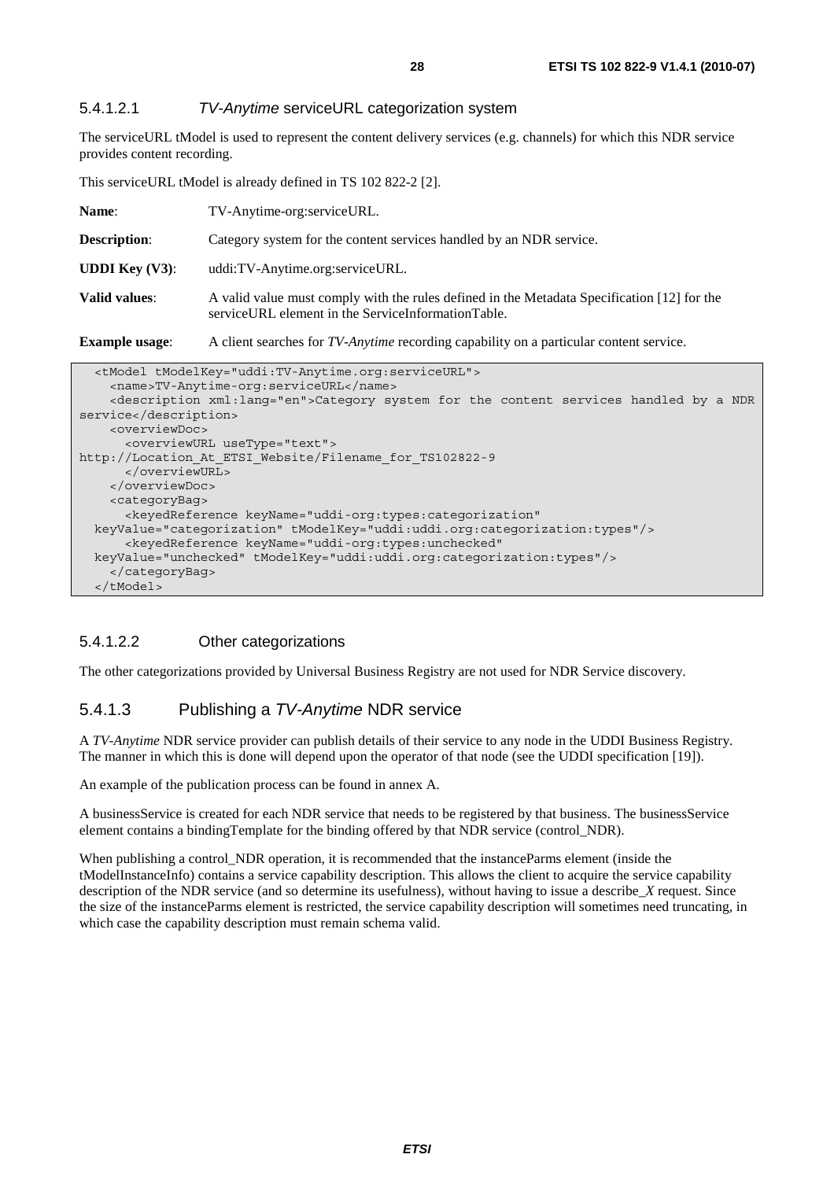#### 5.4.1.2.1 *TV-Anytime* serviceURL categorization system

The serviceURL tModel is used to represent the content delivery services (e.g. channels) for which this NDR service provides content recording.

This serviceURL tModel is already defined in TS 102 822-2 [2].

**Name**: TV-Anytime-org:serviceURL.

**Description**: Category system for the content services handled by an NDR service.

**UDDI Key (V3)**: uddi:TV-Anytime.org:serviceURL.

**Valid values**: A valid value must comply with the rules defined in the Metadata Specification [12] for the serviceURL element in the ServiceInformationTable.

**Example usage**: A client searches for *TV-Anytime* recording capability on a particular content service.

```
  <tModel tModelKey="uddi:TV-Anytime.org:serviceURL">
    <name>TV-Anytime-org:serviceURL</name>
    <description xml:lang="en">Category system for the content services handled by a NDR
service</description>
    <overviewDoc>
      <overviewURL useType="text">
http://Location_At_ETSI_Website/Filename_for_TS102822-9
      </overviewURL>
    </overviewDoc>
    <categoryBag>
      <keyedReference keyName="uddi-org:types:categorization"
  keyValue="categorization" tModelKey="uddi:uddi.org:categorization:types"/>
      <keyedReference keyName="uddi-org:types:unchecked"
  keyValue="unchecked" tModelKey="uddi:uddi.org:categorization:types"/>
    </categoryBag>
  </tModel>
```

#### 5.4.1.2.2 Other categorizations

The other categorizations provided by Universal Business Registry are not used for NDR Service discovery.

### 5.4.1.3 Publishing a *TV-Anytime* NDR service

A *TV-Anytime* NDR service provider can publish details of their service to any node in the UDDI Business Registry. The manner in which this is done will depend upon the operator of that node (see the UDDI specification [19]).

An example of the publication process can be found in annex A.

A businessService is created for each NDR service that needs to be registered by that business. The businessService element contains a bindingTemplate for the binding offered by that NDR service (control_NDR).

When publishing a control_NDR operation, it is recommended that the instanceParms element (inside the tModelInstanceInfo) contains a service capability description. This allows the client to acquire the service capability description of the NDR service (and so determine its usefulness), without having to issue a describe_*X* request. Since the size of the instanceParms element is restricted, the service capability description will sometimes need truncating, in which case the capability description must remain schema valid.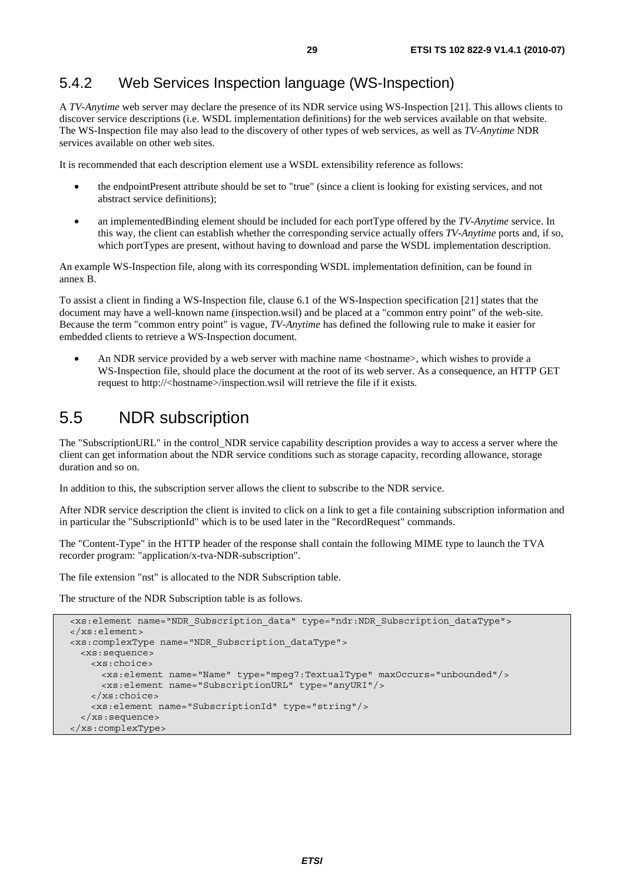## 5.4.2 Web Services Inspection language (WS-Inspection)

A *TV-Anytime* web server may declare the presence of its NDR service using WS-Inspection [21]. This allows clients to discover service descriptions (i.e. WSDL implementation definitions) for the web services available on that website. The WS-Inspection file may also lead to the discovery of other types of web services, as well as *TV-Anytime* NDR services available on other web sites.

It is recommended that each description element use a WSDL extensibility reference as follows:

- the endpointPresent attribute should be set to "true" (since a client is looking for existing services, and not abstract service definitions);
- an implementedBinding element should be included for each portType offered by the *TV-Anytime* service. In this way, the client can establish whether the corresponding service actually offers *TV-Anytime* ports and, if so, which portTypes are present, without having to download and parse the WSDL implementation description.

An example WS-Inspection file, along with its corresponding WSDL implementation definition, can be found in annex B.

To assist a client in finding a WS-Inspection file, clause 6.1 of the WS-Inspection specification [21] states that the document may have a well-known name (inspection.wsil) and be placed at a "common entry point" of the web-site. Because the term "common entry point" is vague, *TV-Anytime* has defined the following rule to make it easier for embedded clients to retrieve a WS-Inspection document.

- An NDR service provided by a web server with machine name <hostname>, which wishes to provide a WS-Inspection file, should place the document at the root of its web server. As a consequence, an HTTP GET request to http://<hostname>/inspection.wsil will retrieve the file if it exists.

# 5.5 NDR subscription

The "SubscriptionURL" in the control_NDR service capability description provides a way to access a server where the client can get information about the NDR service conditions such as storage capacity, recording allowance, storage duration and so on.

In addition to this, the subscription server allows the client to subscribe to the NDR service.

After NDR service description the client is invited to click on a link to get a file containing subscription information and in particular the "SubscriptionId" which is to be used later in the "RecordRequest" commands.

The "Content-Type" in the HTTP header of the response shall contain the following MIME type to launch the TVA recorder program: "application/x-tva-NDR-subscription".

The file extension "nst" is allocated to the NDR Subscription table.

The structure of the NDR Subscription table is as follows.

```
<xs:element name="NDR_Subscription_data" type="ndr:NDR_Subscription_dataType">
</xs:element>
<xs:complexType name="NDR_Subscription_dataType">
  <xs:sequence>
    <xs:choice>
      <xs:element name="Name" type="mpeg7:TextualType" maxOccurs="unbounded"/>
      <xs:element name="SubscriptionURL" type="anyURI"/>
    </xs:choice>
    <xs:element name="SubscriptionId" type="string"/>
  </xs:sequence>
</xs:complexType>
```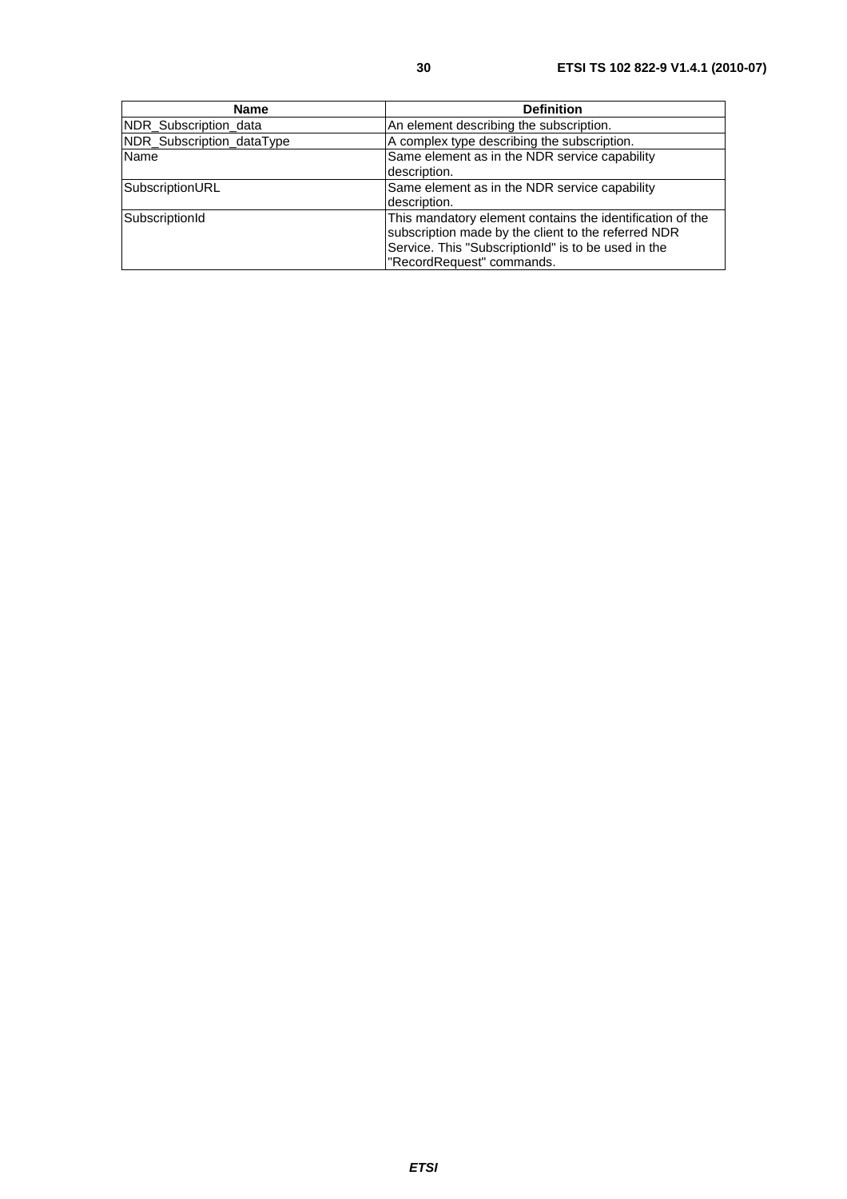| Name | Definition |
| --- | --- |
| NDR_Subscription_data | An element describing the subscription. |
| NDR_Subscription_dataType | A complex type describing the subscription. |
| Name | Same element as in the NDR service capability description. |
| SubscriptionURL | Same element as in the NDR service capability description. |
| SubscriptionId | This mandatory element contains the identification of the subscription made by the client to the referred NDR Service. This "SubscriptionId" is to be used in the "RecordRequest" commands. |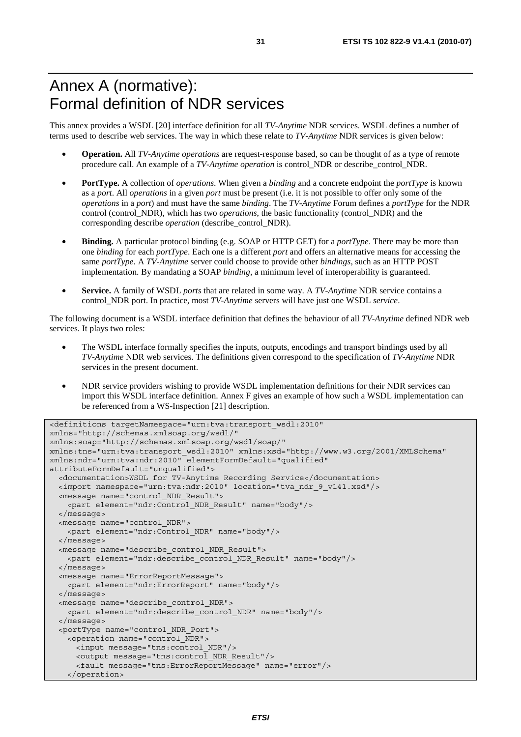# Annex A (normative): Formal definition of NDR services

This annex provides a WSDL [20] interface definition for all *TV-Anytime* NDR services. WSDL defines a number of terms used to describe web services. The way in which these relate to *TV-Anytime* NDR services is given below:

- **Operation.** All *TV-Anytime operations* are request-response based, so can be thought of as a type of remote procedure call. An example of a *TV-Anytime operation* is control_NDR or describe_control_NDR.
- **PortType.** A collection of *operations*. When given a *binding* and a concrete endpoint the *portType* is known as a *port*. All *operations* in a given *port* must be present (i.e. it is not possible to offer only some of the *operations* in a *port*) and must have the same *binding*. The *TV-Anytime* Forum defines a *portType* for the NDR control (control_NDR), which has two *operations*, the basic functionality (control_NDR) and the corresponding describe *operation* (describe_control_NDR).
- **Binding.** A particular protocol binding (e.g. SOAP or HTTP GET) for a *portType*. There may be more than one *binding* for each *portType*. Each one is a different *port* and offers an alternative means for accessing the same *portType*. A *TV-Anytime* server could choose to provide other *bindings*, such as an HTTP POST implementation. By mandating a SOAP *binding*, a minimum level of interoperability is guaranteed.
- **Service.** A family of WSDL *ports* that are related in some way. A *TV-Anytime* NDR service contains a control_NDR port. In practice, most *TV-Anytime* servers will have just one WSDL *service*.

The following document is a WSDL interface definition that defines the behaviour of all *TV-Anytime* defined NDR web services. It plays two roles:

- The WSDL interface formally specifies the inputs, outputs, encodings and transport bindings used by all *TV-Anytime* NDR web services. The definitions given correspond to the specification of *TV-Anytime* NDR services in the present document.
- NDR service providers wishing to provide WSDL implementation definitions for their NDR services can import this WSDL interface definition. Annex F gives an example of how such a WSDL implementation can be referenced from a WS-Inspection [21] description.

```
<definitions targetNamespace="urn:tva:transport_wsdl:2010"
xmlns="http://schemas.xmlsoap.org/wsdl/"
xmlns:soap="http://schemas.xmlsoap.org/wsdl/soap/"
xmlns:tns="urn:tva:transport_wsdl:2010" xmlns:xsd="http://www.w3.org/2001/XMLSchema"
xmlns:ndr="urn:tva:ndr:2010" elementFormDefault="qualified"
attributeFormDefault="unqualified">
  <documentation>WSDL for TV-Anytime Recording Service</documentation>
  <import namespace="urn:tva:ndr:2010" location="tva_ndr_9_v141.xsd"/>
  <message name="control_NDR_Result">
    <part element="ndr:Control_NDR_Result" name="body"/>
  </message>
  <message name="control_NDR">
    <part element="ndr:Control_NDR" name="body"/>
  </message>
  <message name="describe_control_NDR_Result">
    <part element="ndr:describe_control_NDR_Result" name="body"/>
  </message>
  <message name="ErrorReportMessage">
    <part element="ndr:ErrorReport" name="body"/>
  </message>
  <message name="describe_control_NDR">
    <part element="ndr:describe_control_NDR" name="body"/>
  </message>
  <portType name="control_NDR_Port">
    <operation name="control_NDR">
      <input message="tns:control_NDR"/>
      <output message="tns:control_NDR_Result"/>
      <fault message="tns:ErrorReportMessage" name="error"/>
    </operation>
```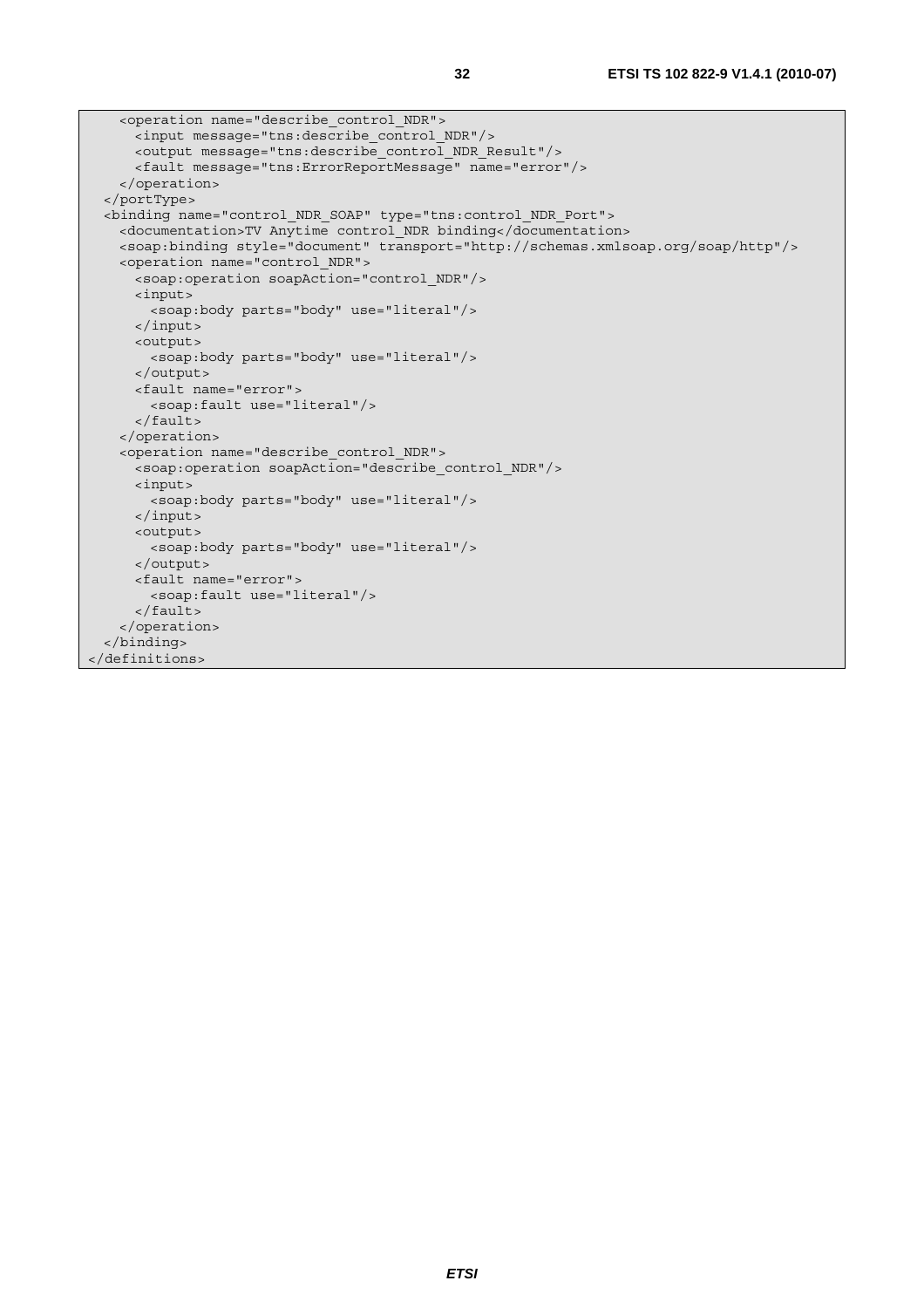```
    <operation name="describe_control_NDR">
      <input message="tns:describe_control_NDR"/>
      <output message="tns:describe_control_NDR_Result"/>
      <fault message="tns:ErrorReportMessage" name="error"/>
    </operation>
  </portType>
  <binding name="control_NDR_SOAP" type="tns:control_NDR_Port">
    <documentation>TV Anytime control_NDR binding</documentation>
    <soap:binding style="document" transport="http://schemas.xmlsoap.org/soap/http"/>
    <operation name="control_NDR">
      <soap:operation soapAction="control_NDR"/>
      <input>
        <soap:body parts="body" use="literal"/>
      </input>
      <output>
        <soap:body parts="body" use="literal"/>
      </output>
      <fault name="error">
        <soap:fault use="literal"/>
      </fault>
    </operation>
    <operation name="describe_control_NDR">
      <soap:operation soapAction="describe_control_NDR"/>
      <input>
        <soap:body parts="body" use="literal"/>
      </input>
      <output>
        <soap:body parts="body" use="literal"/>
      </output>
      <fault name="error">
        <soap:fault use="literal"/>
      </fault>
    </operation>
  </binding>
</definitions>
```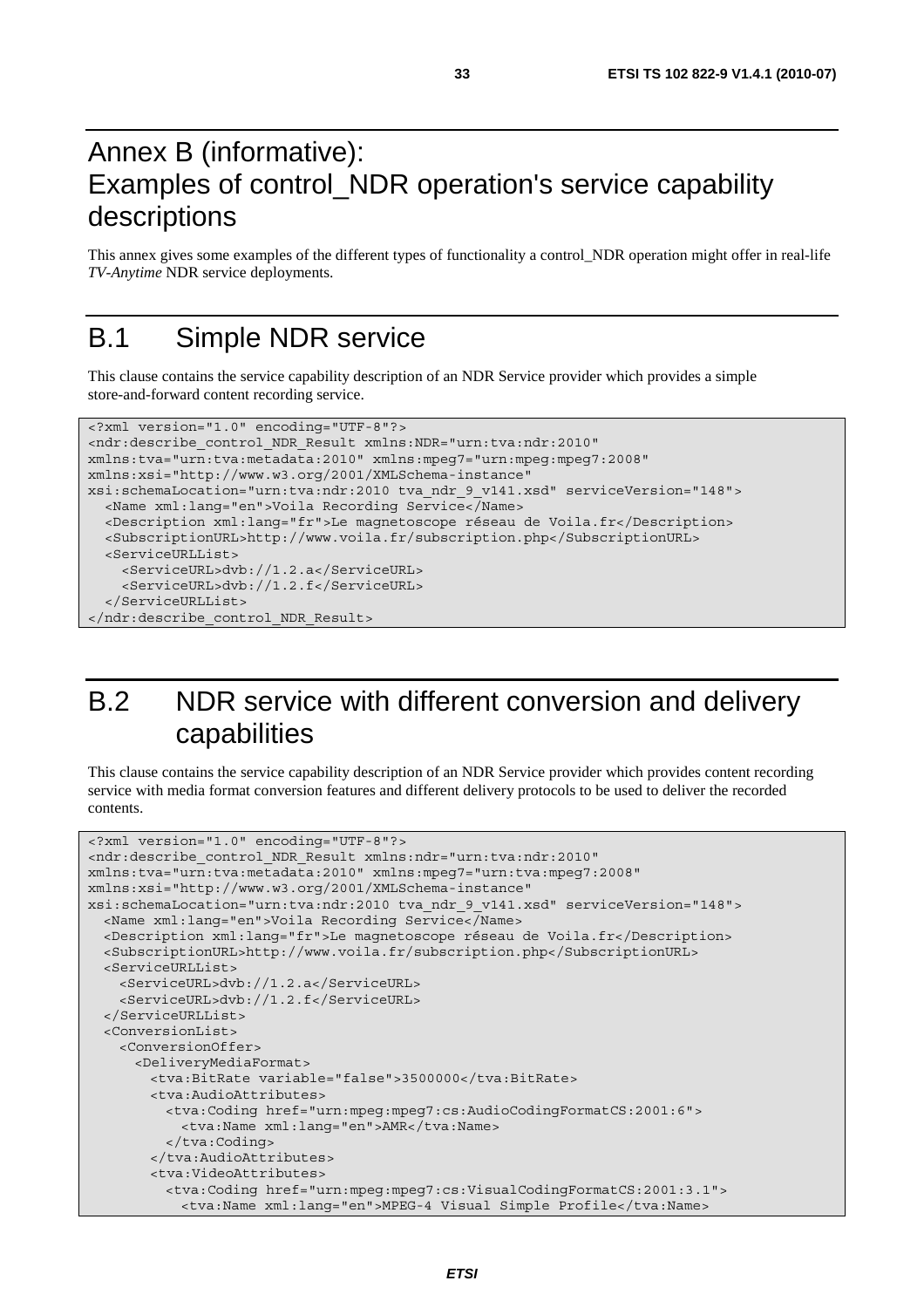# Annex B (informative): Examples of control_NDR operation's service capability descriptions

This annex gives some examples of the different types of functionality a control_NDR operation might offer in real-life *TV-Anytime* NDR service deployments.

# B.1 Simple NDR service

This clause contains the service capability description of an NDR Service provider which provides a simple store-and-forward content recording service.

```
<?xml version="1.0" encoding="UTF-8"?>
<ndr:describe_control_NDR_Result xmlns:NDR="urn:tva:ndr:2010"
xmlns:tva="urn:tva:metadata:2010" xmlns:mpeg7="urn:mpeg:mpeg7:2008"
xmlns:xsi="http://www.w3.org/2001/XMLSchema-instance"
xsi:schemaLocation="urn:tva:ndr:2010 tva_ndr_9_v141.xsd" serviceVersion="148">
  <Name xml:lang="en">Voila Recording Service</Name>
  <Description xml:lang="fr">Le magnetoscope réseau de Voila.fr</Description>
  <SubscriptionURL>http://www.voila.fr/subscription.php</SubscriptionURL>
  <ServiceURLList>
    <ServiceURL>dvb://1.2.a</ServiceURL>
    <ServiceURL>dvb://1.2.f</ServiceURL>
  </ServiceURLList>
</ndr:describe_control_NDR_Result>
```

# B.2 NDR service with different conversion and delivery capabilities

This clause contains the service capability description of an NDR Service provider which provides content recording service with media format conversion features and different delivery protocols to be used to deliver the recorded contents.

```
<?xml version="1.0" encoding="UTF-8"?>
<ndr:describe_control_NDR_Result xmlns:ndr="urn:tva:ndr:2010"
xmlns:tva="urn:tva:metadata:2010" xmlns:mpeg7="urn:tva:mpeg7:2008"
xmlns:xsi="http://www.w3.org/2001/XMLSchema-instance"
xsi:schemaLocation="urn:tva:ndr:2010 tva_ndr_9_v141.xsd" serviceVersion="148">
  <Name xml:lang="en">Voila Recording Service</Name>
  <Description xml:lang="fr">Le magnetoscope réseau de Voila.fr</Description>
  <SubscriptionURL>http://www.voila.fr/subscription.php</SubscriptionURL>
  <ServiceURLList>
    <ServiceURL>dvb://1.2.a</ServiceURL>
    <ServiceURL>dvb://1.2.f</ServiceURL>
  </ServiceURLList>
  <ConversionList>
    <ConversionOffer>
      <DeliveryMediaFormat>
        <tva:BitRate variable="false">3500000</tva:BitRate>
        <tva:AudioAttributes>
          <tva:Coding href="urn:mpeg:mpeg7:cs:AudioCodingFormatCS:2001:6">
            <tva:Name xml:lang="en">AMR</tva:Name>
          </tva:Coding>
        </tva:AudioAttributes>
        <tva:VideoAttributes>
          <tva:Coding href="urn:mpeg:mpeg7:cs:VisualCodingFormatCS:2001:3.1">
            <tva:Name xml:lang="en">MPEG-4 Visual Simple Profile</tva:Name>
```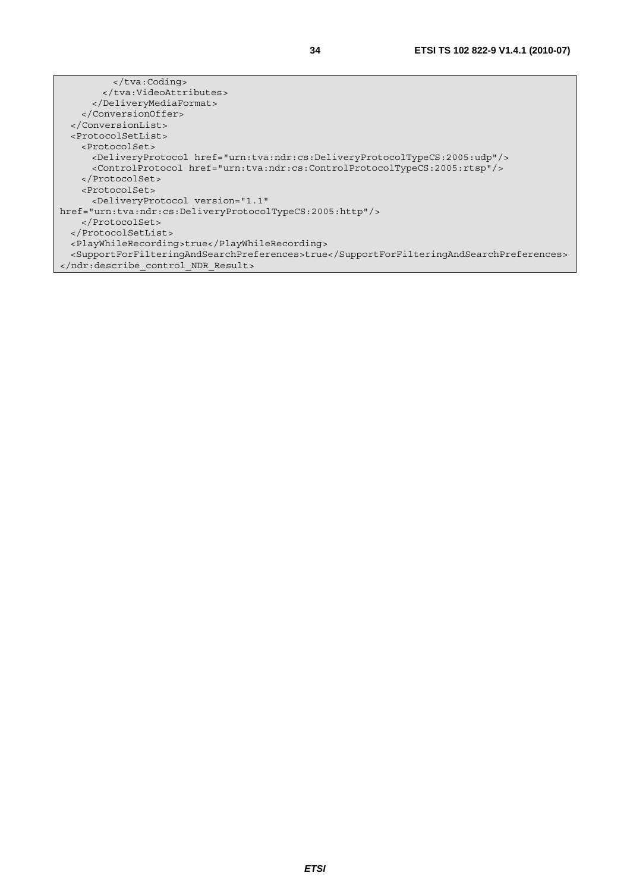```
        </tva:Coding>
       </tva:VideoAttributes>
      </DeliveryMediaFormat>
    </ConversionOffer>
  </ConversionList>
  <ProtocolSetList>
    <ProtocolSet>
      <DeliveryProtocol href="urn:tva:ndr:cs:DeliveryProtocolTypeCS:2005:udp"/>
      <ControlProtocol href="urn:tva:ndr:cs:ControlProtocolTypeCS:2005:rtsp"/>
    </ProtocolSet>
    <ProtocolSet>
      <DeliveryProtocol version="1.1"
href="urn:tva:ndr:cs:DeliveryProtocolTypeCS:2005:http"/>
    </ProtocolSet>
  </ProtocolSetList>
  <PlayWhileRecording>true</PlayWhileRecording>
  <SupportForFilteringAndSearchPreferences>true</SupportForFilteringAndSearchPreferences>
</ndr:describe_control_NDR_Result>
```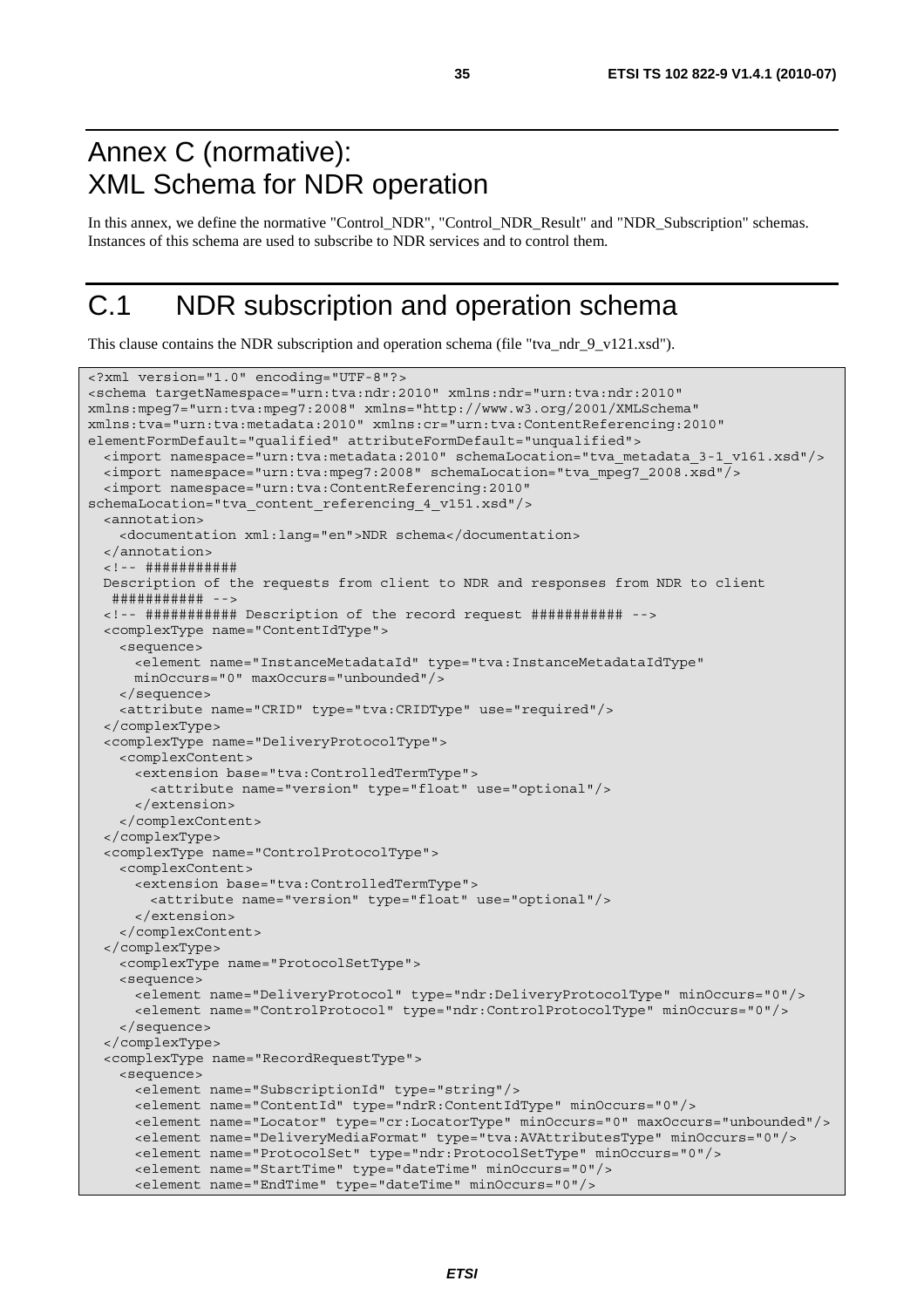# Annex C (normative): XML Schema for NDR operation

In this annex, we define the normative "Control_NDR", "Control_NDR_Result" and "NDR_Subscription" schemas. Instances of this schema are used to subscribe to NDR services and to control them.

# C.1 NDR subscription and operation schema

This clause contains the NDR subscription and operation schema (file "tva_ndr_9_v121.xsd").

```
<?xml version="1.0" encoding="UTF-8"?>
<schema targetNamespace="urn:tva:ndr:2010" xmlns:ndr="urn:tva:ndr:2010"
xmlns:mpeg7="urn:tva:mpeg7:2008" xmlns="http://www.w3.org/2001/XMLSchema"
xmlns:tva="urn:tva:metadata:2010" xmlns:cr="urn:tva:ContentReferencing:2010"
elementFormDefault="qualified" attributeFormDefault="unqualified">
  <import namespace="urn:tva:metadata:2010" schemaLocation="tva_metadata_3-1_v161.xsd"/>
  <import namespace="urn:tva:mpeg7:2008" schemaLocation="tva_mpeg7_2008.xsd"/>
  <import namespace="urn:tva:ContentReferencing:2010"
schemaLocation="tva_content_referencing_4_v151.xsd"/>
  <annotation>
    <documentation xml:lang="en">NDR schema</documentation>
  </annotation>
  <!-- ###########
  Description of the requests from client to NDR and responses from NDR to client
   ########### -->
  <!-- ########### Description of the record request ########### -->
  <complexType name="ContentIdType">
    <sequence>
      <element name="InstanceMetadataId" type="tva:InstanceMetadataIdType"
      minOccurs="0" maxOccurs="unbounded"/>
    </sequence>
    <attribute name="CRID" type="tva:CRIDType" use="required"/>
  </complexType>
  <complexType name="DeliveryProtocolType">
    <complexContent>
      <extension base="tva:ControlledTermType">
        <attribute name="version" type="float" use="optional"/>
      </extension>
    </complexContent>
  </complexType>
  <complexType name="ControlProtocolType">
    <complexContent>
      <extension base="tva:ControlledTermType">
        <attribute name="version" type="float" use="optional"/>
      </extension>
    </complexContent>
  </complexType>
    <complexType name="ProtocolSetType">
    <sequence>
      <element name="DeliveryProtocol" type="ndr:DeliveryProtocolType" minOccurs="0"/>
      <element name="ControlProtocol" type="ndr:ControlProtocolType" minOccurs="0"/>
    </sequence>
  </complexType>
  <complexType name="RecordRequestType">
    <sequence>
      <element name="SubscriptionId" type="string"/>
      <element name="ContentId" type="ndrR:ContentIdType" minOccurs="0"/>
      <element name="Locator" type="cr:LocatorType" minOccurs="0" maxOccurs="unbounded"/>
      <element name="DeliveryMediaFormat" type="tva:AVAttributesType" minOccurs="0"/>
      <element name="ProtocolSet" type="ndr:ProtocolSetType" minOccurs="0"/>
      <element name="StartTime" type="dateTime" minOccurs="0"/>
      <element name="EndTime" type="dateTime" minOccurs="0"/>
```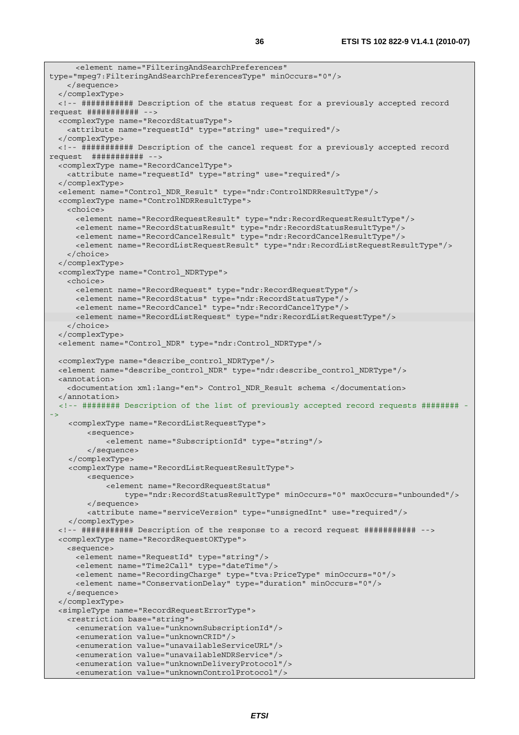```
      <element name="FilteringAndSearchPreferences"
type="mpeg7:FilteringAndSearchPreferencesType" minOccurs="0"/>
    </sequence>
  </complexType>
  <!-- ########### Description of the status request for a previously accepted record
request ########### -->
  <complexType name="RecordStatusType">
    <attribute name="requestId" type="string" use="required"/>
  </complexType>
  <!-- ########### Description of the cancel request for a previously accepted record
request  ########### -->
  <complexType name="RecordCancelType">
    <attribute name="requestId" type="string" use="required"/>
  </complexType>
  <element name="Control_NDR_Result" type="ndr:ControlNDRResultType"/>
  <complexType name="ControlNDRResultType">
    <choice>
      <element name="RecordRequestResult" type="ndr:RecordRequestResultType"/>
      <element name="RecordStatusResult" type="ndr:RecordStatusResultType"/>
      <element name="RecordCancelResult" type="ndr:RecordCancelResultType"/>
      <element name="RecordListRequestResult" type="ndr:RecordListRequestResultType"/>
    </choice>
  </complexType>
  <complexType name="Control_NDRType">
    <choice>
      <element name="RecordRequest" type="ndr:RecordRequestType"/>
      <element name="RecordStatus" type="ndr:RecordStatusType"/>
      <element name="RecordCancel" type="ndr:RecordCancelType"/>
      <element name="RecordListRequest" type="ndr:RecordListRequestType"/>
    </choice>
  </complexType>
  <element name="Control_NDR" type="ndr:Control_NDRType"/>

  <complexType name="describe_control_NDRType"/>
  <element name="describe_control_NDR" type="ndr:describe_control_NDRType"/>
  <annotation>
    <documentation xml:lang="en"> Control_NDR_Result schema </documentation>
  </annotation>
  <!-- ######## Description of the list of previously accepted record requests ######## -
->
    <complexType name="RecordListRequestType">
        <sequence>
            <element name="SubscriptionId" type="string"/>
        </sequence>
    </complexType>
    <complexType name="RecordListRequestResultType">
        <sequence>
            <element name="RecordRequestStatus"
                type="ndr:RecordStatusResultType" minOccurs="0" maxOccurs="unbounded"/>
        </sequence>
        <attribute name="serviceVersion" type="unsignedInt" use="required"/>
    </complexType>
  <!-- ########### Description of the response to a record request ########### -->
  <complexType name="RecordRequestOKType">
    <sequence>
      <element name="RequestId" type="string"/>
      <element name="Time2Call" type="dateTime"/>
      <element name="RecordingCharge" type="tva:PriceType" minOccurs="0"/>
      <element name="ConservationDelay" type="duration" minOccurs="0"/>
    </sequence>
  </complexType>
  <simpleType name="RecordRequestErrorType">
    <restriction base="string">
      <enumeration value="unknownSubscriptionId"/>
      <enumeration value="unknownCRID"/>
      <enumeration value="unavailableServiceURL"/>
      <enumeration value="unavailableNDRService"/>
      <enumeration value="unknownDeliveryProtocol"/>
      <enumeration value="unknownControlProtocol"/>
```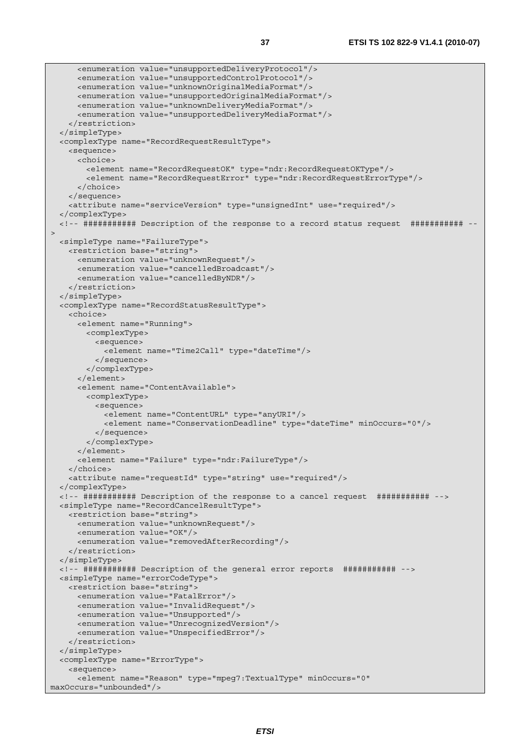```
      <enumeration value="unsupportedDeliveryProtocol"/>
      <enumeration value="unsupportedControlProtocol"/>
      <enumeration value="unknownOriginalMediaFormat"/>
      <enumeration value="unsupportedOriginalMediaFormat"/>
      <enumeration value="unknownDeliveryMediaFormat"/>
      <enumeration value="unsupportedDeliveryMediaFormat"/>
    </restriction>
  </simpleType>
  <complexType name="RecordRequestResultType">
    <sequence>
      <choice>
        <element name="RecordRequestOK" type="ndr:RecordRequestOKType"/>
        <element name="RecordRequestError" type="ndr:RecordRequestErrorType"/>
      </choice>
    </sequence>
    <attribute name="serviceVersion" type="unsignedInt" use="required"/>
  </complexType>
  <!-- ########### Description of the response to a record status request  ########### --
>
  <simpleType name="FailureType">
    <restriction base="string">
      <enumeration value="unknownRequest"/>
      <enumeration value="cancelledBroadcast"/>
      <enumeration value="cancelledByNDR"/>
    </restriction>
  </simpleType>
  <complexType name="RecordStatusResultType">
    <choice>
      <element name="Running">
        <complexType>
          <sequence>
            <element name="Time2Call" type="dateTime"/>
          </sequence>
        </complexType>
      </element>
      <element name="ContentAvailable">
        <complexType>
          <sequence>
            <element name="ContentURL" type="anyURI"/>
            <element name="ConservationDeadline" type="dateTime" minOccurs="0"/>
          </sequence>
        </complexType>
      </element>
      <element name="Failure" type="ndr:FailureType"/>
    </choice>
    <attribute name="requestId" type="string" use="required"/>
  </complexType>
  <!-- ########### Description of the response to a cancel request  ########### -->
  <simpleType name="RecordCancelResultType">
    <restriction base="string">
      <enumeration value="unknownRequest"/>
      <enumeration value="OK"/>
      <enumeration value="removedAfterRecording"/>
    </restriction>
  </simpleType>
  <!-- ########### Description of the general error reports  ########### -->
  <simpleType name="errorCodeType">
    <restriction base="string">
      <enumeration value="FatalError"/>
      <enumeration value="InvalidRequest"/>
      <enumeration value="Unsupported"/>
      <enumeration value="UnrecognizedVersion"/>
      <enumeration value="UnspecifiedError"/>
    </restriction>
  </simpleType>
  <complexType name="ErrorType">
    <sequence>
      <element name="Reason" type="mpeg7:TextualType" minOccurs="0"
maxOccurs="unbounded"/>
```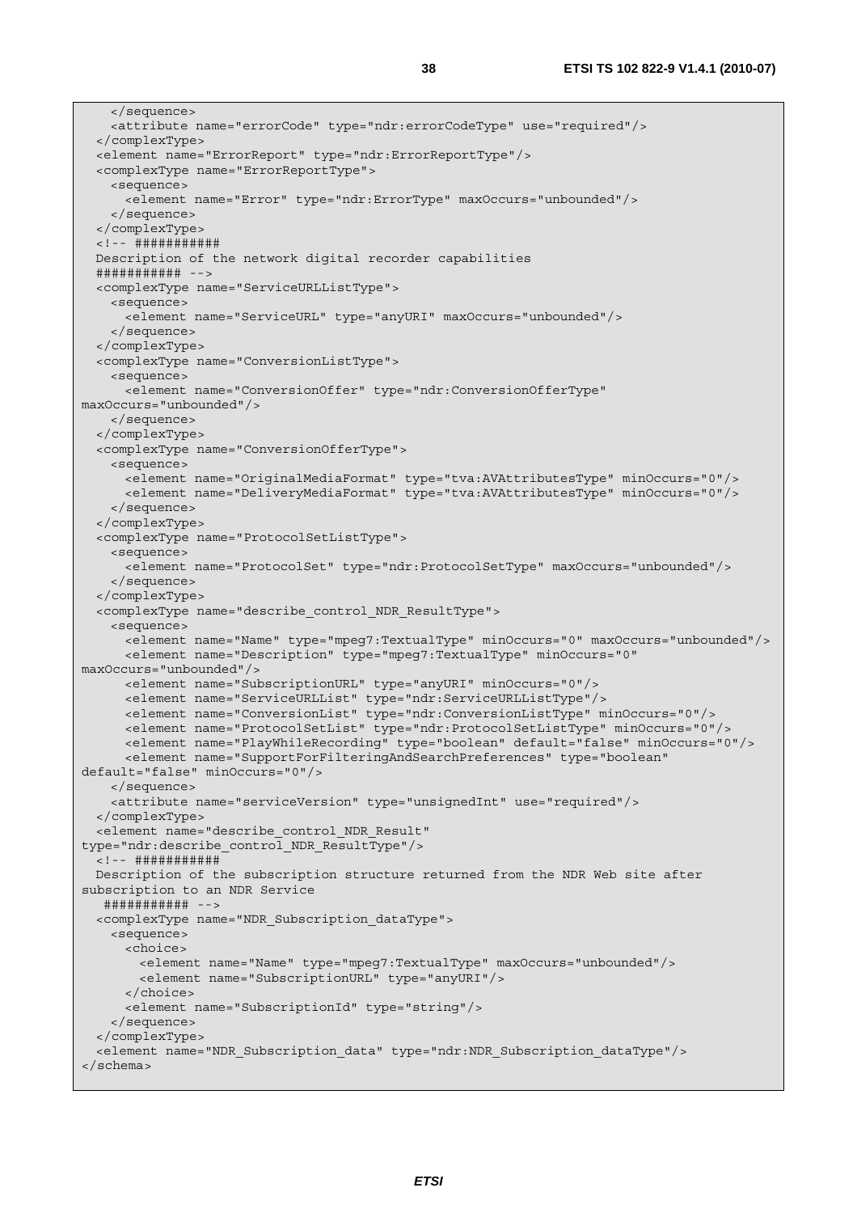```
    </sequence>
    <attribute name="errorCode" type="ndr:errorCodeType" use="required"/>
  </complexType>
  <element name="ErrorReport" type="ndr:ErrorReportType"/>
  <complexType name="ErrorReportType">
    <sequence>
      <element name="Error" type="ndr:ErrorType" maxOccurs="unbounded"/>
    </sequence>
  </complexType>
  <!-- ###########
  Description of the network digital recorder capabilities
  ########### -->
  <complexType name="ServiceURLListType">
    <sequence>
      <element name="ServiceURL" type="anyURI" maxOccurs="unbounded"/>
    </sequence>
  </complexType>
  <complexType name="ConversionListType">
    <sequence>
      <element name="ConversionOffer" type="ndr:ConversionOfferType"
maxOccurs="unbounded"/>
    </sequence>
  </complexType>
  <complexType name="ConversionOfferType">
    <sequence>
      <element name="OriginalMediaFormat" type="tva:AVAttributesType" minOccurs="0"/>
      <element name="DeliveryMediaFormat" type="tva:AVAttributesType" minOccurs="0"/>
    </sequence>
  </complexType>
  <complexType name="ProtocolSetListType">
    <sequence>
      <element name="ProtocolSet" type="ndr:ProtocolSetType" maxOccurs="unbounded"/>
    </sequence>
  </complexType>
  <complexType name="describe_control_NDR_ResultType">
    <sequence>
      <element name="Name" type="mpeg7:TextualType" minOccurs="0" maxOccurs="unbounded"/>
      <element name="Description" type="mpeg7:TextualType" minOccurs="0"
maxOccurs="unbounded"/>
      <element name="SubscriptionURL" type="anyURI" minOccurs="0"/>
      <element name="ServiceURLList" type="ndr:ServiceURLListType"/>
      <element name="ConversionList" type="ndr:ConversionListType" minOccurs="0"/>
      <element name="ProtocolSetList" type="ndr:ProtocolSetListType" minOccurs="0"/>
      <element name="PlayWhileRecording" type="boolean" default="false" minOccurs="0"/>
      <element name="SupportForFilteringAndSearchPreferences" type="boolean"
default="false" minOccurs="0"/>
    </sequence>
    <attribute name="serviceVersion" type="unsignedInt" use="required"/>
  </complexType>
  <element name="describe_control_NDR_Result"
type="ndr:describe_control_NDR_ResultType"/>
  <!-- ###########
  Description of the subscription structure returned from the NDR Web site after
subscription to an NDR Service
   ########### -->
  <complexType name="NDR_Subscription_dataType">
    <sequence>
      <choice>
        <element name="Name" type="mpeg7:TextualType" maxOccurs="unbounded"/>
        <element name="SubscriptionURL" type="anyURI"/>
      </choice>
      <element name="SubscriptionId" type="string"/>
    </sequence>
  </complexType>
  <element name="NDR_Subscription_data" type="ndr:NDR_Subscription_dataType"/>
</schema>
```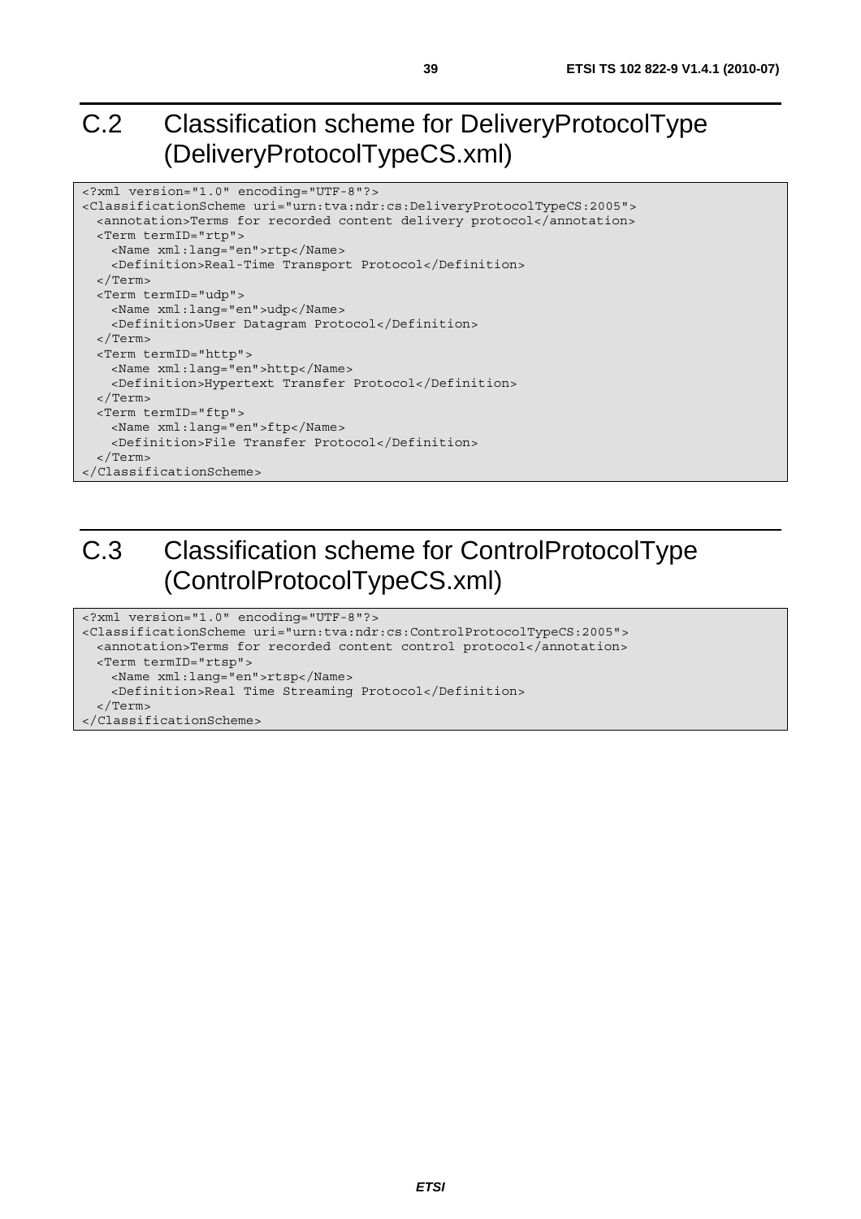# C.2 Classification scheme for DeliveryProtocolType (DeliveryProtocolTypeCS.xml)

```
<?xml version="1.0" encoding="UTF-8"?>
<ClassificationScheme uri="urn:tva:ndr:cs:DeliveryProtocolTypeCS:2005">
  <annotation>Terms for recorded content delivery protocol</annotation>
  <Term termID="rtp">
    <Name xml:lang="en">rtp</Name>
    <Definition>Real-Time Transport Protocol</Definition>
  </Term>
  <Term termID="udp">
    <Name xml:lang="en">udp</Name>
    <Definition>User Datagram Protocol</Definition>
  </Term>
  <Term termID="http">
    <Name xml:lang="en">http</Name>
    <Definition>Hypertext Transfer Protocol</Definition>
  </Term>
  <Term termID="ftp">
    <Name xml:lang="en">ftp</Name>
    <Definition>File Transfer Protocol</Definition>
  </Term>
</ClassificationScheme>
```

# C.3 Classification scheme for ControlProtocolType (ControlProtocolTypeCS.xml)

```
<?xml version="1.0" encoding="UTF-8"?>
<ClassificationScheme uri="urn:tva:ndr:cs:ControlProtocolTypeCS:2005">
  <annotation>Terms for recorded content control protocol</annotation>
  <Term termID="rtsp">
    <Name xml:lang="en">rtsp</Name>
    <Definition>Real Time Streaming Protocol</Definition>
  </Term>
</ClassificationScheme>
```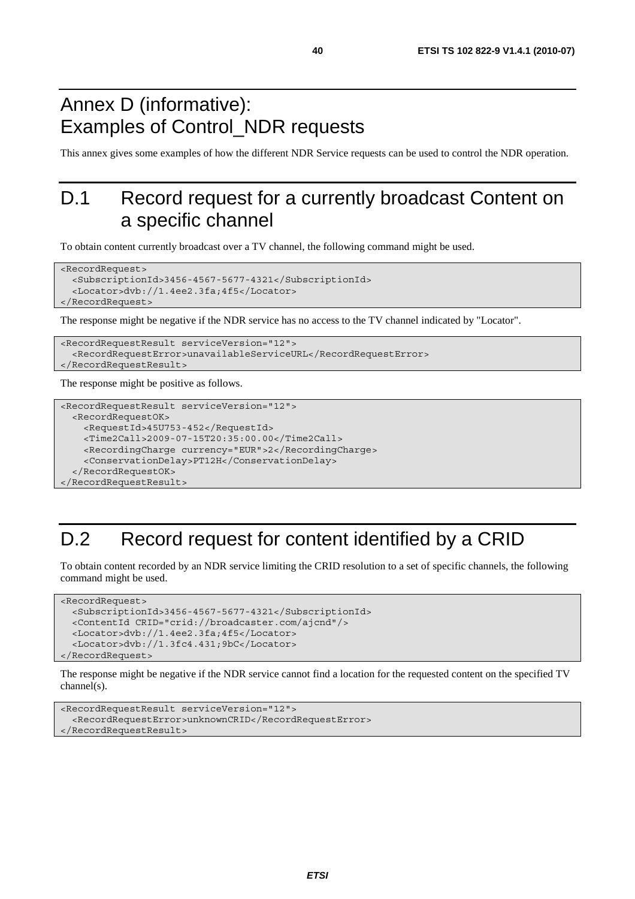# Annex D (informative): Examples of Control_NDR requests

This annex gives some examples of how the different NDR Service requests can be used to control the NDR operation.

# D.1 Record request for a currently broadcast Content on a specific channel

To obtain content currently broadcast over a TV channel, the following command might be used.

```
<RecordRequest>
  <SubscriptionId>3456-4567-5677-4321</SubscriptionId>
  <Locator>dvb://1.4ee2.3fa;4f5</Locator>
</RecordRequest>
```

The response might be negative if the NDR service has no access to the TV channel indicated by "Locator".

```
<RecordRequestResult serviceVersion="12">
  <RecordRequestError>unavailableServiceURL</RecordRequestError>
</RecordRequestResult>
```

The response might be positive as follows.

```
<RecordRequestResult serviceVersion="12">
  <RecordRequestOK>
    <RequestId>45U753-452</RequestId>
    <Time2Call>2009-07-15T20:35:00.00</Time2Call>
    <RecordingCharge currency="EUR">2</RecordingCharge>
    <ConservationDelay>PT12H</ConservationDelay>
  </RecordRequestOK>
</RecordRequestResult>
```

# D.2 Record request for content identified by a CRID

To obtain content recorded by an NDR service limiting the CRID resolution to a set of specific channels, the following command might be used.

```
<RecordRequest>
  <SubscriptionId>3456-4567-5677-4321</SubscriptionId>
  <ContentId CRID="crid://broadcaster.com/ajcnd"/>
  <Locator>dvb://1.4ee2.3fa;4f5</Locator>
  <Locator>dvb://1.3fc4.431;9bC</Locator>
</RecordRequest>
```

The response might be negative if the NDR service cannot find a location for the requested content on the specified TV channel(s).

```
<RecordRequestResult serviceVersion="12">
  <RecordRequestError>unknownCRID</RecordRequestError>
</RecordRequestResult>
```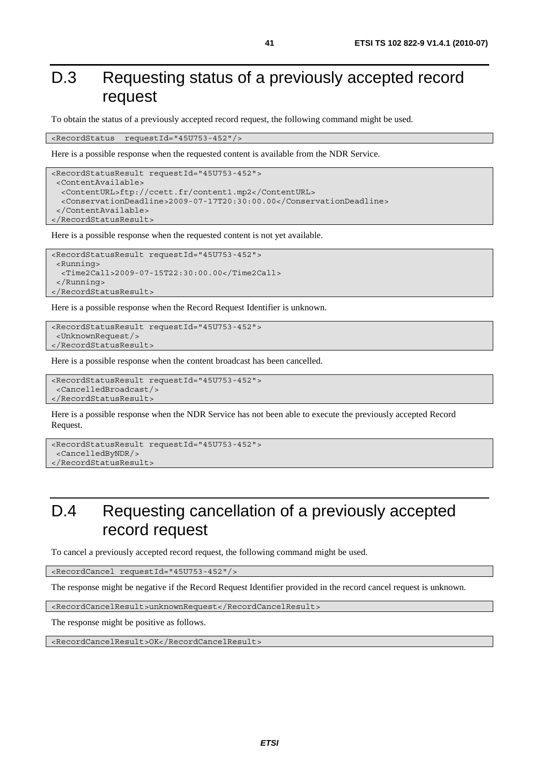# D.3 Requesting status of a previously accepted record request

To obtain the status of a previously accepted record request, the following command might be used.

```
<RecordStatus  requestId="45U753-452"/>
```

Here is a possible response when the requested content is available from the NDR Service.

```
<RecordStatusResult requestId="45U753-452">
 <ContentAvailable>
  <ContentURL>ftp://ccett.fr/content1.mp2</ContentURL>
  <ConservationDeadline>2009-07-17T20:30:00.00</ConservationDeadline>
 </ContentAvailable>
</RecordStatusResult>
```

Here is a possible response when the requested content is not yet available.

```
<RecordStatusResult requestId="45U753-452">
 <Running>
  <Time2Call>2009-07-15T22:30:00.00</Time2Call>
 </Running>
</RecordStatusResult>
```

Here is a possible response when the Record Request Identifier is unknown.

```
<RecordStatusResult requestId="45U753-452">
 <UnknownRequest/>
</RecordStatusResult>
```

Here is a possible response when the content broadcast has been cancelled.

```
<RecordStatusResult requestId="45U753-452">
 <CancelledBroadcast/>
</RecordStatusResult>
```

Here is a possible response when the NDR Service has not been able to execute the previously accepted Record Request.

```
<RecordStatusResult requestId="45U753-452">
 <CancelledByNDR/>
</RecordStatusResult>
```

# D.4 Requesting cancellation of a previously accepted record request

To cancel a previously accepted record request, the following command might be used.

```
<RecordCancel requestId="45U753-452"/>
```

The response might be negative if the Record Request Identifier provided in the record cancel request is unknown.

```
<RecordCancelResult>unknownRequest</RecordCancelResult>
```

The response might be positive as follows.

```
<RecordCancelResult>OK</RecordCancelResult>
```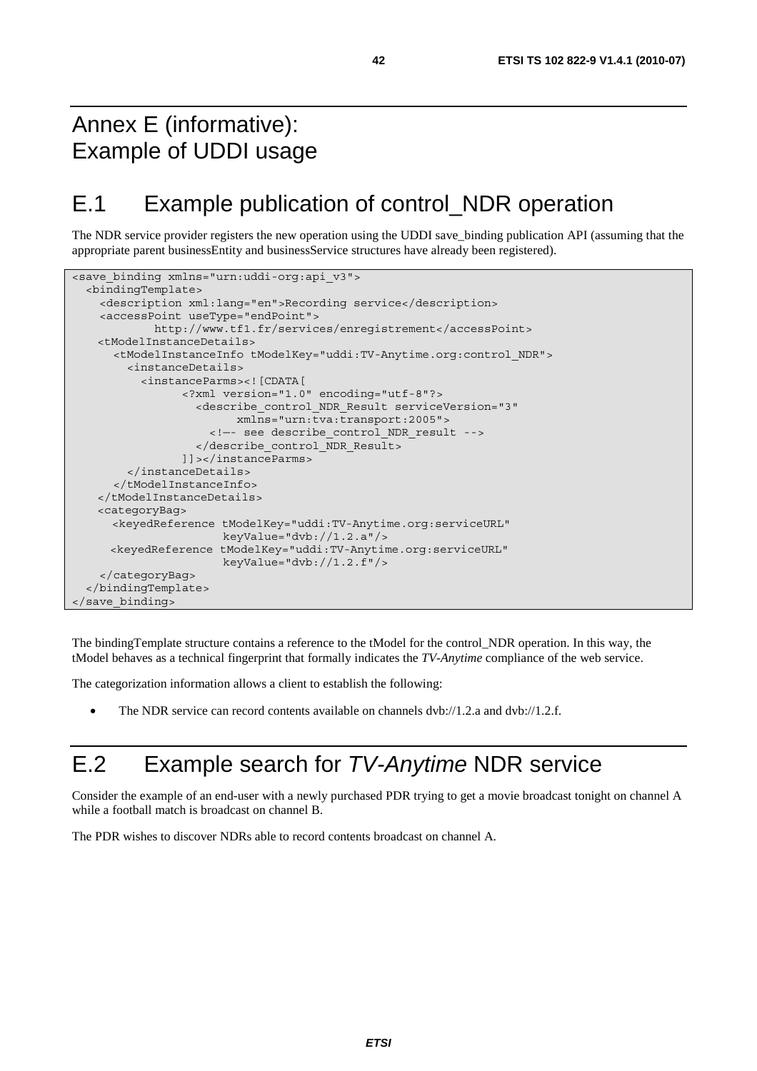# Annex E (informative): Example of UDDI usage

## E.1 Example publication of control_NDR operation

The NDR service provider registers the new operation using the UDDI save_binding publication API (assuming that the appropriate parent businessEntity and businessService structures have already been registered).

```
<save_binding xmlns="urn:uddi-org:api_v3">
  <bindingTemplate>
    <description xml:lang="en">Recording service</description>
    <accessPoint useType="endPoint">
            http://www.tf1.fr/services/enregistrement</accessPoint>
    <tModelInstanceDetails>
      <tModelInstanceInfo tModelKey="uddi:TV-Anytime.org:control_NDR">
        <instanceDetails>
          <instanceParms><![CDATA[
                <?xml version="1.0" encoding="utf-8"?>
                  <describe_control_NDR_Result serviceVersion="3"
                        xmlns="urn:tva:transport:2005">
                    <!—- see describe_control_NDR_result -->
                  </describe_control_NDR_Result>
                ]]></instanceParms>
        </instanceDetails>
      </tModelInstanceInfo>
    </tModelInstanceDetails>
    <categoryBag>
      <keyedReference tModelKey="uddi:TV-Anytime.org:serviceURL"
                      keyValue="dvb://1.2.a"/>
      <keyedReference tModelKey="uddi:TV-Anytime.org:serviceURL"
                      keyValue="dvb://1.2.f"/>
    </categoryBag>
  </bindingTemplate>
</save_binding>
```

The bindingTemplate structure contains a reference to the tModel for the control_NDR operation. In this way, the tModel behaves as a technical fingerprint that formally indicates the *TV-Anytime* compliance of the web service.

The categorization information allows a client to establish the following:

- The NDR service can record contents available on channels dvb://1.2.a and dvb://1.2.f.

## E.2 Example search for *TV-Anytime* NDR service

Consider the example of an end-user with a newly purchased PDR trying to get a movie broadcast tonight on channel A while a football match is broadcast on channel B.

The PDR wishes to discover NDRs able to record contents broadcast on channel A.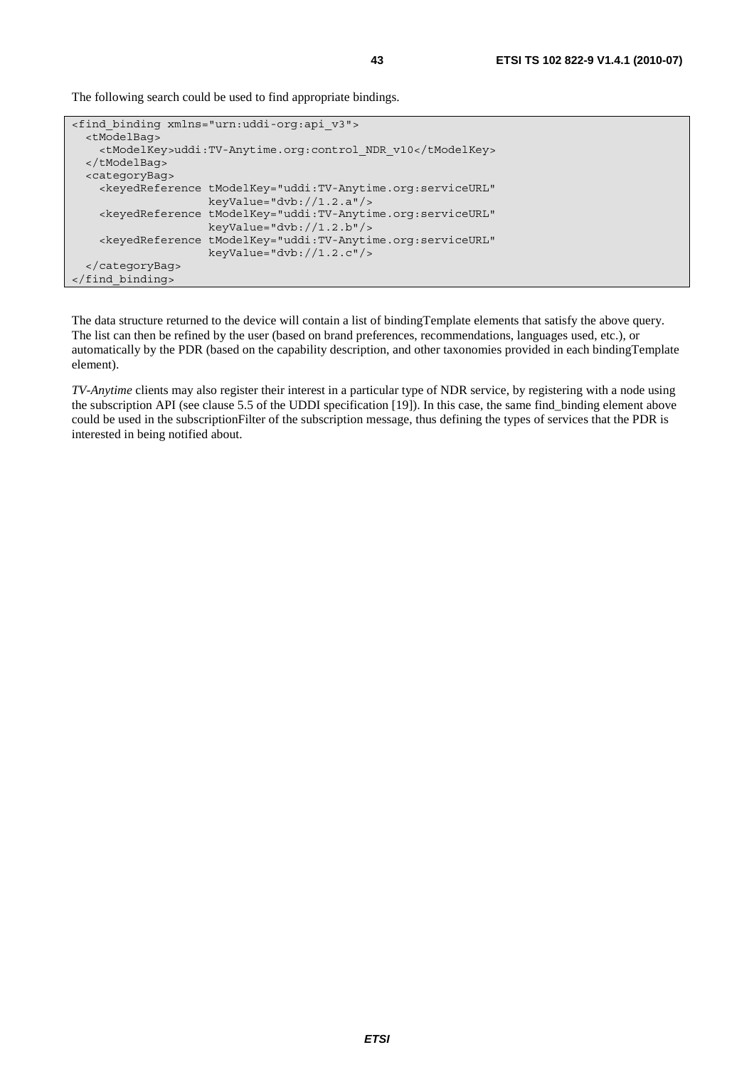The following search could be used to find appropriate bindings.

```
<find_binding xmlns="urn:uddi-org:api_v3">
  <tModelBag>
    <tModelKey>uddi:TV-Anytime.org:control_NDR_v10</tModelKey>
  </tModelBag>
  <categoryBag>
    <keyedReference tModelKey="uddi:TV-Anytime.org:serviceURL"
                    keyValue="dvb://1.2.a"/>
    <keyedReference tModelKey="uddi:TV-Anytime.org:serviceURL"
                    keyValue="dvb://1.2.b"/>
    <keyedReference tModelKey="uddi:TV-Anytime.org:serviceURL"
                    keyValue="dvb://1.2.c"/>
  </categoryBag>
</find_binding>
```

The data structure returned to the device will contain a list of bindingTemplate elements that satisfy the above query. The list can then be refined by the user (based on brand preferences, recommendations, languages used, etc.), or automatically by the PDR (based on the capability description, and other taxonomies provided in each bindingTemplate element).

*TV-Anytime* clients may also register their interest in a particular type of NDR service, by registering with a node using the subscription API (see clause 5.5 of the UDDI specification [19]). In this case, the same find_binding element above could be used in the subscriptionFilter of the subscription message, thus defining the types of services that the PDR is interested in being notified about.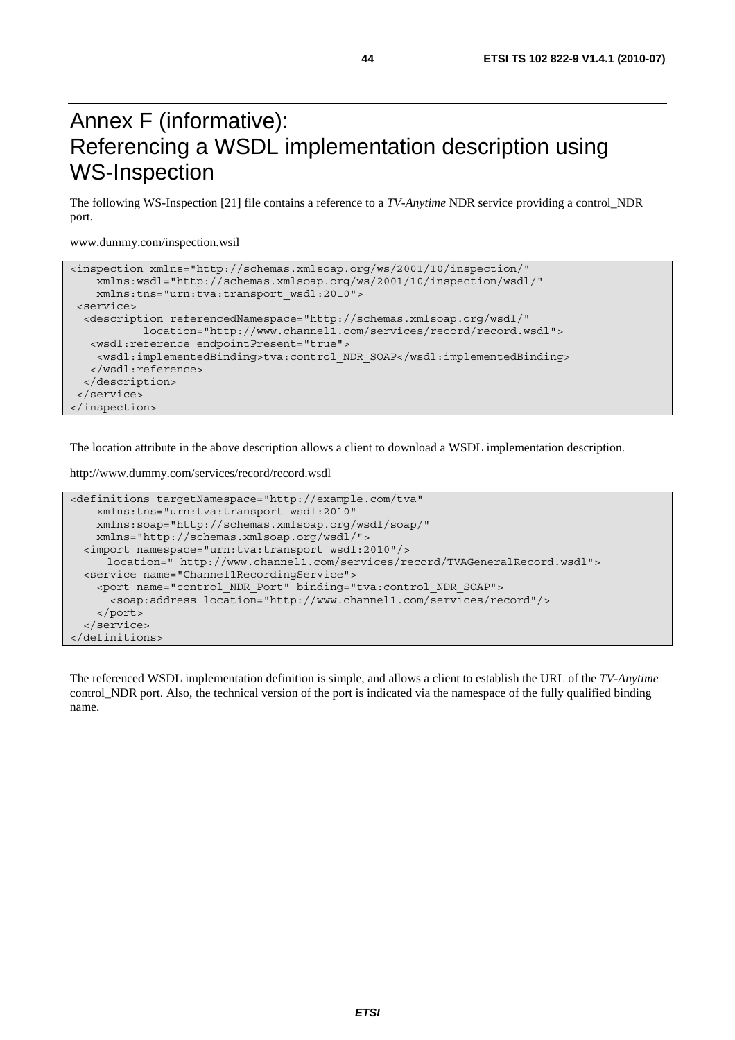# Annex F (informative): Referencing a WSDL implementation description using WS-Inspection

The following WS-Inspection [21] file contains a reference to a *TV-Anytime* NDR service providing a control_NDR port.

www.dummy.com/inspection.wsil

```
<inspection xmlns="http://schemas.xmlsoap.org/ws/2001/10/inspection/"
    xmlns:wsdl="http://schemas.xmlsoap.org/ws/2001/10/inspection/wsdl/"
    xmlns:tns="urn:tva:transport_wsdl:2010">
 <service>
  <description referencedNamespace="http://schemas.xmlsoap.org/wsdl/"
           location="http://www.channel1.com/services/record/record.wsdl">
   <wsdl:reference endpointPresent="true">
    <wsdl:implementedBinding>tva:control_NDR_SOAP</wsdl:implementedBinding>
   </wsdl:reference>
  </description>
 </service>
</inspection>
```

The location attribute in the above description allows a client to download a WSDL implementation description.

http://www.dummy.com/services/record/record.wsdl

```
<definitions targetNamespace="http://example.com/tva"
    xmlns:tns="urn:tva:transport_wsdl:2010"
    xmlns:soap="http://schemas.xmlsoap.org/wsdl/soap/"
    xmlns="http://schemas.xmlsoap.org/wsdl/">
  <import namespace="urn:tva:transport_wsdl:2010"/>
     location=" http://www.channel1.com/services/record/TVAGeneralRecord.wsdl">
  <service name="Channel1RecordingService">
    <port name="control_NDR_Port" binding="tva:control_NDR_SOAP">
      <soap:address location="http://www.channel1.com/services/record"/>
    </port>
  </service>
</definitions>
```

The referenced WSDL implementation definition is simple, and allows a client to establish the URL of the *TV-Anytime* control_NDR port. Also, the technical version of the port is indicated via the namespace of the fully qualified binding name.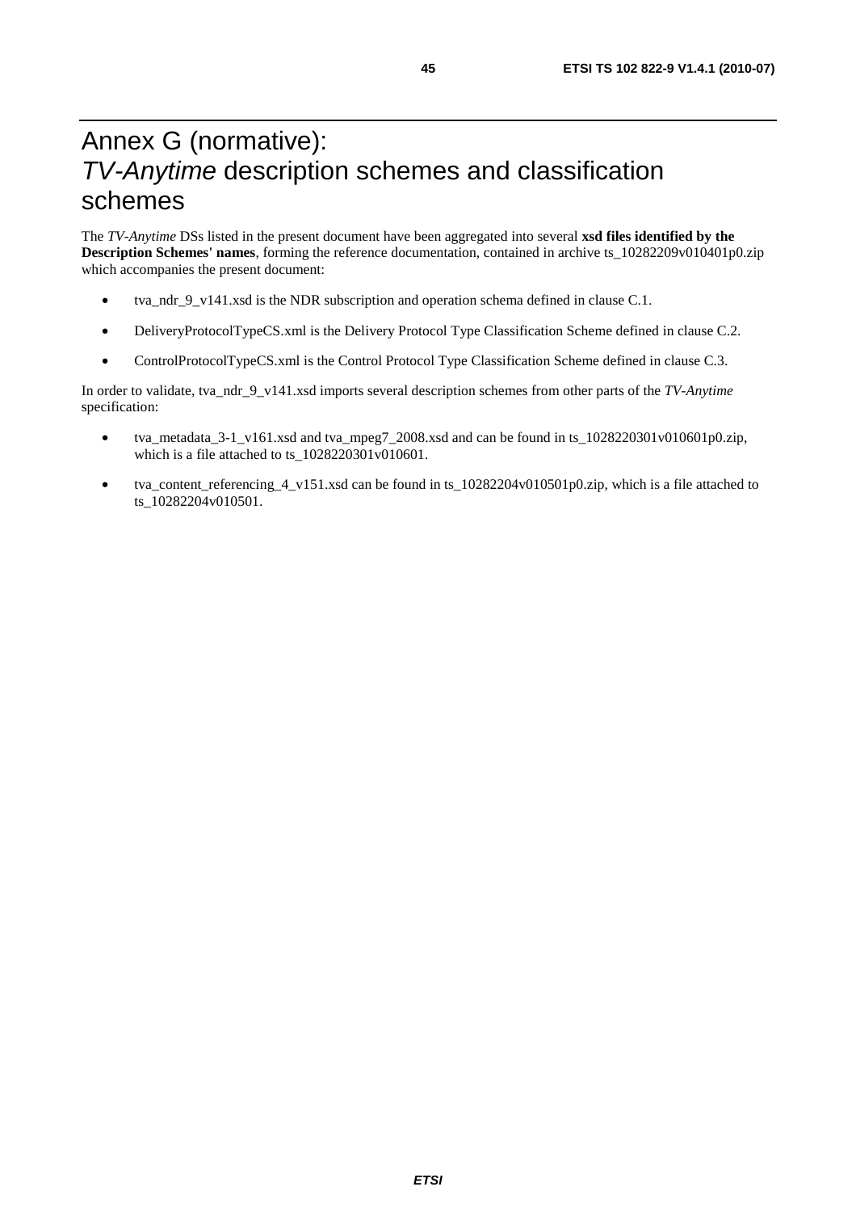# Annex G (normative): *TV-Anytime* description schemes and classification schemes

The *TV-Anytime* DSs listed in the present document have been aggregated into several **xsd files identified by the Description Schemes' names**, forming the reference documentation, contained in archive ts_10282209v010401p0.zip which accompanies the present document:

- tva_ndr_9_v141.xsd is the NDR subscription and operation schema defined in clause C.1.
- DeliveryProtocolTypeCS.xml is the Delivery Protocol Type Classification Scheme defined in clause C.2.
- ControlProtocolTypeCS.xml is the Control Protocol Type Classification Scheme defined in clause C.3.

In order to validate, tva_ndr_9_v141.xsd imports several description schemes from other parts of the *TV-Anytime* specification:

- tva_metadata_3-1_v161.xsd and tva_mpeg7_2008.xsd and can be found in ts_1028220301v010601p0.zip, which is a file attached to ts_1028220301v010601.
- tva_content_referencing_4_v151.xsd can be found in ts_10282204v010501p0.zip, which is a file attached to ts_10282204v010501.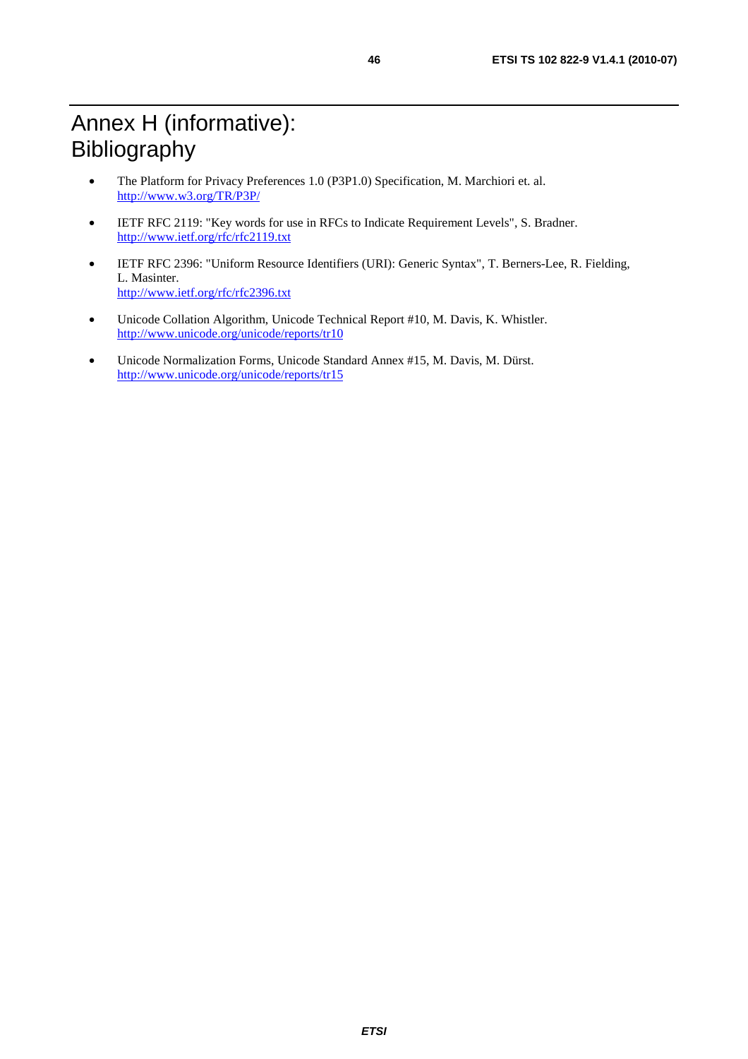# Annex H (informative): Bibliography

- The Platform for Privacy Preferences 1.0 (P3P1.0) Specification, M. Marchiori et. al.
  http://www.w3.org/TR/P3P/
- IETF RFC 2119: "Key words for use in RFCs to Indicate Requirement Levels", S. Bradner.
  http://www.ietf.org/rfc/rfc2119.txt
- IETF RFC 2396: "Uniform Resource Identifiers (URI): Generic Syntax", T. Berners-Lee, R. Fielding, L. Masinter.
  http://www.ietf.org/rfc/rfc2396.txt
- Unicode Collation Algorithm, Unicode Technical Report #10, M. Davis, K. Whistler.
  http://www.unicode.org/unicode/reports/tr10
- Unicode Normalization Forms, Unicode Standard Annex #15, M. Davis, M. Dürst.
  http://www.unicode.org/unicode/reports/tr15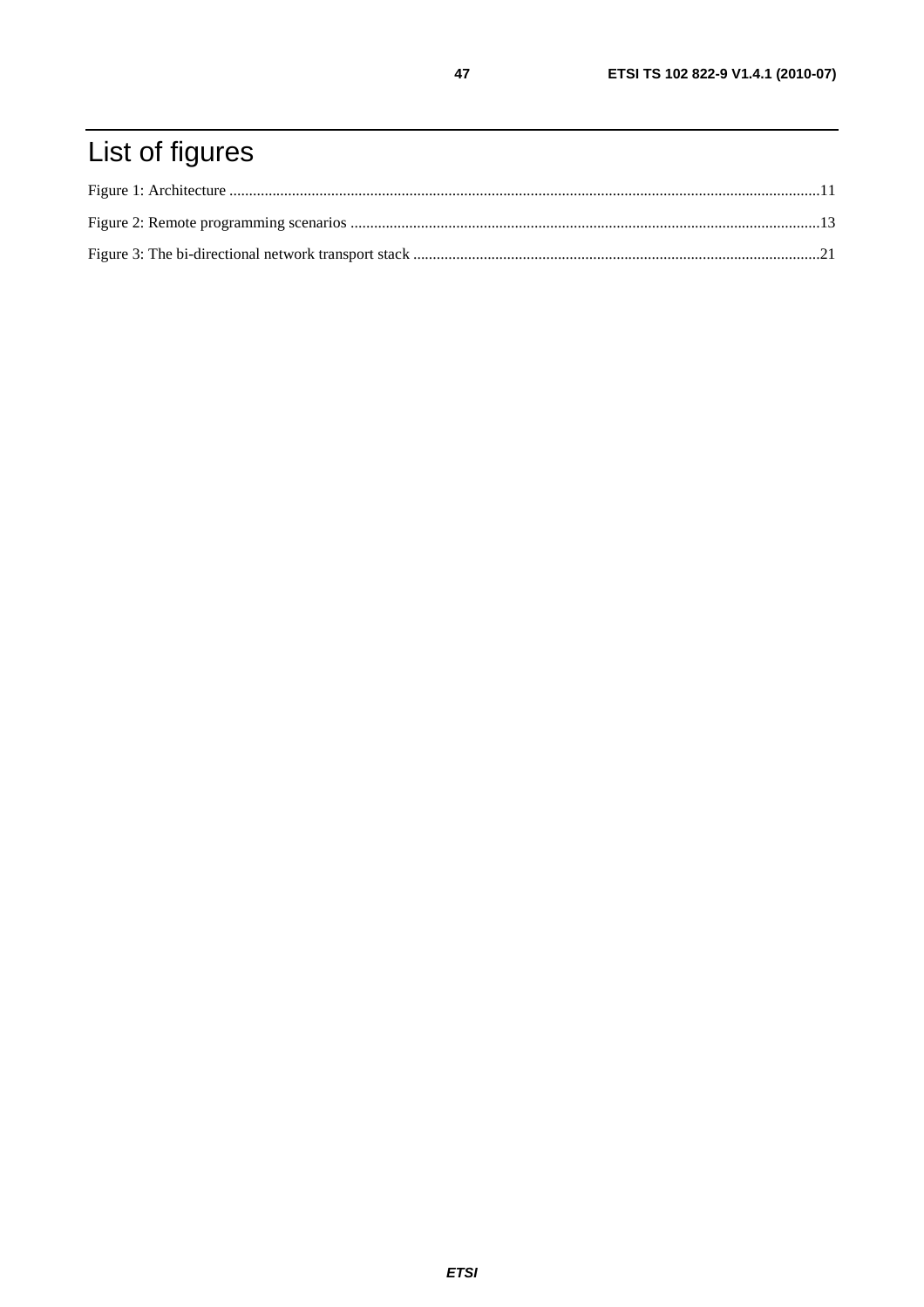# List of figures

Figure 1: Architecture ........................................................................................................................................................11

Figure 2: Remote programming scenarios ........................................................................................................................13

Figure 3: The bi-directional network transport stack ........................................................................................................21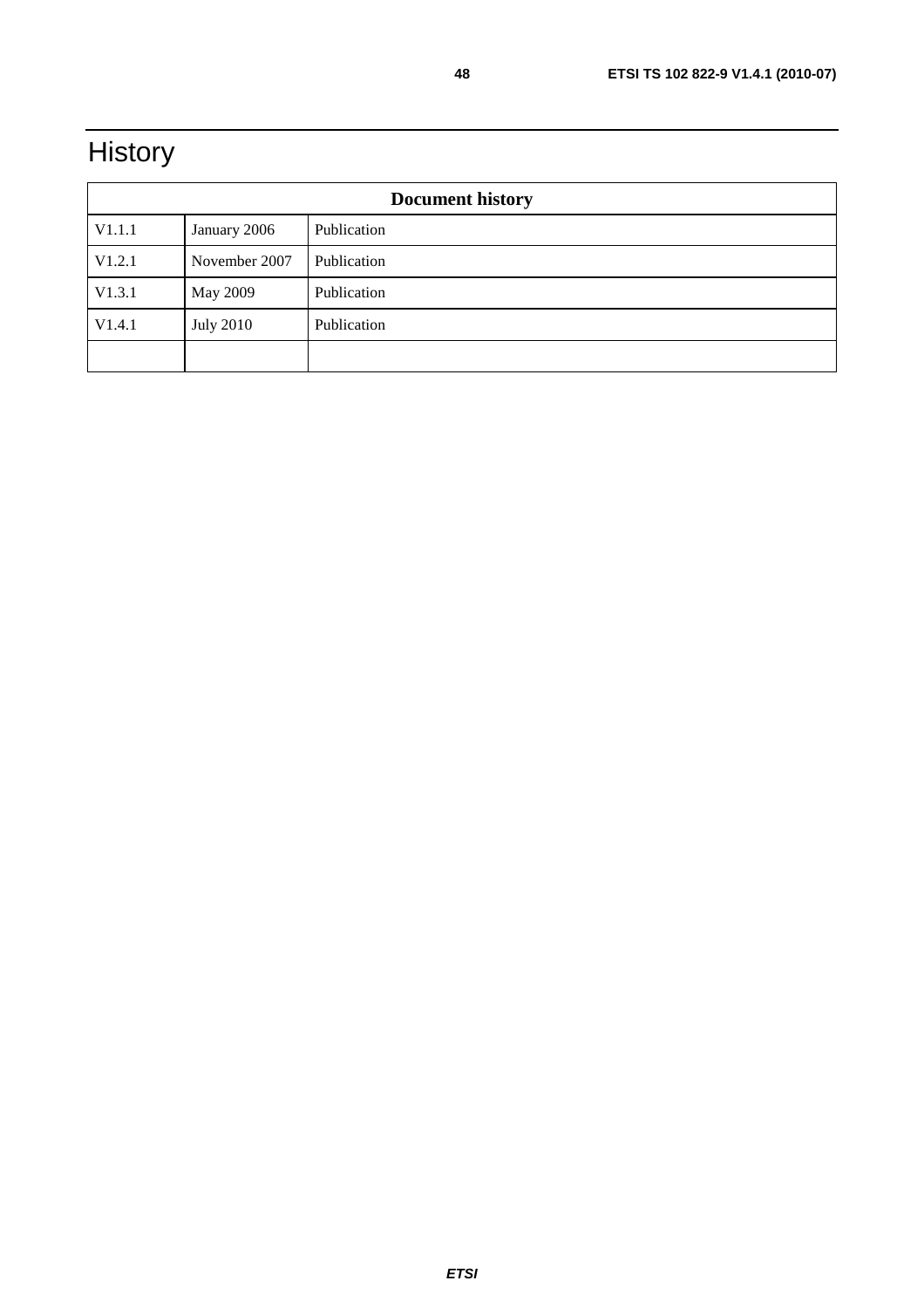# History

| Document history | | |
|---|---|---|
| V1.1.1 | January 2006 | Publication |
| V1.2.1 | November 2007 | Publication |
| V1.3.1 | May 2009 | Publication |
| V1.4.1 | July 2010 | Publication |
| | | |